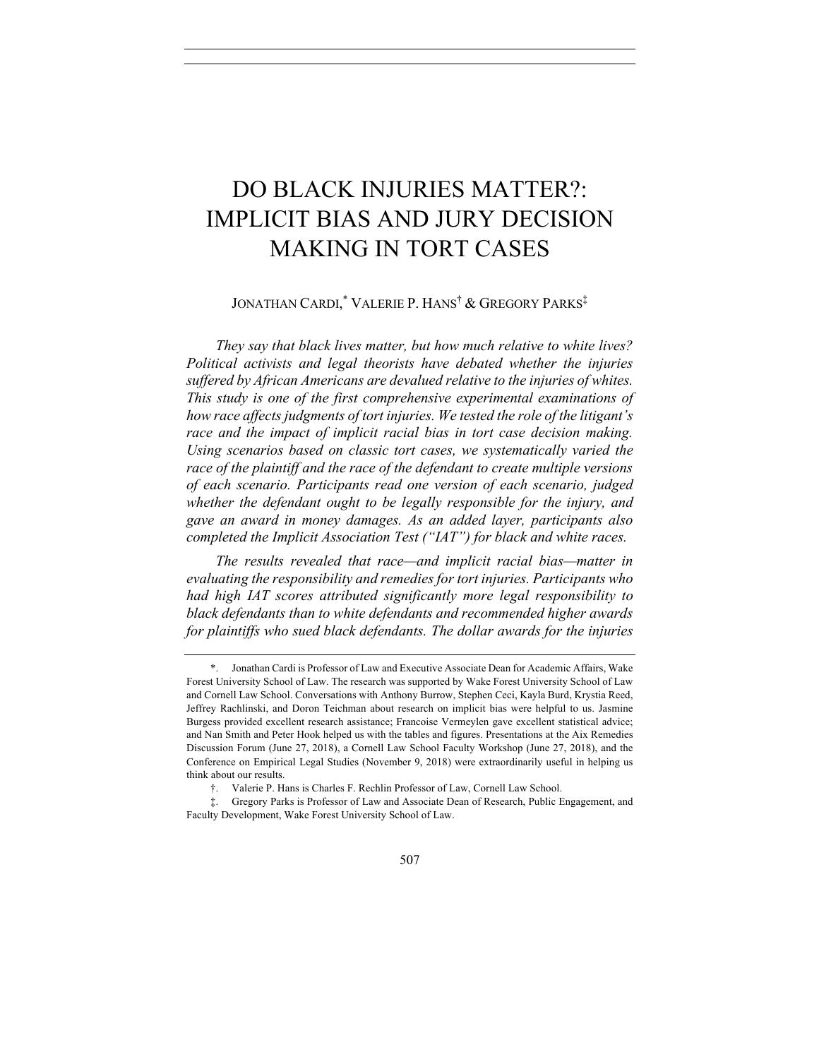# DO BLACK INJURIES MATTER?: IMPLICIT BIAS AND JURY DECISION MAKING IN TORT CASES

JONATHAN CARDI,[*] VALERIE P. HANS[†] & GREGORY PARKS[‡]

*They say that black lives matter, but how much relative to white lives? Political activists and legal theorists have debated whether the injuries suffered by African Americans are devalued relative to the injuries of whites. This study is one of the first comprehensive experimental examinations of how race affects judgments of tort injuries. We tested the role of the litigant's race and the impact of implicit racial bias in tort case decision making. Using scenarios based on classic tort cases, we systematically varied the race of the plaintiff and the race of the defendant to create multiple versions of each scenario. Participants read one version of each scenario, judged whether the defendant ought to be legally responsible for the injury, and gave an award in money damages. As an added layer, participants also completed the Implicit Association Test ("IAT") for black and white races.*

*The results revealed that race—and implicit racial bias—matter in evaluating the responsibility and remedies for tort injuries. Participants who had high IAT scores attributed significantly more legal responsibility to black defendants than to white defendants and recommended higher awards for plaintiffs who sued black defendants. The dollar awards for the injuries*

---

[*]. Jonathan Cardi is Professor of Law and Executive Associate Dean for Academic Affairs, Wake Forest University School of Law. The research was supported by Wake Forest University School of Law and Cornell Law School. Conversations with Anthony Burrow, Stephen Ceci, Kayla Burd, Krystia Reed, Jeffrey Rachlinski, and Doron Teichman about research on implicit bias were helpful to us. Jasmine Burgess provided excellent research assistance; Francoise Vermeylen gave excellent statistical advice; and Nan Smith and Peter Hook helped us with the tables and figures. Presentations at the Aix Remedies Discussion Forum (June 27, 2018), a Cornell Law School Faculty Workshop (June 27, 2018), and the Conference on Empirical Legal Studies (November 9, 2018) were extraordinarily useful in helping us think about our results.

[†]. Valerie P. Hans is Charles F. Rechlin Professor of Law, Cornell Law School.

[‡]. Gregory Parks is Professor of Law and Associate Dean of Research, Public Engagement, and Faculty Development, Wake Forest University School of Law.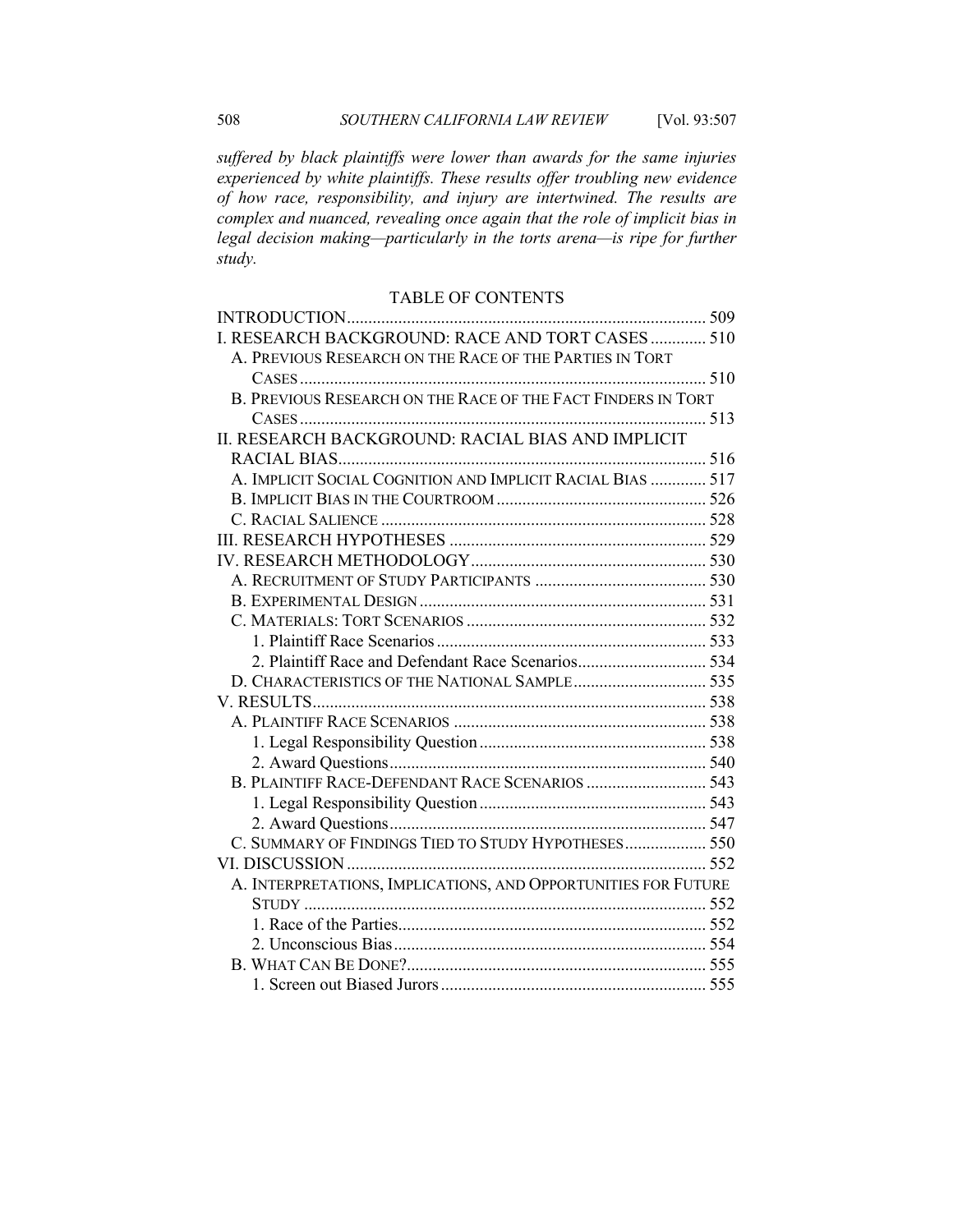*suffered by black plaintiffs were lower than awards for the same injuries experienced by white plaintiffs. These results offer troubling new evidence of how race, responsibility, and injury are intertwined. The results are complex and nuanced, revealing once again that the role of implicit bias in legal decision making—particularly in the torts arena—is ripe for further study.*

## TABLE OF CONTENTS

INTRODUCTION .................................................................................... 509
I. RESEARCH BACKGROUND: RACE AND TORT CASES ............. 510
- A. PREVIOUS RESEARCH ON THE RACE OF THE PARTIES IN TORT CASES ............................................................................................ 510
- B. PREVIOUS RESEARCH ON THE RACE OF THE FACT FINDERS IN TORT CASES ............................................................................................ 513

II. RESEARCH BACKGROUND: RACIAL BIAS AND IMPLICIT RACIAL BIAS ..................................................................................... 516
- A. IMPLICIT SOCIAL COGNITION AND IMPLICIT RACIAL BIAS ............. 517
- B. IMPLICIT BIAS IN THE COURTROOM ................................................. 526
- C. RACIAL SALIENCE ........................................................................... 528

III. RESEARCH HYPOTHESES ............................................................ 529
IV. RESEARCH METHODOLOGY ....................................................... 530
- A. RECRUITMENT OF STUDY PARTICIPANTS ........................................ 530
- B. EXPERIMENTAL DESIGN ................................................................... 531
- C. MATERIALS: TORT SCENARIOS ........................................................ 532
  - 1. Plaintiff Race Scenarios ............................................................... 533
  - 2. Plaintiff Race and Defendant Race Scenarios .............................. 534
- D. CHARACTERISTICS OF THE NATIONAL SAMPLE ............................... 535

V. RESULTS ............................................................................................ 538
- A. PLAINTIFF RACE SCENARIOS ........................................................... 538
  - 1. Legal Responsibility Question ..................................................... 538
  - 2. Award Questions .......................................................................... 540
- B. PLAINTIFF RACE-DEFENDANT RACE SCENARIOS ............................ 543
  - 1. Legal Responsibility Question ..................................................... 543
  - 2. Award Questions .......................................................................... 547
- C. SUMMARY OF FINDINGS TIED TO STUDY HYPOTHESES ................... 550

VI. DISCUSSION .................................................................................... 552
- A. INTERPRETATIONS, IMPLICATIONS, AND OPPORTUNITIES FOR FUTURE STUDY ............................................................................................. 552
  - 1. Race of the Parties ........................................................................ 552
  - 2. Unconscious Bias ......................................................................... 554
- B. WHAT CAN BE DONE? ...................................................................... 555
  - 1. Screen out Biased Jurors .............................................................. 555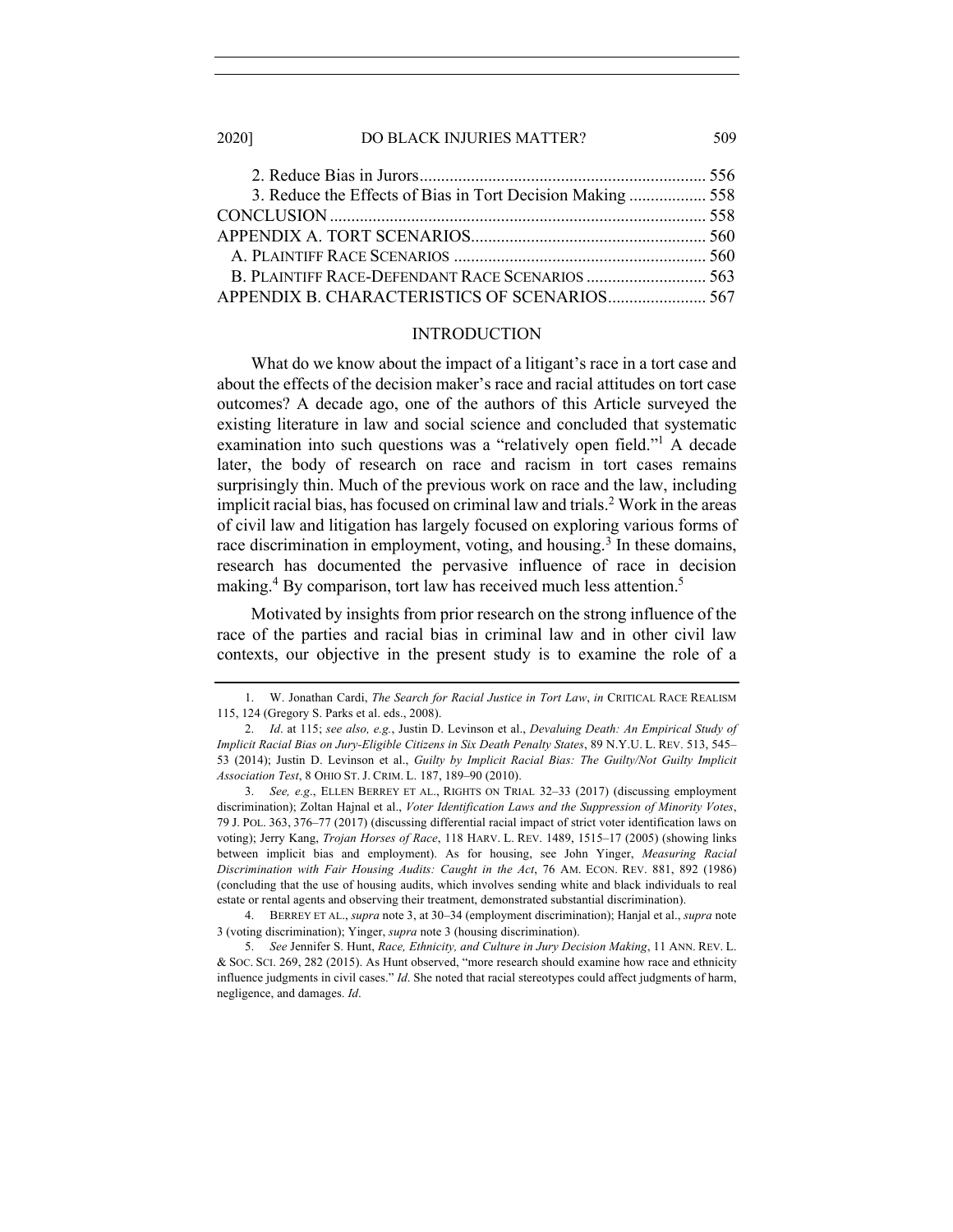2. Reduce Bias in Jurors .................................................................. 556
3. Reduce the Effects of Bias in Tort Decision Making .................. 558

CONCLUSION ...................................................................................... 558

APPENDIX A. TORT SCENARIOS ...................................................... 560

A. PLAINTIFF RACE SCENARIOS ........................................................ 560

B. PLAINTIFF RACE-DEFENDANT RACE SCENARIOS ........................... 563

APPENDIX B. CHARACTERISTICS OF SCENARIOS ...................... 567

## INTRODUCTION

What do we know about the impact of a litigant's race in a tort case and about the effects of the decision maker's race and racial attitudes on tort case outcomes? A decade ago, one of the authors of this Article surveyed the existing literature in law and social science and concluded that systematic examination into such questions was a "relatively open field."[1] A decade later, the body of research on race and racism in tort cases remains surprisingly thin. Much of the previous work on race and the law, including implicit racial bias, has focused on criminal law and trials.[2] Work in the areas of civil law and litigation has largely focused on exploring various forms of race discrimination in employment, voting, and housing.[3] In these domains, research has documented the pervasive influence of race in decision making.[4] By comparison, tort law has received much less attention.[5]

Motivated by insights from prior research on the strong influence of the race of the parties and racial bias in criminal law and in other civil law contexts, our objective in the present study is to examine the role of a

---

1. W. Jonathan Cardi, *The Search for Racial Justice in Tort Law*, *in* CRITICAL RACE REALISM 115, 124 (Gregory S. Parks et al. eds., 2008).

2. *Id*. at 115; *see also, e.g.*, Justin D. Levinson et al., *Devaluing Death: An Empirical Study of Implicit Racial Bias on Jury-Eligible Citizens in Six Death Penalty States*, 89 N.Y.U. L. REV. 513, 545–53 (2014); Justin D. Levinson et al., *Guilty by Implicit Racial Bias: The Guilty/Not Guilty Implicit Association Test*, 8 OHIO ST. J. CRIM. L. 187, 189–90 (2010).

3. *See, e.g*., ELLEN BERREY ET AL., RIGHTS ON TRIAL 32–33 (2017) (discussing employment discrimination); Zoltan Hajnal et al., *Voter Identification Laws and the Suppression of Minority Votes*, 79 J. POL. 363, 376–77 (2017) (discussing differential racial impact of strict voter identification laws on voting); Jerry Kang, *Trojan Horses of Race*, 118 HARV. L. REV. 1489, 1515–17 (2005) (showing links between implicit bias and employment). As for housing, see John Yinger, *Measuring Racial Discrimination with Fair Housing Audits: Caught in the Act*, 76 AM. ECON. REV. 881, 892 (1986) (concluding that the use of housing audits, which involves sending white and black individuals to real estate or rental agents and observing their treatment, demonstrated substantial discrimination).

4. BERREY ET AL., *supra* note 3, at 30–34 (employment discrimination); Hanjal et al., *supra* note 3 (voting discrimination); Yinger, *supra* note 3 (housing discrimination).

5. *See* Jennifer S. Hunt, *Race, Ethnicity, and Culture in Jury Decision Making*, 11 ANN. REV. L. & SOC. SCI. 269, 282 (2015). As Hunt observed, "more research should examine how race and ethnicity influence judgments in civil cases." *Id*. She noted that racial stereotypes could affect judgments of harm, negligence, and damages. *Id*.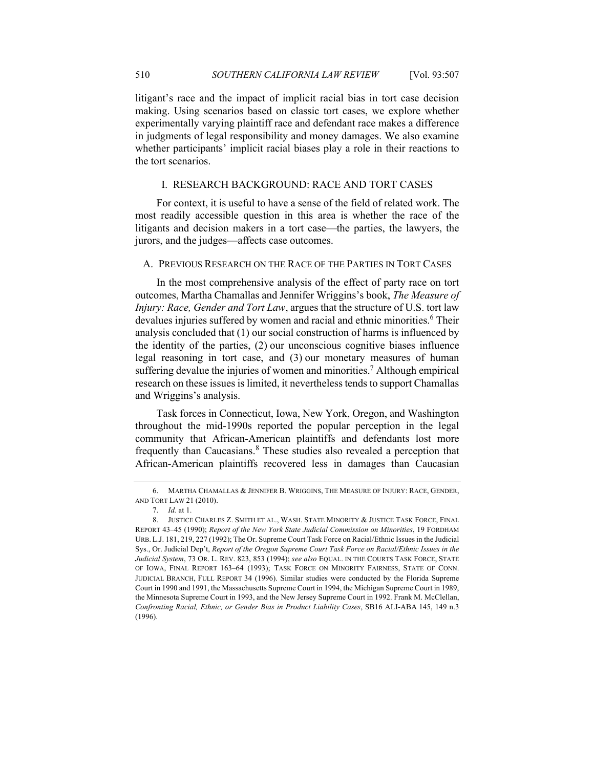litigant's race and the impact of implicit racial bias in tort case decision making. Using scenarios based on classic tort cases, we explore whether experimentally varying plaintiff race and defendant race makes a difference in judgments of legal responsibility and money damages. We also examine whether participants' implicit racial biases play a role in their reactions to the tort scenarios.

## I. RESEARCH BACKGROUND: RACE AND TORT CASES

For context, it is useful to have a sense of the field of related work. The most readily accessible question in this area is whether the race of the litigants and decision makers in a tort case—the parties, the lawyers, the jurors, and the judges—affects case outcomes.

### A. PREVIOUS RESEARCH ON THE RACE OF THE PARTIES IN TORT CASES

In the most comprehensive analysis of the effect of party race on tort outcomes, Martha Chamallas and Jennifer Wriggins's book, *The Measure of Injury: Race, Gender and Tort Law*, argues that the structure of U.S. tort law devalues injuries suffered by women and racial and ethnic minorities.[6] Their analysis concluded that (1) our social construction of harms is influenced by the identity of the parties, (2) our unconscious cognitive biases influence legal reasoning in tort case, and (3) our monetary measures of human suffering devalue the injuries of women and minorities.[7] Although empirical research on these issues is limited, it nevertheless tends to support Chamallas and Wriggins's analysis.

Task forces in Connecticut, Iowa, New York, Oregon, and Washington throughout the mid-1990s reported the popular perception in the legal community that African-American plaintiffs and defendants lost more frequently than Caucasians.[8] These studies also revealed a perception that African-American plaintiffs recovered less in damages than Caucasian

---

6. MARTHA CHAMALLAS & JENNIFER B. WRIGGINS, THE MEASURE OF INJURY: RACE, GENDER, AND TORT LAW 21 (2010).

7. *Id.* at 1.

8. JUSTICE CHARLES Z. SMITH ET AL., WASH. STATE MINORITY & JUSTICE TASK FORCE, FINAL REPORT 43–45 (1990); *Report of the New York State Judicial Commission on Minorities*, 19 FORDHAM URB. L.J. 181, 219, 227 (1992); The Or. Supreme Court Task Force on Racial/Ethnic Issues in the Judicial Sys., Or. Judicial Dep't, *Report of the Oregon Supreme Court Task Force on Racial/Ethnic Issues in the Judicial System*, 73 OR. L. REV. 823, 853 (1994); *see also* EQUAL. IN THE COURTS TASK FORCE, STATE OF IOWA, FINAL REPORT 163–64 (1993); TASK FORCE ON MINORITY FAIRNESS, STATE OF CONN. JUDICIAL BRANCH, FULL REPORT 34 (1996). Similar studies were conducted by the Florida Supreme Court in 1990 and 1991, the Massachusetts Supreme Court in 1994, the Michigan Supreme Court in 1989, the Minnesota Supreme Court in 1993, and the New Jersey Supreme Court in 1992. Frank M. McClellan, *Confronting Racial, Ethnic, or Gender Bias in Product Liability Cases*, SB16 ALI-ABA 145, 149 n.3 (1996).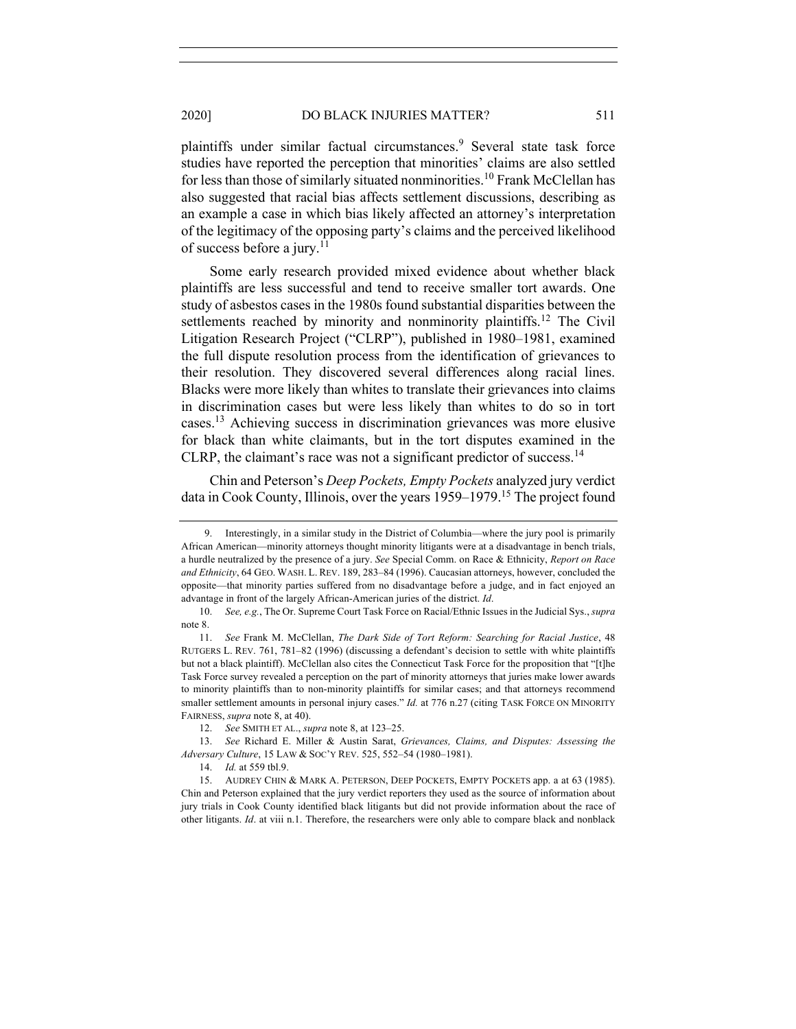plaintiffs under similar factual circumstances.[9] Several state task force studies have reported the perception that minorities' claims are also settled for less than those of similarly situated nonminorities.[10] Frank McClellan has also suggested that racial bias affects settlement discussions, describing as an example a case in which bias likely affected an attorney's interpretation of the legitimacy of the opposing party's claims and the perceived likelihood of success before a jury.[11]

Some early research provided mixed evidence about whether black plaintiffs are less successful and tend to receive smaller tort awards. One study of asbestos cases in the 1980s found substantial disparities between the settlements reached by minority and nonminority plaintiffs.[12] The Civil Litigation Research Project ("CLRP"), published in 1980–1981, examined the full dispute resolution process from the identification of grievances to their resolution. They discovered several differences along racial lines. Blacks were more likely than whites to translate their grievances into claims in discrimination cases but were less likely than whites to do so in tort cases.[13] Achieving success in discrimination grievances was more elusive for black than white claimants, but in the tort disputes examined in the CLRP, the claimant's race was not a significant predictor of success.[14]

Chin and Peterson's *Deep Pockets, Empty Pockets* analyzed jury verdict data in Cook County, Illinois, over the years 1959–1979.[15] The project found

---

9. Interestingly, in a similar study in the District of Columbia—where the jury pool is primarily African American—minority attorneys thought minority litigants were at a disadvantage in bench trials, a hurdle neutralized by the presence of a jury. *See* Special Comm. on Race & Ethnicity, *Report on Race and Ethnicity*, 64 GEO. WASH. L. REV. 189, 283–84 (1996). Caucasian attorneys, however, concluded the opposite—that minority parties suffered from no disadvantage before a judge, and in fact enjoyed an advantage in front of the largely African-American juries of the district. *Id*.

10. *See, e.g.*, The Or. Supreme Court Task Force on Racial/Ethnic Issues in the Judicial Sys., *supra* note 8.

11. *See* Frank M. McClellan, *The Dark Side of Tort Reform: Searching for Racial Justice*, 48 RUTGERS L. REV. 761, 781–82 (1996) (discussing a defendant's decision to settle with white plaintiffs but not a black plaintiff). McClellan also cites the Connecticut Task Force for the proposition that "[t]he Task Force survey revealed a perception on the part of minority attorneys that juries make lower awards to minority plaintiffs than to non-minority plaintiffs for similar cases; and that attorneys recommend smaller settlement amounts in personal injury cases." *Id.* at 776 n.27 (citing TASK FORCE ON MINORITY FAIRNESS, *supra* note 8, at 40).

12. *See* SMITH ET AL., *supra* note 8, at 123–25.

13. *See* Richard E. Miller & Austin Sarat, *Grievances, Claims, and Disputes: Assessing the Adversary Culture*, 15 LAW & SOC'Y REV. 525, 552–54 (1980–1981).

14. *Id.* at 559 tbl.9.

15. AUDREY CHIN & MARK A. PETERSON, DEEP POCKETS, EMPTY POCKETS app. a at 63 (1985). Chin and Peterson explained that the jury verdict reporters they used as the source of information about jury trials in Cook County identified black litigants but did not provide information about the race of other litigants. *Id*. at viii n.1. Therefore, the researchers were only able to compare black and nonblack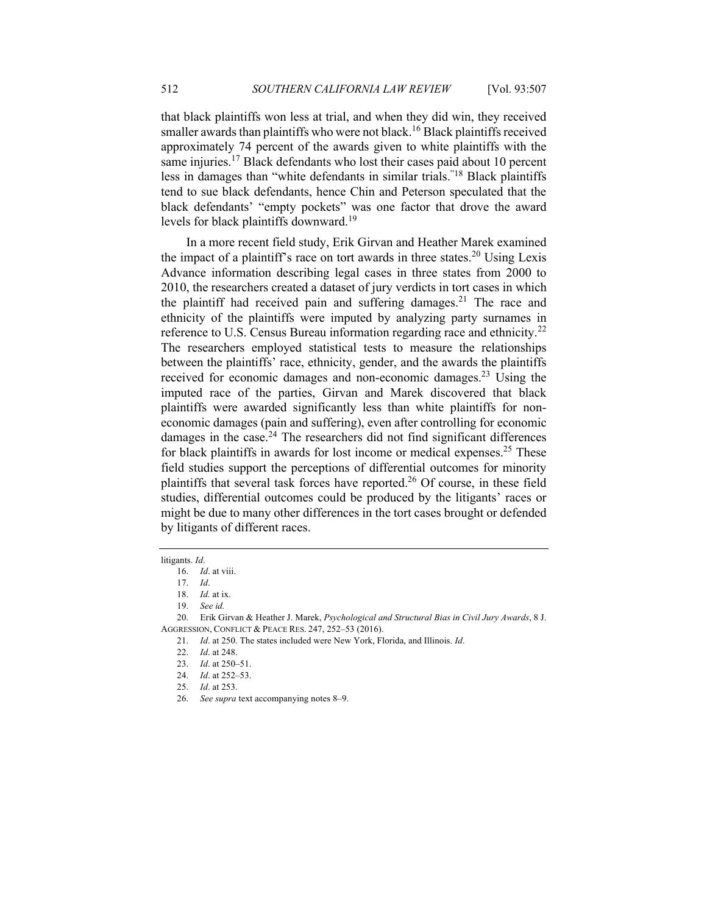that black plaintiffs won less at trial, and when they did win, they received smaller awards than plaintiffs who were not black.[16] Black plaintiffs received approximately 74 percent of the awards given to white plaintiffs with the same injuries.[17] Black defendants who lost their cases paid about 10 percent less in damages than "white defendants in similar trials."[18] Black plaintiffs tend to sue black defendants, hence Chin and Peterson speculated that the black defendants' "empty pockets" was one factor that drove the award levels for black plaintiffs downward.[19]

In a more recent field study, Erik Girvan and Heather Marek examined the impact of a plaintiff's race on tort awards in three states.[20] Using Lexis Advance information describing legal cases in three states from 2000 to 2010, the researchers created a dataset of jury verdicts in tort cases in which the plaintiff had received pain and suffering damages.[21] The race and ethnicity of the plaintiffs were imputed by analyzing party surnames in reference to U.S. Census Bureau information regarding race and ethnicity.[22] The researchers employed statistical tests to measure the relationships between the plaintiffs' race, ethnicity, gender, and the awards the plaintiffs received for economic damages and non-economic damages.[23] Using the imputed race of the parties, Girvan and Marek discovered that black plaintiffs were awarded significantly less than white plaintiffs for non-economic damages (pain and suffering), even after controlling for economic damages in the case.[24] The researchers did not find significant differences for black plaintiffs in awards for lost income or medical expenses.[25] These field studies support the perceptions of differential outcomes for minority plaintiffs that several task forces have reported.[26] Of course, in these field studies, differential outcomes could be produced by the litigants' races or might be due to many other differences in the tort cases brought or defended by litigants of different races.

---

litigants. *Id*.

16. *Id*. at viii.

17. *Id*.

18. *Id.* at ix.

19. *See id.*

20. Erik Girvan & Heather J. Marek, *Psychological and Structural Bias in Civil Jury Awards*, 8 J. AGGRESSION, CONFLICT & PEACE RES. 247, 252–53 (2016).

21. *Id*. at 250. The states included were New York, Florida, and Illinois. *Id*.

22. *Id*. at 248.

23. *Id*. at 250–51.

24. *Id*. at 252–53.

25. *Id*. at 253.

26. *See supra* text accompanying notes 8–9.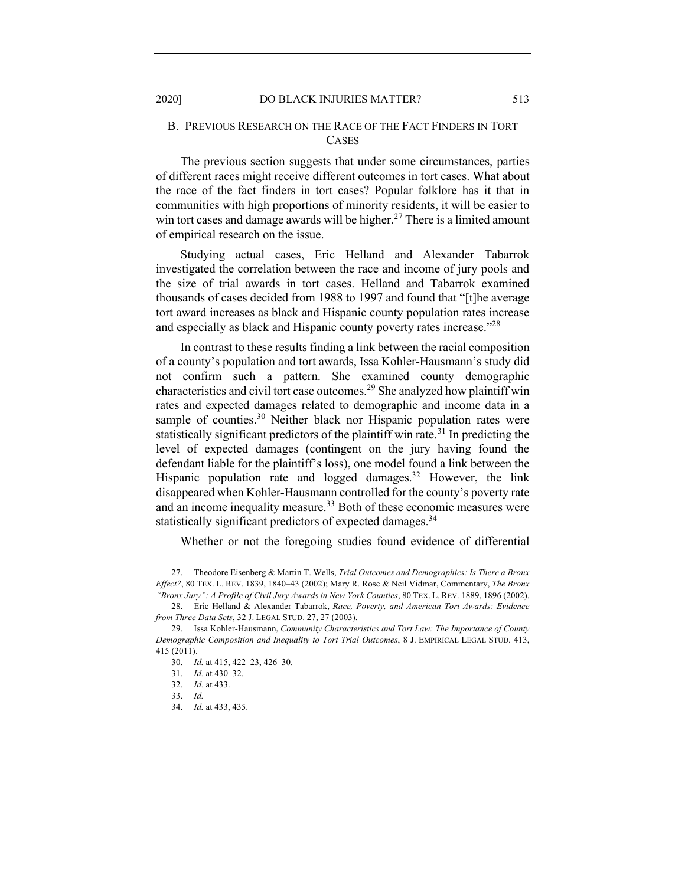## B. Previous Research on the Race of the Fact Finders in Tort Cases

The previous section suggests that under some circumstances, parties of different races might receive different outcomes in tort cases. What about the race of the fact finders in tort cases? Popular folklore has it that in communities with high proportions of minority residents, it will be easier to win tort cases and damage awards will be higher.[27] There is a limited amount of empirical research on the issue.

Studying actual cases, Eric Helland and Alexander Tabarrok investigated the correlation between the race and income of jury pools and the size of trial awards in tort cases. Helland and Tabarrok examined thousands of cases decided from 1988 to 1997 and found that "[t]he average tort award increases as black and Hispanic county population rates increase and especially as black and Hispanic county poverty rates increase."[28]

In contrast to these results finding a link between the racial composition of a county's population and tort awards, Issa Kohler-Hausmann's study did not confirm such a pattern. She examined county demographic characteristics and civil tort case outcomes.[29] She analyzed how plaintiff win rates and expected damages related to demographic and income data in a sample of counties.[30] Neither black nor Hispanic population rates were statistically significant predictors of the plaintiff win rate.[31] In predicting the level of expected damages (contingent on the jury having found the defendant liable for the plaintiff's loss), one model found a link between the Hispanic population rate and logged damages.[32] However, the link disappeared when Kohler-Hausmann controlled for the county's poverty rate and an income inequality measure.[33] Both of these economic measures were statistically significant predictors of expected damages.[34]

Whether or not the foregoing studies found evidence of differential

---

27. Theodore Eisenberg & Martin T. Wells, *Trial Outcomes and Demographics: Is There a Bronx Effect?*, 80 TEX. L. REV. 1839, 1840–43 (2002); Mary R. Rose & Neil Vidmar, Commentary, *The Bronx "Bronx Jury": A Profile of Civil Jury Awards in New York Counties*, 80 TEX. L. REV. 1889, 1896 (2002).

28. Eric Helland & Alexander Tabarrok, *Race, Poverty, and American Tort Awards: Evidence from Three Data Sets*, 32 J. LEGAL STUD. 27, 27 (2003).

29. Issa Kohler-Hausmann, *Community Characteristics and Tort Law: The Importance of County Demographic Composition and Inequality to Tort Trial Outcomes*, 8 J. EMPIRICAL LEGAL STUD. 413, 415 (2011).

30. *Id.* at 415, 422–23, 426–30.

31. *Id.* at 430–32.

32. *Id.* at 433.

33. *Id.*

34. *Id.* at 433, 435.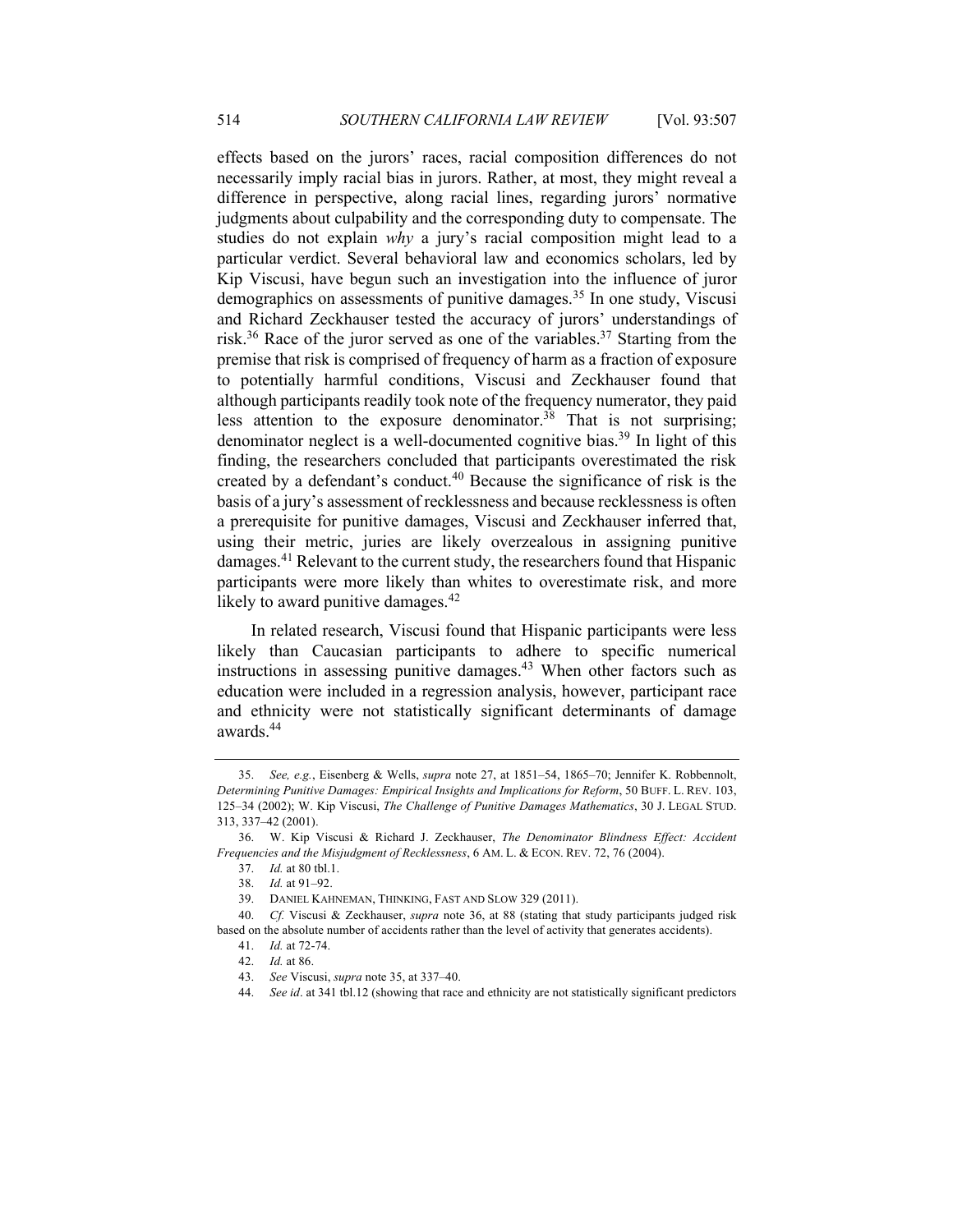effects based on the jurors' races, racial composition differences do not necessarily imply racial bias in jurors. Rather, at most, they might reveal a difference in perspective, along racial lines, regarding jurors' normative judgments about culpability and the corresponding duty to compensate. The studies do not explain *why* a jury's racial composition might lead to a particular verdict. Several behavioral law and economics scholars, led by Kip Viscusi, have begun such an investigation into the influence of juror demographics on assessments of punitive damages.[35] In one study, Viscusi and Richard Zeckhauser tested the accuracy of jurors' understandings of risk.[36] Race of the juror served as one of the variables.[37] Starting from the premise that risk is comprised of frequency of harm as a fraction of exposure to potentially harmful conditions, Viscusi and Zeckhauser found that although participants readily took note of the frequency numerator, they paid less attention to the exposure denominator.[38] That is not surprising; denominator neglect is a well-documented cognitive bias.[39] In light of this finding, the researchers concluded that participants overestimated the risk created by a defendant's conduct.[40] Because the significance of risk is the basis of a jury's assessment of recklessness and because recklessness is often a prerequisite for punitive damages, Viscusi and Zeckhauser inferred that, using their metric, juries are likely overzealous in assigning punitive damages.[41] Relevant to the current study, the researchers found that Hispanic participants were more likely than whites to overestimate risk, and more likely to award punitive damages.[42]

In related research, Viscusi found that Hispanic participants were less likely than Caucasian participants to adhere to specific numerical instructions in assessing punitive damages.[43] When other factors such as education were included in a regression analysis, however, participant race and ethnicity were not statistically significant determinants of damage awards.[44]

---

35. *See, e.g.*, Eisenberg & Wells, *supra* note 27, at 1851–54, 1865–70; Jennifer K. Robbennolt, *Determining Punitive Damages: Empirical Insights and Implications for Reform*, 50 BUFF. L. REV. 103, 125–34 (2002); W. Kip Viscusi, *The Challenge of Punitive Damages Mathematics*, 30 J. LEGAL STUD. 313, 337–42 (2001).

36. W. Kip Viscusi & Richard J. Zeckhauser, *The Denominator Blindness Effect: Accident Frequencies and the Misjudgment of Recklessness*, 6 AM. L. & ECON. REV. 72, 76 (2004).

37. *Id.* at 80 tbl.1.

38. *Id.* at 91–92.

39. DANIEL KAHNEMAN, THINKING, FAST AND SLOW 329 (2011).

40. *Cf.* Viscusi & Zeckhauser, *supra* note 36, at 88 (stating that study participants judged risk based on the absolute number of accidents rather than the level of activity that generates accidents).

41. *Id.* at 72-74.

42. *Id.* at 86.

43. *See* Viscusi, *supra* note 35, at 337–40.

44. *See id*. at 341 tbl.12 (showing that race and ethnicity are not statistically significant predictors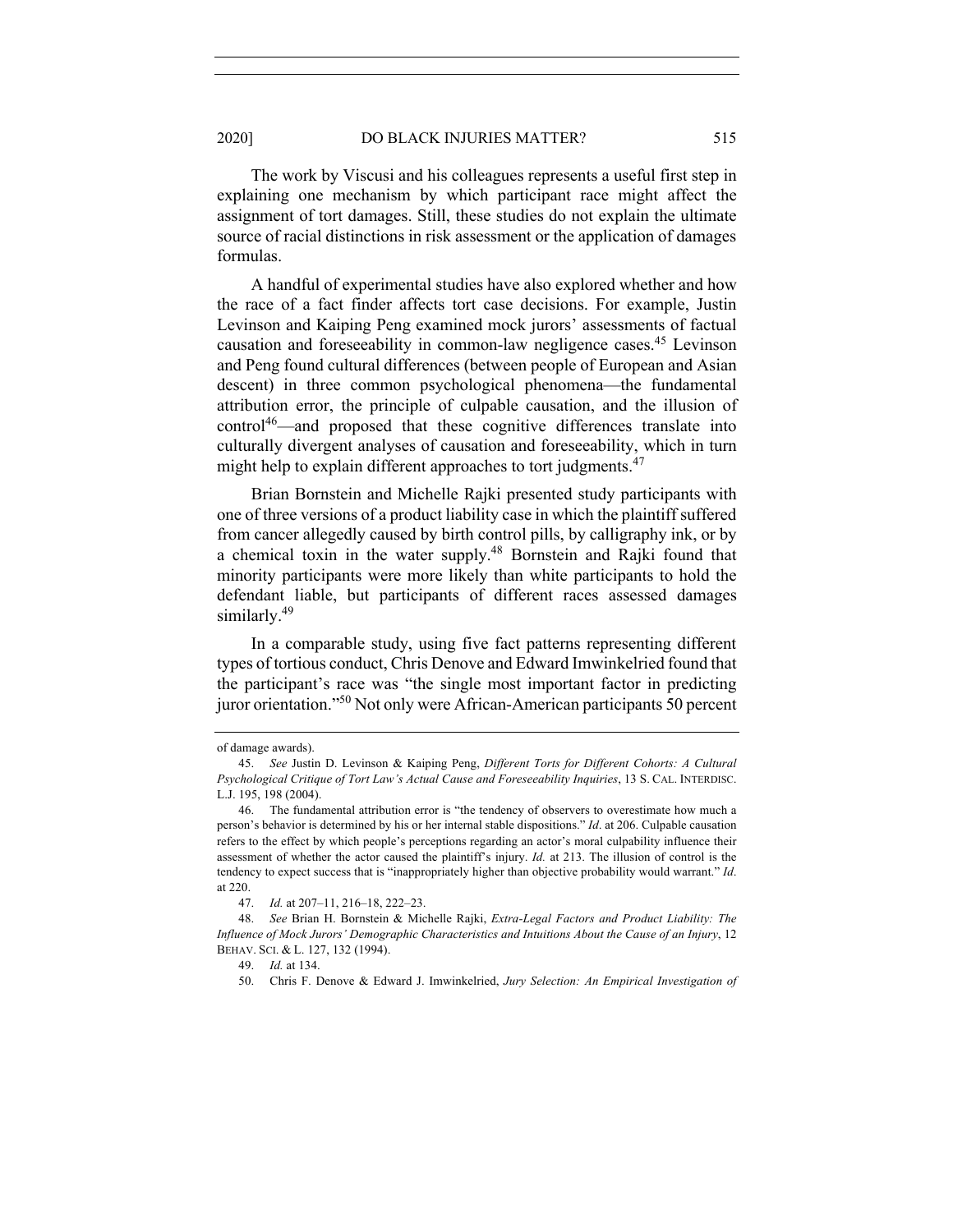The work by Viscusi and his colleagues represents a useful first step in explaining one mechanism by which participant race might affect the assignment of tort damages. Still, these studies do not explain the ultimate source of racial distinctions in risk assessment or the application of damages formulas.

A handful of experimental studies have also explored whether and how the race of a fact finder affects tort case decisions. For example, Justin Levinson and Kaiping Peng examined mock jurors' assessments of factual causation and foreseeability in common-law negligence cases.[45] Levinson and Peng found cultural differences (between people of European and Asian descent) in three common psychological phenomena—the fundamental attribution error, the principle of culpable causation, and the illusion of control[46]—and proposed that these cognitive differences translate into culturally divergent analyses of causation and foreseeability, which in turn might help to explain different approaches to tort judgments.[47]

Brian Bornstein and Michelle Rajki presented study participants with one of three versions of a product liability case in which the plaintiff suffered from cancer allegedly caused by birth control pills, by calligraphy ink, or by a chemical toxin in the water supply.[48] Bornstein and Rajki found that minority participants were more likely than white participants to hold the defendant liable, but participants of different races assessed damages similarly.[49]

In a comparable study, using five fact patterns representing different types of tortious conduct, Chris Denove and Edward Imwinkelried found that the participant's race was "the single most important factor in predicting juror orientation."[50] Not only were African-American participants 50 percent

---

of damage awards).

45. *See* Justin D. Levinson & Kaiping Peng, *Different Torts for Different Cohorts: A Cultural Psychological Critique of Tort Law's Actual Cause and Foreseeability Inquiries*, 13 S. CAL. INTERDISC. L.J. 195, 198 (2004).

46. The fundamental attribution error is "the tendency of observers to overestimate how much a person's behavior is determined by his or her internal stable dispositions." *Id*. at 206. Culpable causation refers to the effect by which people's perceptions regarding an actor's moral culpability influence their assessment of whether the actor caused the plaintiff's injury. *Id.* at 213. The illusion of control is the tendency to expect success that is "inappropriately higher than objective probability would warrant." *Id*. at 220.

47. *Id.* at 207–11, 216–18, 222–23.

48. *See* Brian H. Bornstein & Michelle Rajki, *Extra-Legal Factors and Product Liability: The Influence of Mock Jurors' Demographic Characteristics and Intuitions About the Cause of an Injury*, 12 BEHAV. SCI. & L. 127, 132 (1994).

49. *Id.* at 134.

50. Chris F. Denove & Edward J. Imwinkelried, *Jury Selection: An Empirical Investigation of*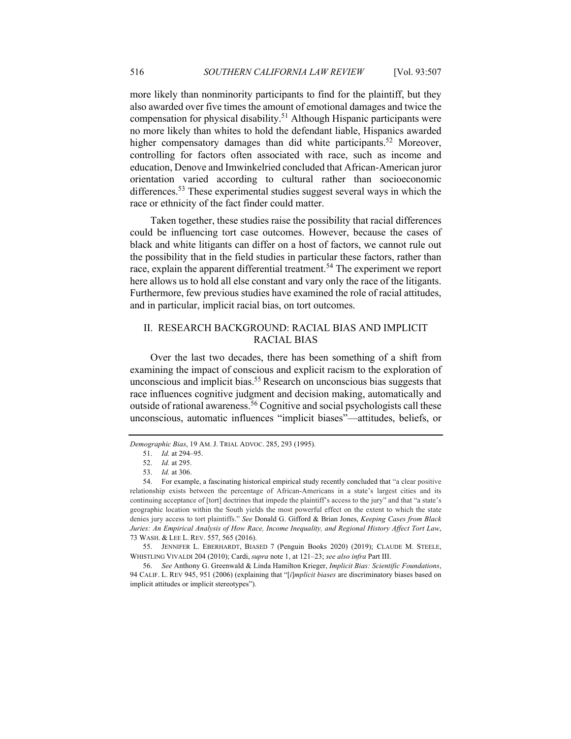more likely than nonminority participants to find for the plaintiff, but they also awarded over five times the amount of emotional damages and twice the compensation for physical disability.[51] Although Hispanic participants were no more likely than whites to hold the defendant liable, Hispanics awarded higher compensatory damages than did white participants.[52] Moreover, controlling for factors often associated with race, such as income and education, Denove and Imwinkelried concluded that African-American juror orientation varied according to cultural rather than socioeconomic differences.[53] These experimental studies suggest several ways in which the race or ethnicity of the fact finder could matter.

Taken together, these studies raise the possibility that racial differences could be influencing tort case outcomes. However, because the cases of black and white litigants can differ on a host of factors, we cannot rule out the possibility that in the field studies in particular these factors, rather than race, explain the apparent differential treatment.[54] The experiment we report here allows us to hold all else constant and vary only the race of the litigants. Furthermore, few previous studies have examined the role of racial attitudes, and in particular, implicit racial bias, on tort outcomes.

## II. RESEARCH BACKGROUND: RACIAL BIAS AND IMPLICIT RACIAL BIAS

Over the last two decades, there has been something of a shift from examining the impact of conscious and explicit racism to the exploration of unconscious and implicit bias.[55] Research on unconscious bias suggests that race influences cognitive judgment and decision making, automatically and outside of rational awareness.[56] Cognitive and social psychologists call these unconscious, automatic influences "implicit biases"—attitudes, beliefs, or

---

*Demographic Bias*, 19 AM. J. TRIAL ADVOC. 285, 293 (1995).

51. *Id.* at 294–95.

52. *Id.* at 295.

53. *Id.* at 306.

54. For example, a fascinating historical empirical study recently concluded that "a clear positive relationship exists between the percentage of African-Americans in a state's largest cities and its continuing acceptance of [tort] doctrines that impede the plaintiff's access to the jury" and that "a state's geographic location within the South yields the most powerful effect on the extent to which the state denies jury access to tort plaintiffs." *See* Donald G. Gifford & Brian Jones, *Keeping Cases from Black Juries: An Empirical Analysis of How Race, Income Inequality, and Regional History Affect Tort Law*, 73 WASH. & LEE L. REV. 557, 565 (2016).

55. JENNIFER L. EBERHARDT, BIASED 7 (Penguin Books 2020) (2019); CLAUDE M. STEELE, WHISTLING VIVALDI 204 (2010); Cardi, *supra* note 1, at 121–23; *see also infra* Part III.

56. *See* Anthony G. Greenwald & Linda Hamilton Krieger, *Implicit Bias: Scientific Foundations*, 94 CALIF. L. REV 945, 951 (2006) (explaining that "[*i*]*mplicit biases* are discriminatory biases based on implicit attitudes or implicit stereotypes").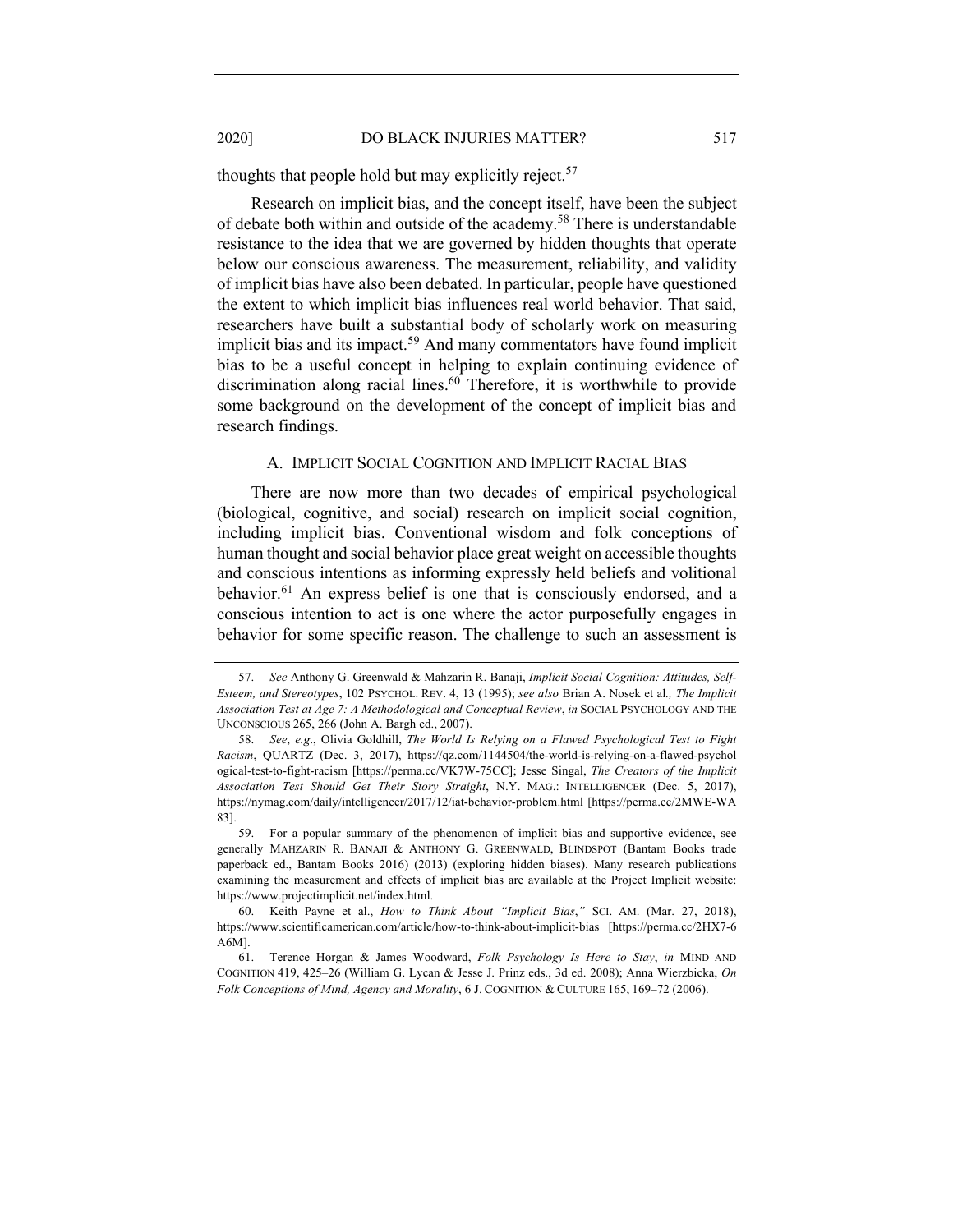thoughts that people hold but may explicitly reject.[57]

Research on implicit bias, and the concept itself, have been the subject of debate both within and outside of the academy.[58] There is understandable resistance to the idea that we are governed by hidden thoughts that operate below our conscious awareness. The measurement, reliability, and validity of implicit bias have also been debated. In particular, people have questioned the extent to which implicit bias influences real world behavior. That said, researchers have built a substantial body of scholarly work on measuring implicit bias and its impact.[59] And many commentators have found implicit bias to be a useful concept in helping to explain continuing evidence of discrimination along racial lines.[60] Therefore, it is worthwhile to provide some background on the development of the concept of implicit bias and research findings.

### A. Implicit Social Cognition and Implicit Racial Bias

There are now more than two decades of empirical psychological (biological, cognitive, and social) research on implicit social cognition, including implicit bias. Conventional wisdom and folk conceptions of human thought and social behavior place great weight on accessible thoughts and conscious intentions as informing expressly held beliefs and volitional behavior.[61] An express belief is one that is consciously endorsed, and a conscious intention to act is one where the actor purposefully engages in behavior for some specific reason. The challenge to such an assessment is

---

57. *See* Anthony G. Greenwald & Mahzarin R. Banaji, *Implicit Social Cognition: Attitudes, Self-Esteem, and Stereotypes*, 102 Psychol. Rev. 4, 13 (1995); *see also* Brian A. Nosek et al., *The Implicit Association Test at Age 7: A Methodological and Conceptual Review*, *in* Social Psychology and the Unconscious 265, 266 (John A. Bargh ed., 2007).

58. *See*, *e.g.*, Olivia Goldhill, *The World Is Relying on a Flawed Psychological Test to Fight Racism*, Quartz (Dec. 3, 2017), https://qz.com/1144504/the-world-is-relying-on-a-flawed-psychological-test-to-fight-racism [https://perma.cc/VK7W-75CC]; Jesse Singal, *The Creators of the Implicit Association Test Should Get Their Story Straight*, N.Y. Mag.: Intelligencer (Dec. 5, 2017), https://nymag.com/daily/intelligencer/2017/12/iat-behavior-problem.html [https://perma.cc/2MWE-WA83].

59. For a popular summary of the phenomenon of implicit bias and supportive evidence, see generally Mahzarin R. Banaji & Anthony G. Greenwald, Blindspot (Bantam Books trade paperback ed., Bantam Books 2016) (2013) (exploring hidden biases). Many research publications examining the measurement and effects of implicit bias are available at the Project Implicit website: https://www.projectimplicit.net/index.html.

60. Keith Payne et al., *How to Think About "Implicit Bias*,*"* Sci. Am. (Mar. 27, 2018), https://www.scientificamerican.com/article/how-to-think-about-implicit-bias [https://perma.cc/2HX7-6A6M].

61. Terence Horgan & James Woodward, *Folk Psychology Is Here to Stay*, *in* Mind and Cognition 419, 425–26 (William G. Lycan & Jesse J. Prinz eds., 3d ed. 2008); Anna Wierzbicka, *On Folk Conceptions of Mind, Agency and Morality*, 6 J. Cognition & Culture 165, 169–72 (2006).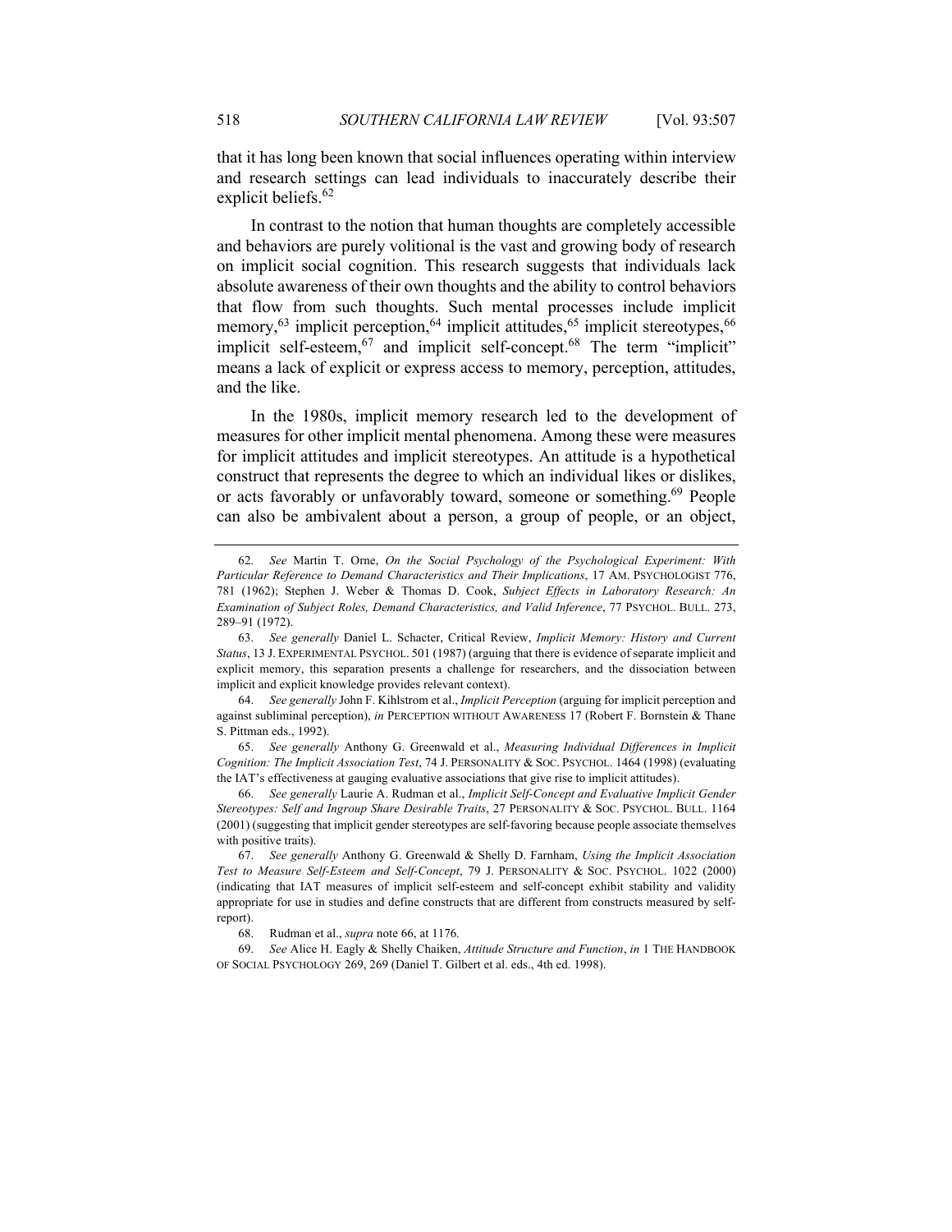that it has long been known that social influences operating within interview and research settings can lead individuals to inaccurately describe their explicit beliefs.[62]

In contrast to the notion that human thoughts are completely accessible and behaviors are purely volitional is the vast and growing body of research on implicit social cognition. This research suggests that individuals lack absolute awareness of their own thoughts and the ability to control behaviors that flow from such thoughts. Such mental processes include implicit memory,[63] implicit perception,[64] implicit attitudes,[65] implicit stereotypes,[66] implicit self-esteem,[67] and implicit self-concept.[68] The term "implicit" means a lack of explicit or express access to memory, perception, attitudes, and the like.

In the 1980s, implicit memory research led to the development of measures for other implicit mental phenomena. Among these were measures for implicit attitudes and implicit stereotypes. An attitude is a hypothetical construct that represents the degree to which an individual likes or dislikes, or acts favorably or unfavorably toward, someone or something.[69] People can also be ambivalent about a person, a group of people, or an object,

---

62. *See* Martin T. Orne, *On the Social Psychology of the Psychological Experiment: With Particular Reference to Demand Characteristics and Their Implications*, 17 AM. PSYCHOLOGIST 776, 781 (1962); Stephen J. Weber & Thomas D. Cook, *Subject Effects in Laboratory Research: An Examination of Subject Roles, Demand Characteristics, and Valid Inference*, 77 PSYCHOL. BULL. 273, 289–91 (1972).

63. *See generally* Daniel L. Schacter, Critical Review, *Implicit Memory: History and Current Status*, 13 J. EXPERIMENTAL PSYCHOL. 501 (1987) (arguing that there is evidence of separate implicit and explicit memory, this separation presents a challenge for researchers, and the dissociation between implicit and explicit knowledge provides relevant context).

64. *See generally* John F. Kihlstrom et al., *Implicit Perception* (arguing for implicit perception and against subliminal perception), *in* PERCEPTION WITHOUT AWARENESS 17 (Robert F. Bornstein & Thane S. Pittman eds., 1992).

65. *See generally* Anthony G. Greenwald et al., *Measuring Individual Differences in Implicit Cognition: The Implicit Association Test*, 74 J. PERSONALITY & SOC. PSYCHOL. 1464 (1998) (evaluating the IAT's effectiveness at gauging evaluative associations that give rise to implicit attitudes).

66. *See generally* Laurie A. Rudman et al., *Implicit Self-Concept and Evaluative Implicit Gender Stereotypes: Self and Ingroup Share Desirable Traits*, 27 PERSONALITY & SOC. PSYCHOL. BULL. 1164 (2001) (suggesting that implicit gender stereotypes are self-favoring because people associate themselves with positive traits).

67. *See generally* Anthony G. Greenwald & Shelly D. Farnham, *Using the Implicit Association Test to Measure Self-Esteem and Self-Concept*, 79 J. PERSONALITY & SOC. PSYCHOL. 1022 (2000) (indicating that IAT measures of implicit self-esteem and self-concept exhibit stability and validity appropriate for use in studies and define constructs that are different from constructs measured by self-report).

68. Rudman et al., *supra* note 66, at 1176.

69. *See* Alice H. Eagly & Shelly Chaiken, *Attitude Structure and Function*, *in* 1 THE HANDBOOK OF SOCIAL PSYCHOLOGY 269, 269 (Daniel T. Gilbert et al. eds., 4th ed. 1998).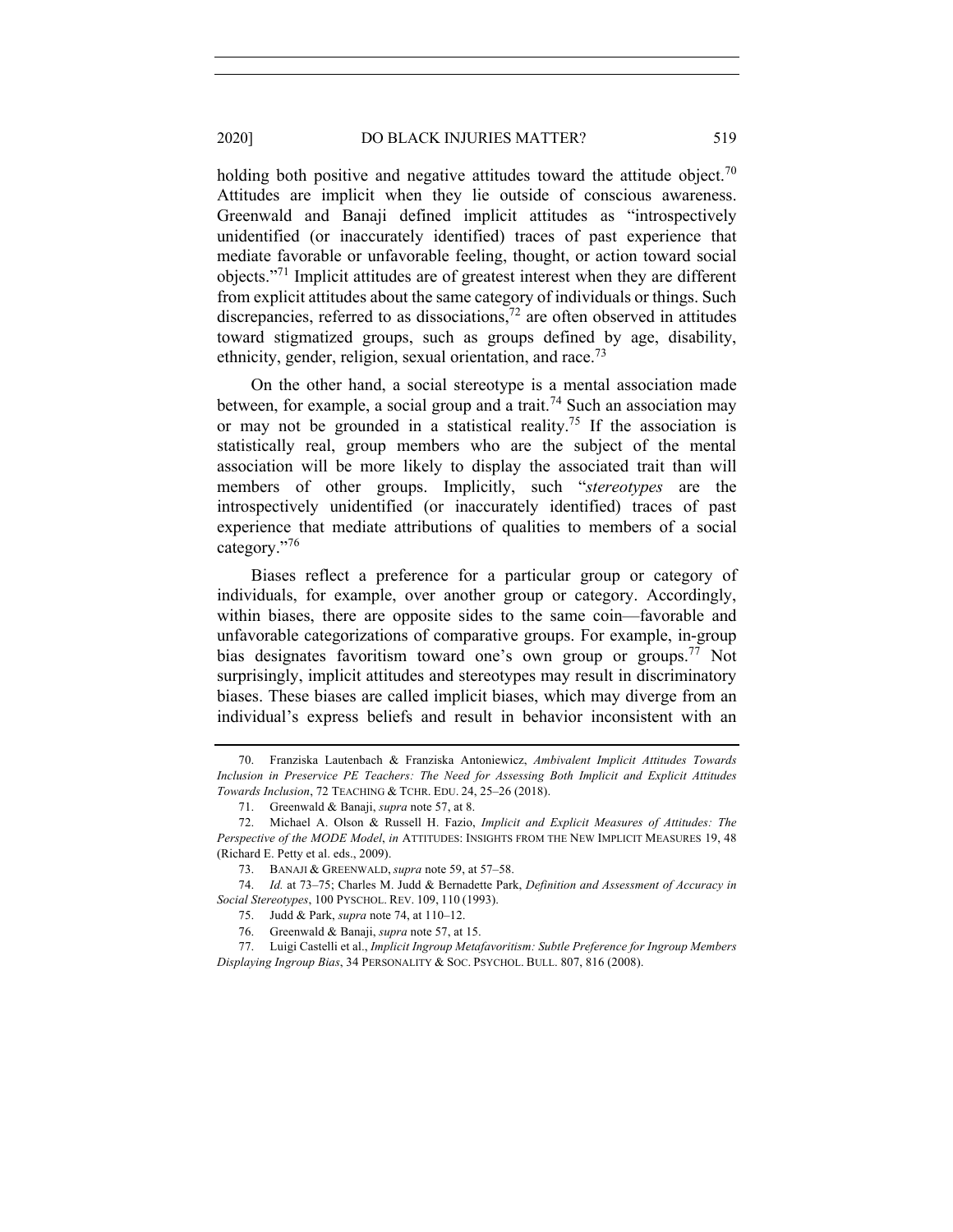holding both positive and negative attitudes toward the attitude object.[70] Attitudes are implicit when they lie outside of conscious awareness. Greenwald and Banaji defined implicit attitudes as "introspectively unidentified (or inaccurately identified) traces of past experience that mediate favorable or unfavorable feeling, thought, or action toward social objects."[71] Implicit attitudes are of greatest interest when they are different from explicit attitudes about the same category of individuals or things. Such discrepancies, referred to as dissociations,[72] are often observed in attitudes toward stigmatized groups, such as groups defined by age, disability, ethnicity, gender, religion, sexual orientation, and race.[73]

On the other hand, a social stereotype is a mental association made between, for example, a social group and a trait.[74] Such an association may or may not be grounded in a statistical reality.[75] If the association is statistically real, group members who are the subject of the mental association will be more likely to display the associated trait than will members of other groups. Implicitly, such "*stereotypes* are the introspectively unidentified (or inaccurately identified) traces of past experience that mediate attributions of qualities to members of a social category."[76]

Biases reflect a preference for a particular group or category of individuals, for example, over another group or category. Accordingly, within biases, there are opposite sides to the same coin—favorable and unfavorable categorizations of comparative groups. For example, in-group bias designates favoritism toward one's own group or groups.[77] Not surprisingly, implicit attitudes and stereotypes may result in discriminatory biases. These biases are called implicit biases, which may diverge from an individual's express beliefs and result in behavior inconsistent with an

---

70. Franziska Lautenbach & Franziska Antoniewicz, *Ambivalent Implicit Attitudes Towards Inclusion in Preservice PE Teachers: The Need for Assessing Both Implicit and Explicit Attitudes Towards Inclusion*, 72 TEACHING & TCHR. EDU. 24, 25–26 (2018).

71. Greenwald & Banaji, *supra* note 57, at 8.

72. Michael A. Olson & Russell H. Fazio, *Implicit and Explicit Measures of Attitudes: The Perspective of the MODE Model*, *in* ATTITUDES: INSIGHTS FROM THE NEW IMPLICIT MEASURES 19, 48 (Richard E. Petty et al. eds., 2009).

73. BANAJI & GREENWALD, *supra* note 59, at 57–58.

74. *Id.* at 73–75; Charles M. Judd & Bernadette Park, *Definition and Assessment of Accuracy in Social Stereotypes*, 100 PYSCHOL. REV. 109, 110 (1993).

75. Judd & Park, *supra* note 74, at 110–12.

76. Greenwald & Banaji, *supra* note 57, at 15.

77. Luigi Castelli et al., *Implicit Ingroup Metafavoritism: Subtle Preference for Ingroup Members Displaying Ingroup Bias*, 34 PERSONALITY & SOC. PSYCHOL. BULL. 807, 816 (2008).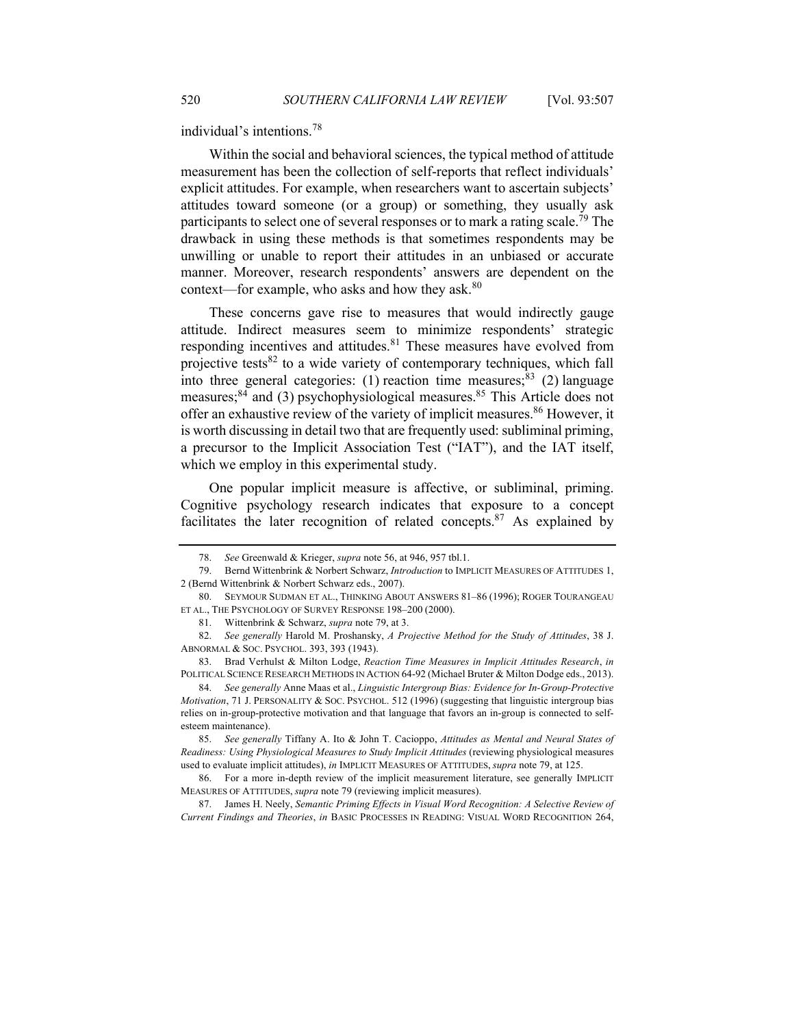individual's intentions.[78]

Within the social and behavioral sciences, the typical method of attitude measurement has been the collection of self-reports that reflect individuals' explicit attitudes. For example, when researchers want to ascertain subjects' attitudes toward someone (or a group) or something, they usually ask participants to select one of several responses or to mark a rating scale.[79] The drawback in using these methods is that sometimes respondents may be unwilling or unable to report their attitudes in an unbiased or accurate manner. Moreover, research respondents' answers are dependent on the context—for example, who asks and how they ask.[80]

These concerns gave rise to measures that would indirectly gauge attitude. Indirect measures seem to minimize respondents' strategic responding incentives and attitudes.[81] These measures have evolved from projective tests[82] to a wide variety of contemporary techniques, which fall into three general categories: (1) reaction time measures;[83] (2) language measures;[84] and (3) psychophysiological measures.[85] This Article does not offer an exhaustive review of the variety of implicit measures.[86] However, it is worth discussing in detail two that are frequently used: subliminal priming, a precursor to the Implicit Association Test ("IAT"), and the IAT itself, which we employ in this experimental study.

One popular implicit measure is affective, or subliminal, priming. Cognitive psychology research indicates that exposure to a concept facilitates the later recognition of related concepts.[87] As explained by

---

78. *See* Greenwald & Krieger, *supra* note 56, at 946, 957 tbl.1.

79. Bernd Wittenbrink & Norbert Schwarz, *Introduction* to IMPLICIT MEASURES OF ATTITUDES 1, 2 (Bernd Wittenbrink & Norbert Schwarz eds., 2007).

80. SEYMOUR SUDMAN ET AL., THINKING ABOUT ANSWERS 81–86 (1996); ROGER TOURANGEAU ET AL., THE PSYCHOLOGY OF SURVEY RESPONSE 198–200 (2000).

81. Wittenbrink & Schwarz, *supra* note 79, at 3.

82. *See generally* Harold M. Proshansky, *A Projective Method for the Study of Attitudes*, 38 J. ABNORMAL & SOC. PSYCHOL. 393, 393 (1943).

83. Brad Verhulst & Milton Lodge, *Reaction Time Measures in Implicit Attitudes Research*, *in* POLITICAL SCIENCE RESEARCH METHODS IN ACTION 64-92 (Michael Bruter & Milton Dodge eds., 2013).

84. *See generally* Anne Maas et al., *Linguistic Intergroup Bias: Evidence for In-Group-Protective Motivation*, 71 J. PERSONALITY & SOC. PSYCHOL. 512 (1996) (suggesting that linguistic intergroup bias relies on in-group-protective motivation and that language that favors an in-group is connected to self-esteem maintenance).

85. *See generally* Tiffany A. Ito & John T. Cacioppo, *Attitudes as Mental and Neural States of Readiness: Using Physiological Measures to Study Implicit Attitudes* (reviewing physiological measures used to evaluate implicit attitudes), *in* IMPLICIT MEASURES OF ATTITUDES, *supra* note 79, at 125.

86. For a more in-depth review of the implicit measurement literature, see generally IMPLICIT MEASURES OF ATTITUDES, *supra* note 79 (reviewing implicit measures).

87. James H. Neely, *Semantic Priming Effects in Visual Word Recognition: A Selective Review of Current Findings and Theories*, *in* BASIC PROCESSES IN READING: VISUAL WORD RECOGNITION 264,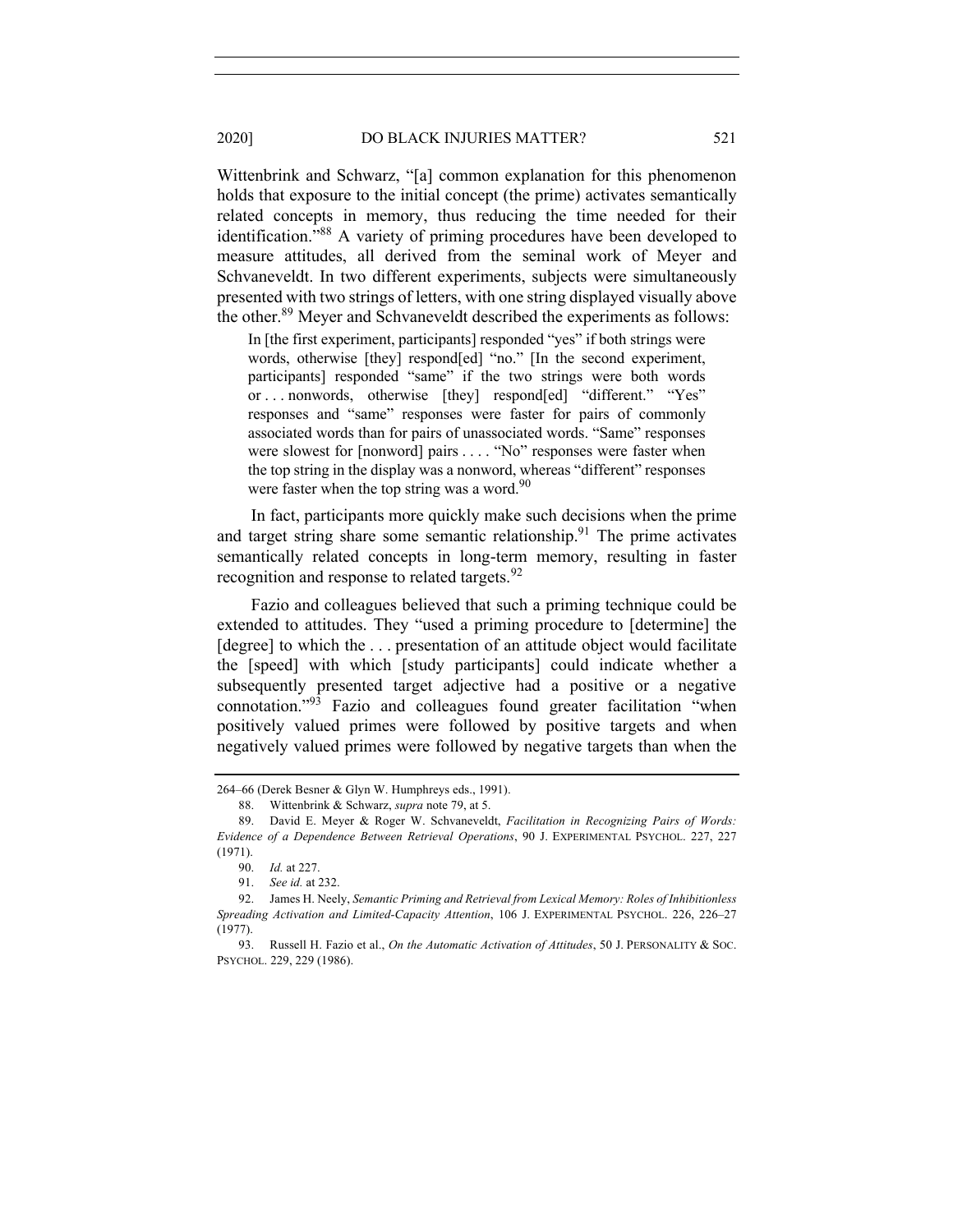Wittenbrink and Schwarz, "[a] common explanation for this phenomenon holds that exposure to the initial concept (the prime) activates semantically related concepts in memory, thus reducing the time needed for their identification."[88] A variety of priming procedures have been developed to measure attitudes, all derived from the seminal work of Meyer and Schvaneveldt. In two different experiments, subjects were simultaneously presented with two strings of letters, with one string displayed visually above the other.[89] Meyer and Schvaneveldt described the experiments as follows:

> In [the first experiment, participants] responded "yes" if both strings were words, otherwise [they] respond[ed] "no." [In the second experiment, participants] responded "same" if the two strings were both words or . . . nonwords, otherwise [they] respond[ed] "different." "Yes" responses and "same" responses were faster for pairs of commonly associated words than for pairs of unassociated words. "Same" responses were slowest for [nonword] pairs . . . . "No" responses were faster when the top string in the display was a nonword, whereas "different" responses were faster when the top string was a word.[90]

In fact, participants more quickly make such decisions when the prime and target string share some semantic relationship.[91] The prime activates semantically related concepts in long-term memory, resulting in faster recognition and response to related targets.[92]

Fazio and colleagues believed that such a priming technique could be extended to attitudes. They "used a priming procedure to [determine] the [degree] to which the . . . presentation of an attitude object would facilitate the [speed] with which [study participants] could indicate whether a subsequently presented target adjective had a positive or a negative connotation."[93] Fazio and colleagues found greater facilitation "when positively valued primes were followed by positive targets and when negatively valued primes were followed by negative targets than when the

---

264–66 (Derek Besner & Glyn W. Humphreys eds., 1991).

88. Wittenbrink & Schwarz, *supra* note 79, at 5.

89. David E. Meyer & Roger W. Schvaneveldt, *Facilitation in Recognizing Pairs of Words: Evidence of a Dependence Between Retrieval Operations*, 90 J. EXPERIMENTAL PSYCHOL. 227, 227 (1971).

90. *Id.* at 227.

91. *See id.* at 232.

92. James H. Neely, *Semantic Priming and Retrieval from Lexical Memory: Roles of Inhibitionless Spreading Activation and Limited-Capacity Attention*, 106 J. EXPERIMENTAL PSYCHOL. 226, 226–27 (1977).

93. Russell H. Fazio et al., *On the Automatic Activation of Attitudes*, 50 J. PERSONALITY & SOC. PSYCHOL. 229, 229 (1986).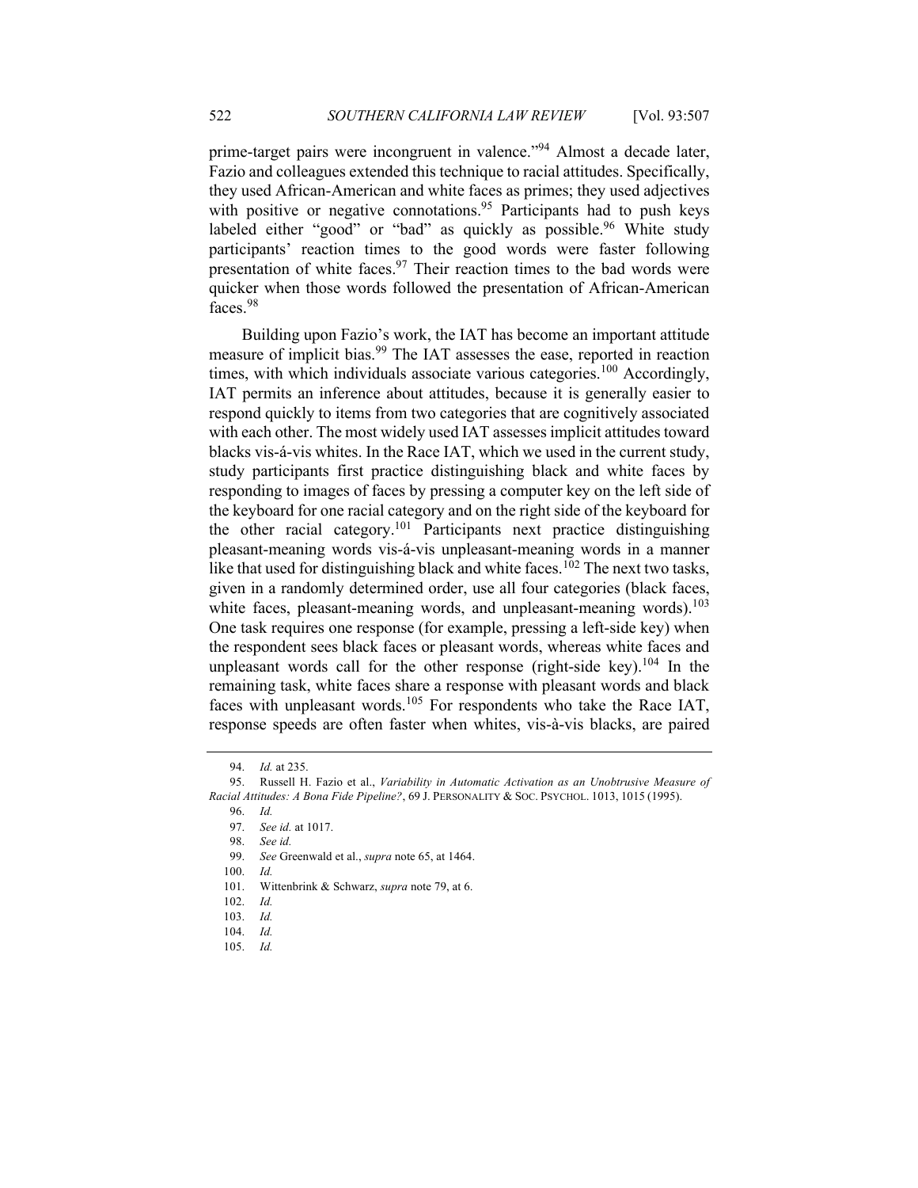prime-target pairs were incongruent in valence."[94] Almost a decade later, Fazio and colleagues extended this technique to racial attitudes. Specifically, they used African-American and white faces as primes; they used adjectives with positive or negative connotations.[95] Participants had to push keys labeled either "good" or "bad" as quickly as possible.[96] White study participants' reaction times to the good words were faster following presentation of white faces.[97] Their reaction times to the bad words were quicker when those words followed the presentation of African-American faces.[98]

Building upon Fazio's work, the IAT has become an important attitude measure of implicit bias.[99] The IAT assesses the ease, reported in reaction times, with which individuals associate various categories.[100] Accordingly, IAT permits an inference about attitudes, because it is generally easier to respond quickly to items from two categories that are cognitively associated with each other. The most widely used IAT assesses implicit attitudes toward blacks vis-á-vis whites. In the Race IAT, which we used in the current study, study participants first practice distinguishing black and white faces by responding to images of faces by pressing a computer key on the left side of the keyboard for one racial category and on the right side of the keyboard for the other racial category.[101] Participants next practice distinguishing pleasant-meaning words vis-á-vis unpleasant-meaning words in a manner like that used for distinguishing black and white faces.[102] The next two tasks, given in a randomly determined order, use all four categories (black faces, white faces, pleasant-meaning words, and unpleasant-meaning words).[103] One task requires one response (for example, pressing a left-side key) when the respondent sees black faces or pleasant words, whereas white faces and unpleasant words call for the other response (right-side key).[104] In the remaining task, white faces share a response with pleasant words and black faces with unpleasant words.[105] For respondents who take the Race IAT, response speeds are often faster when whites, vis-à-vis blacks, are paired

94. *Id.* at 235.

95. Russell H. Fazio et al., *Variability in Automatic Activation as an Unobtrusive Measure of Racial Attitudes: A Bona Fide Pipeline?*, 69 J. PERSONALITY & SOC. PSYCHOL. 1013, 1015 (1995).

96. *Id.*

97. *See id.* at 1017.

98. *See id.*

99. *See* Greenwald et al., *supra* note 65, at 1464.

100. *Id.*

101. Wittenbrink & Schwarz, *supra* note 79, at 6.

102. *Id.*

103. *Id.*

104. *Id.*

105. *Id.*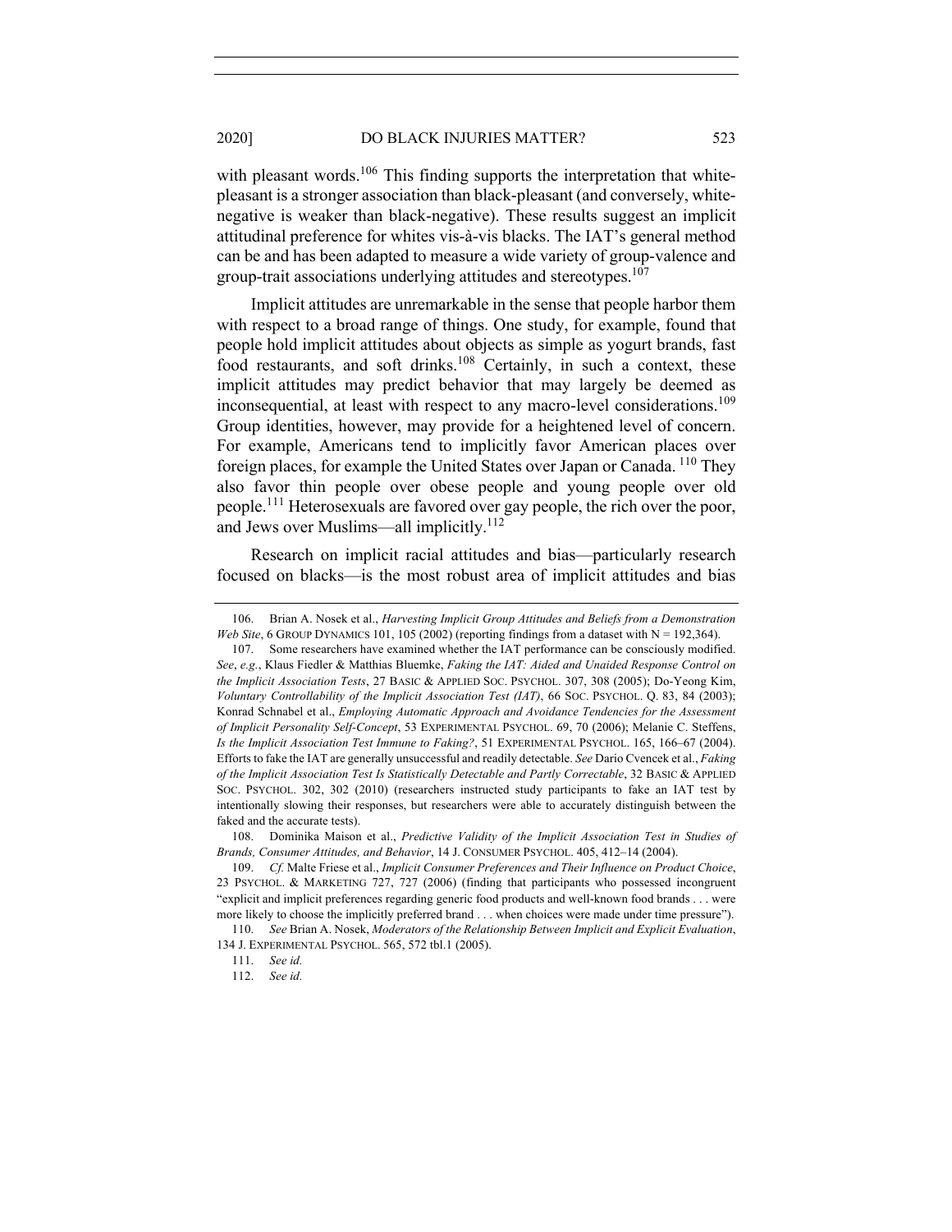with pleasant words.[106] This finding supports the interpretation that white-pleasant is a stronger association than black-pleasant (and conversely, white-negative is weaker than black-negative). These results suggest an implicit attitudinal preference for whites vis-à-vis blacks. The IAT's general method can be and has been adapted to measure a wide variety of group-valence and group-trait associations underlying attitudes and stereotypes.[107]

Implicit attitudes are unremarkable in the sense that people harbor them with respect to a broad range of things. One study, for example, found that people hold implicit attitudes about objects as simple as yogurt brands, fast food restaurants, and soft drinks.[108] Certainly, in such a context, these implicit attitudes may predict behavior that may largely be deemed as inconsequential, at least with respect to any macro-level considerations.[109] Group identities, however, may provide for a heightened level of concern. For example, Americans tend to implicitly favor American places over foreign places, for example the United States over Japan or Canada.[110] They also favor thin people over obese people and young people over old people.[111] Heterosexuals are favored over gay people, the rich over the poor, and Jews over Muslims—all implicitly.[112]

Research on implicit racial attitudes and bias—particularly research focused on blacks—is the most robust area of implicit attitudes and bias

---

106. Brian A. Nosek et al., *Harvesting Implicit Group Attitudes and Beliefs from a Demonstration Web Site*, 6 GROUP DYNAMICS 101, 105 (2002) (reporting findings from a dataset with N = 192,364).

107. Some researchers have examined whether the IAT performance can be consciously modified. *See*, *e.g.*, Klaus Fiedler & Matthias Bluemke, *Faking the IAT: Aided and Unaided Response Control on the Implicit Association Tests*, 27 BASIC & APPLIED SOC. PSYCHOL. 307, 308 (2005); Do-Yeong Kim, *Voluntary Controllability of the Implicit Association Test (IAT)*, 66 SOC. PSYCHOL. Q. 83, 84 (2003); Konrad Schnabel et al., *Employing Automatic Approach and Avoidance Tendencies for the Assessment of Implicit Personality Self-Concept*, 53 EXPERIMENTAL PSYCHOL. 69, 70 (2006); Melanie C. Steffens, *Is the Implicit Association Test Immune to Faking?*, 51 EXPERIMENTAL PSYCHOL. 165, 166–67 (2004). Efforts to fake the IAT are generally unsuccessful and readily detectable. *See* Dario Cvencek et al., *Faking of the Implicit Association Test Is Statistically Detectable and Partly Correctable*, 32 BASIC & APPLIED SOC. PSYCHOL. 302, 302 (2010) (researchers instructed study participants to fake an IAT test by intentionally slowing their responses, but researchers were able to accurately distinguish between the faked and the accurate tests).

108. Dominika Maison et al., *Predictive Validity of the Implicit Association Test in Studies of Brands, Consumer Attitudes, and Behavior*, 14 J. CONSUMER PSYCHOL. 405, 412–14 (2004).

109. *Cf.* Malte Friese et al., *Implicit Consumer Preferences and Their Influence on Product Choice*, 23 PSYCHOL. & MARKETING 727, 727 (2006) (finding that participants who possessed incongruent "explicit and implicit preferences regarding generic food products and well-known food brands . . . were more likely to choose the implicitly preferred brand . . . when choices were made under time pressure").

110. *See* Brian A. Nosek, *Moderators of the Relationship Between Implicit and Explicit Evaluation*, 134 J. EXPERIMENTAL PSYCHOL. 565, 572 tbl.1 (2005).

111. *See id.*

112. *See id.*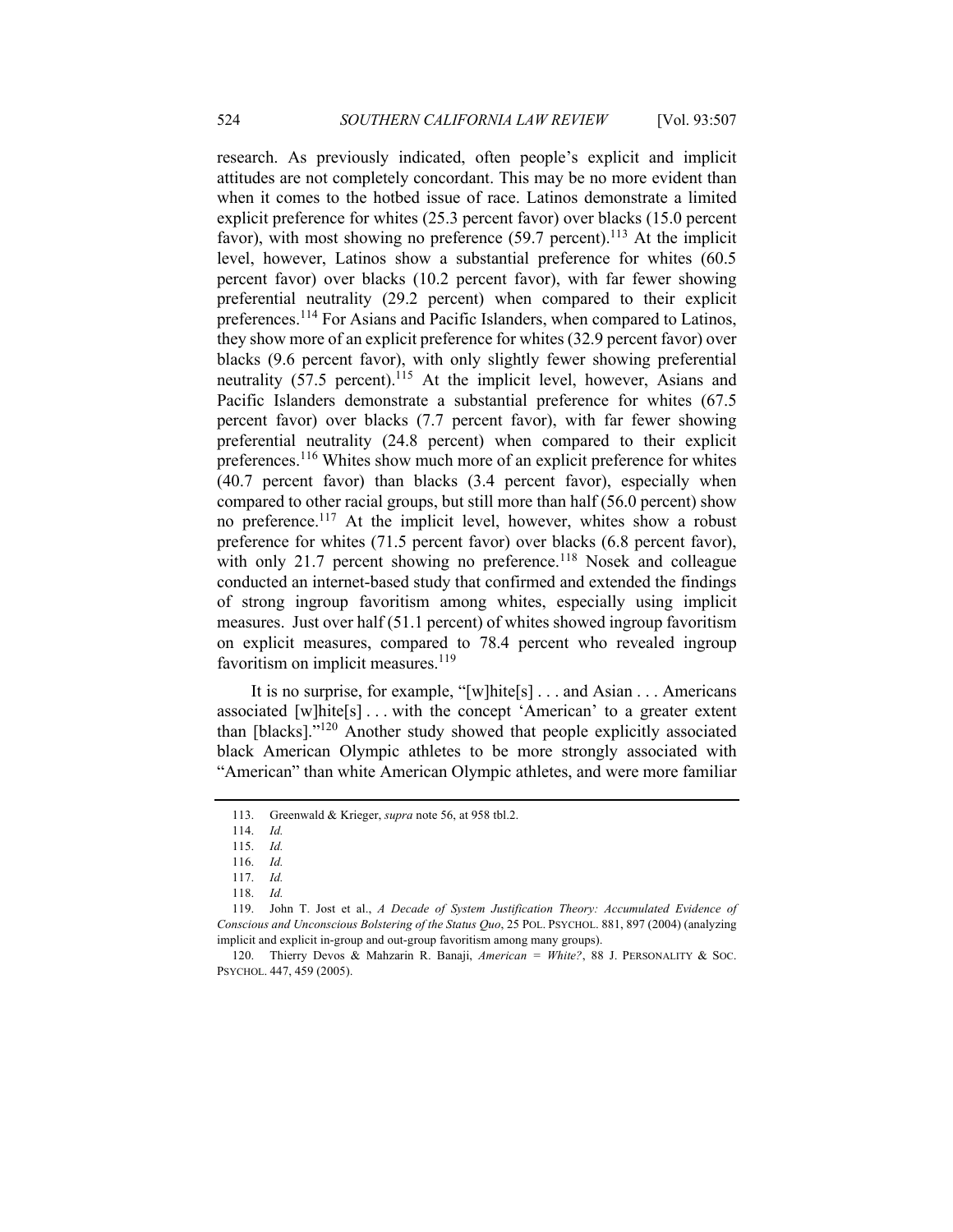research. As previously indicated, often people's explicit and implicit attitudes are not completely concordant. This may be no more evident than when it comes to the hotbed issue of race. Latinos demonstrate a limited explicit preference for whites (25.3 percent favor) over blacks (15.0 percent favor), with most showing no preference (59.7 percent).[113] At the implicit level, however, Latinos show a substantial preference for whites (60.5 percent favor) over blacks (10.2 percent favor), with far fewer showing preferential neutrality (29.2 percent) when compared to their explicit preferences.[114] For Asians and Pacific Islanders, when compared to Latinos, they show more of an explicit preference for whites (32.9 percent favor) over blacks (9.6 percent favor), with only slightly fewer showing preferential neutrality (57.5 percent).[115] At the implicit level, however, Asians and Pacific Islanders demonstrate a substantial preference for whites (67.5 percent favor) over blacks (7.7 percent favor), with far fewer showing preferential neutrality (24.8 percent) when compared to their explicit preferences.[116] Whites show much more of an explicit preference for whites (40.7 percent favor) than blacks (3.4 percent favor), especially when compared to other racial groups, but still more than half (56.0 percent) show no preference.[117] At the implicit level, however, whites show a robust preference for whites (71.5 percent favor) over blacks (6.8 percent favor), with only 21.7 percent showing no preference.[118] Nosek and colleague conducted an internet-based study that confirmed and extended the findings of strong ingroup favoritism among whites, especially using implicit measures. Just over half (51.1 percent) of whites showed ingroup favoritism on explicit measures, compared to 78.4 percent who revealed ingroup favoritism on implicit measures.[119]

It is no surprise, for example, "[w]hite[s] . . . and Asian . . . Americans associated [w]hite[s] . . . with the concept 'American' to a greater extent than [blacks]."[120] Another study showed that people explicitly associated black American Olympic athletes to be more strongly associated with "American" than white American Olympic athletes, and were more familiar

113. Greenwald & Krieger, *supra* note 56, at 958 tbl.2.

114. *Id.*

115. *Id.*

116. *Id.*

117. *Id.*

118. *Id.*

119. John T. Jost et al., *A Decade of System Justification Theory: Accumulated Evidence of Conscious and Unconscious Bolstering of the Status Quo*, 25 POL. PSYCHOL. 881, 897 (2004) (analyzing implicit and explicit in-group and out-group favoritism among many groups).

120. Thierry Devos & Mahzarin R. Banaji, *American = White?*, 88 J. PERSONALITY & SOC. PSYCHOL. 447, 459 (2005).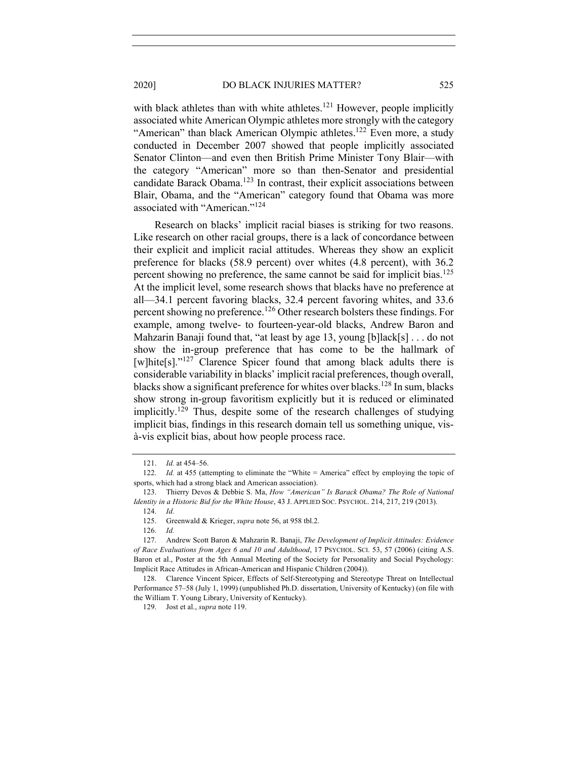with black athletes than with white athletes.[121] However, people implicitly associated white American Olympic athletes more strongly with the category "American" than black American Olympic athletes.[122] Even more, a study conducted in December 2007 showed that people implicitly associated Senator Clinton—and even then British Prime Minister Tony Blair—with the category "American" more so than then-Senator and presidential candidate Barack Obama.[123] In contrast, their explicit associations between Blair, Obama, and the "American" category found that Obama was more associated with "American."[124]

Research on blacks' implicit racial biases is striking for two reasons. Like research on other racial groups, there is a lack of concordance between their explicit and implicit racial attitudes. Whereas they show an explicit preference for blacks (58.9 percent) over whites (4.8 percent), with 36.2 percent showing no preference, the same cannot be said for implicit bias.[125] At the implicit level, some research shows that blacks have no preference at all—34.1 percent favoring blacks, 32.4 percent favoring whites, and 33.6 percent showing no preference.[126] Other research bolsters these findings. For example, among twelve- to fourteen-year-old blacks, Andrew Baron and Mahzarin Banaji found that, "at least by age 13, young [b]lack[s] . . . do not show the in-group preference that has come to be the hallmark of [w]hite[s]."[127] Clarence Spicer found that among black adults there is considerable variability in blacks' implicit racial preferences, though overall, blacks show a significant preference for whites over blacks.[128] In sum, blacks show strong in-group favoritism explicitly but it is reduced or eliminated implicitly.[129] Thus, despite some of the research challenges of studying implicit bias, findings in this research domain tell us something unique, vis-à-vis explicit bias, about how people process race.

121. *Id.* at 454–56.

122. *Id.* at 455 (attempting to eliminate the "White = America" effect by employing the topic of sports, which had a strong black and American association).

123. Thierry Devos & Debbie S. Ma, *How "American" Is Barack Obama? The Role of National Identity in a Historic Bid for the White House*, 43 J. APPLIED SOC. PSYCHOL. 214, 217, 219 (2013).

124. *Id.*

125. Greenwald & Krieger, *supra* note 56, at 958 tbl.2.

126. *Id.*

127. Andrew Scott Baron & Mahzarin R. Banaji, *The Development of Implicit Attitudes: Evidence of Race Evaluations from Ages 6 and 10 and Adulthood*, 17 PSYCHOL. SCI. 53, 57 (2006) (citing A.S. Baron et al., Poster at the 5th Annual Meeting of the Society for Personality and Social Psychology: Implicit Race Attitudes in African-American and Hispanic Children (2004)).

128. Clarence Vincent Spicer, Effects of Self-Stereotyping and Stereotype Threat on Intellectual Performance 57–58 (July 1, 1999) (unpublished Ph.D. dissertation, University of Kentucky) (on file with the William T. Young Library, University of Kentucky).

129. Jost et al., *supra* note 119.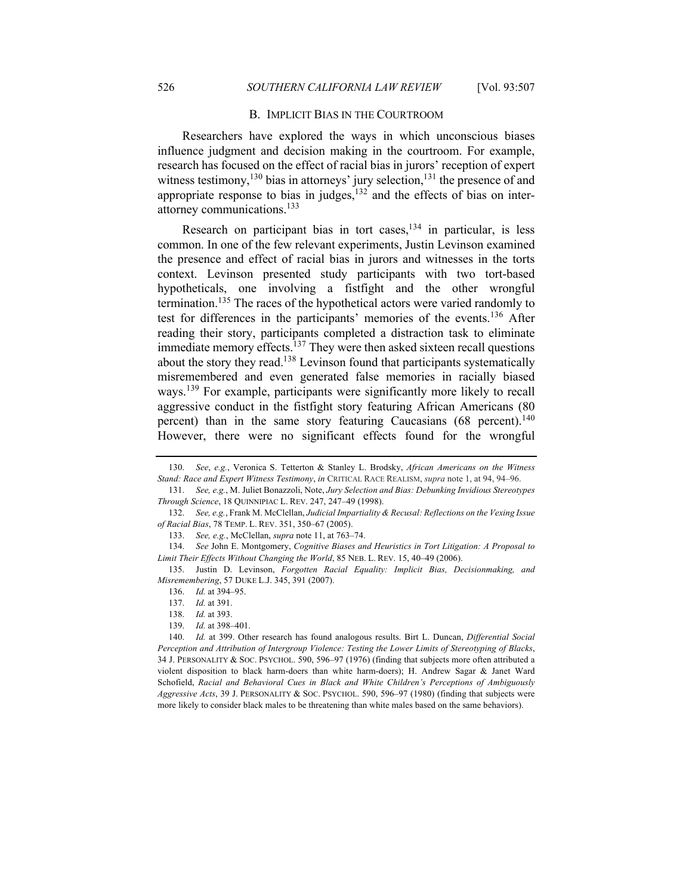### B. IMPLICIT BIAS IN THE COURTROOM

Researchers have explored the ways in which unconscious biases influence judgment and decision making in the courtroom. For example, research has focused on the effect of racial bias in jurors' reception of expert witness testimony,[130] bias in attorneys' jury selection,[131] the presence of and appropriate response to bias in judges,[132] and the effects of bias on inter-attorney communications.[133]

Research on participant bias in tort cases,[134] in particular, is less common. In one of the few relevant experiments, Justin Levinson examined the presence and effect of racial bias in jurors and witnesses in the torts context. Levinson presented study participants with two tort-based hypotheticals, one involving a fistfight and the other wrongful termination.[135] The races of the hypothetical actors were varied randomly to test for differences in the participants' memories of the events.[136] After reading their story, participants completed a distraction task to eliminate immediate memory effects.[137] They were then asked sixteen recall questions about the story they read.[138] Levinson found that participants systematically misremembered and even generated false memories in racially biased ways.[139] For example, participants were significantly more likely to recall aggressive conduct in the fistfight story featuring African Americans (80 percent) than in the same story featuring Caucasians (68 percent).[140] However, there were no significant effects found for the wrongful

---

130. *See*, *e.g.*, Veronica S. Tetterton & Stanley L. Brodsky, *African Americans on the Witness Stand: Race and Expert Witness Testimony*, *in* CRITICAL RACE REALISM, *supra* note 1, at 94, 94–96.

131. *See, e.g.*, M. Juliet Bonazzoli, Note, *Jury Selection and Bias: Debunking Invidious Stereotypes Through Science*, 18 QUINNIPIAC L. REV. 247, 247–49 (1998).

132. *See, e.g.*, Frank M. McClellan, *Judicial Impartiality & Recusal: Reflections on the Vexing Issue of Racial Bias*, 78 TEMP. L. REV. 351, 350–67 (2005).

133. *See, e.g.*, McClellan, *supra* note 11, at 763–74.

134. *See* John E. Montgomery, *Cognitive Biases and Heuristics in Tort Litigation: A Proposal to Limit Their Effects Without Changing the World*, 85 NEB. L. REV. 15, 40–49 (2006).

135. Justin D. Levinson, *Forgotten Racial Equality: Implicit Bias, Decisionmaking, and Misremembering*, 57 DUKE L.J. 345, 391 (2007).

136. *Id.* at 394–95.

137. *Id.* at 391.

138. *Id.* at 393.

139. *Id.* at 398–401.

140. *Id.* at 399. Other research has found analogous results. Birt L. Duncan, *Differential Social Perception and Attribution of Intergroup Violence: Testing the Lower Limits of Stereotyping of Blacks*, 34 J. PERSONALITY & SOC. PSYCHOL. 590, 596–97 (1976) (finding that subjects more often attributed a violent disposition to black harm-doers than white harm-doers); H. Andrew Sagar & Janet Ward Schofield, *Racial and Behavioral Cues in Black and White Children's Perceptions of Ambiguously Aggressive Acts*, 39 J. PERSONALITY & SOC. PSYCHOL. 590, 596–97 (1980) (finding that subjects were more likely to consider black males to be threatening than white males based on the same behaviors).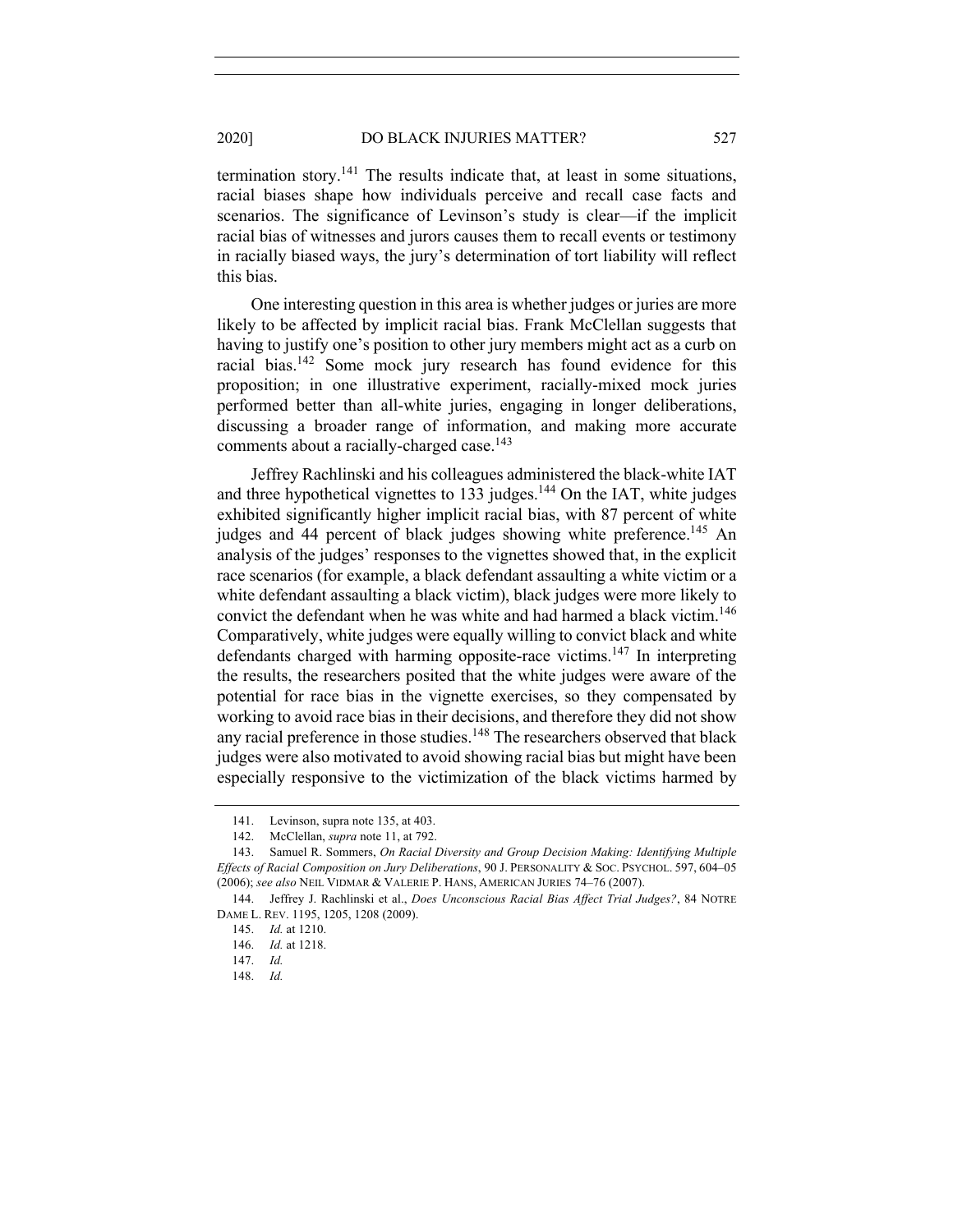termination story.[141] The results indicate that, at least in some situations, racial biases shape how individuals perceive and recall case facts and scenarios. The significance of Levinson's study is clear—if the implicit racial bias of witnesses and jurors causes them to recall events or testimony in racially biased ways, the jury's determination of tort liability will reflect this bias.

One interesting question in this area is whether judges or juries are more likely to be affected by implicit racial bias. Frank McClellan suggests that having to justify one's position to other jury members might act as a curb on racial bias.[142] Some mock jury research has found evidence for this proposition; in one illustrative experiment, racially-mixed mock juries performed better than all-white juries, engaging in longer deliberations, discussing a broader range of information, and making more accurate comments about a racially-charged case.[143]

Jeffrey Rachlinski and his colleagues administered the black-white IAT and three hypothetical vignettes to 133 judges.[144] On the IAT, white judges exhibited significantly higher implicit racial bias, with 87 percent of white judges and 44 percent of black judges showing white preference.[145] An analysis of the judges' responses to the vignettes showed that, in the explicit race scenarios (for example, a black defendant assaulting a white victim or a white defendant assaulting a black victim), black judges were more likely to convict the defendant when he was white and had harmed a black victim.[146] Comparatively, white judges were equally willing to convict black and white defendants charged with harming opposite-race victims.[147] In interpreting the results, the researchers posited that the white judges were aware of the potential for race bias in the vignette exercises, so they compensated by working to avoid race bias in their decisions, and therefore they did not show any racial preference in those studies.[148] The researchers observed that black judges were also motivated to avoid showing racial bias but might have been especially responsive to the victimization of the black victims harmed by

---

141. Levinson, supra note 135, at 403.

142. McClellan, *supra* note 11, at 792.

143. Samuel R. Sommers, *On Racial Diversity and Group Decision Making: Identifying Multiple Effects of Racial Composition on Jury Deliberations*, 90 J. PERSONALITY & SOC. PSYCHOL. 597, 604–05 (2006); *see also* NEIL VIDMAR & VALERIE P. HANS, AMERICAN JURIES 74–76 (2007).

144. Jeffrey J. Rachlinski et al., *Does Unconscious Racial Bias Affect Trial Judges?*, 84 NOTRE DAME L. REV. 1195, 1205, 1208 (2009).

145. *Id.* at 1210.

146. *Id.* at 1218.

147. *Id.*

148. *Id.*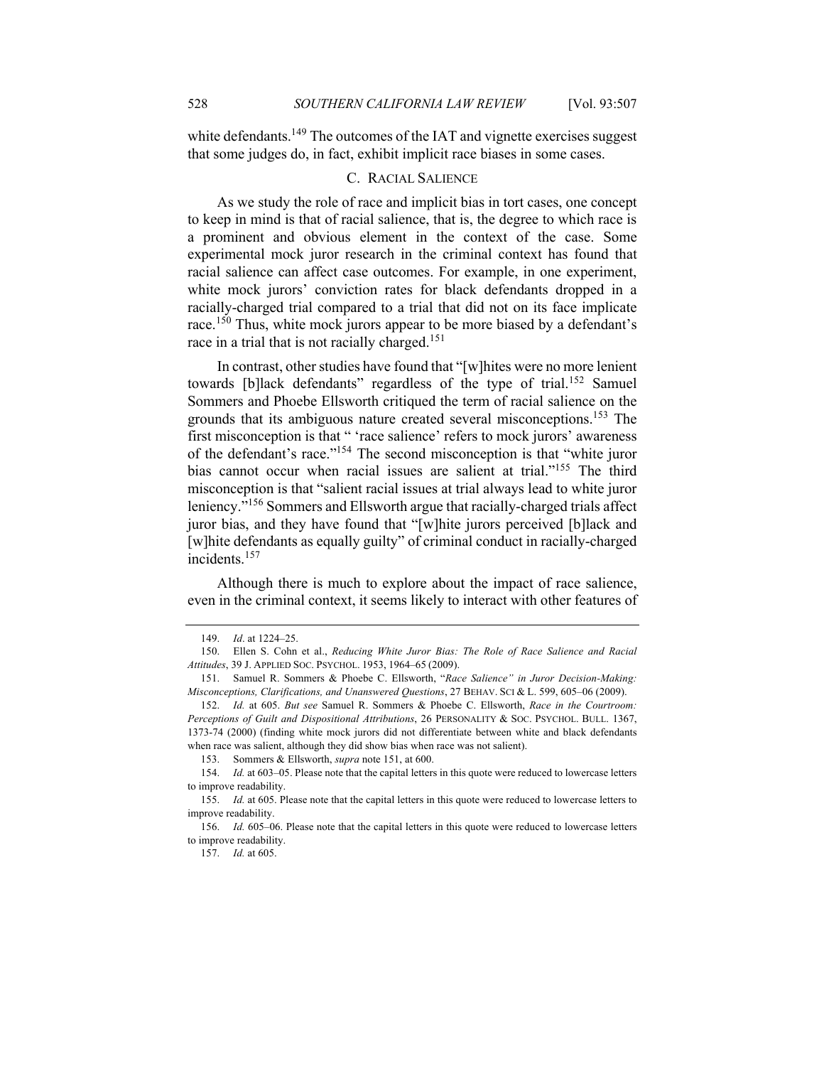white defendants.[149] The outcomes of the IAT and vignette exercises suggest that some judges do, in fact, exhibit implicit race biases in some cases.

### C. RACIAL SALIENCE

As we study the role of race and implicit bias in tort cases, one concept to keep in mind is that of racial salience, that is, the degree to which race is a prominent and obvious element in the context of the case. Some experimental mock juror research in the criminal context has found that racial salience can affect case outcomes. For example, in one experiment, white mock jurors' conviction rates for black defendants dropped in a racially-charged trial compared to a trial that did not on its face implicate race.[150] Thus, white mock jurors appear to be more biased by a defendant's race in a trial that is not racially charged.[151]

In contrast, other studies have found that "[w]hites were no more lenient towards [b]lack defendants" regardless of the type of trial.[152] Samuel Sommers and Phoebe Ellsworth critiqued the term of racial salience on the grounds that its ambiguous nature created several misconceptions.[153] The first misconception is that " 'race salience' refers to mock jurors' awareness of the defendant's race."[154] The second misconception is that "white juror bias cannot occur when racial issues are salient at trial."[155] The third misconception is that "salient racial issues at trial always lead to white juror leniency."[156] Sommers and Ellsworth argue that racially-charged trials affect juror bias, and they have found that "[w]hite jurors perceived [b]lack and [w]hite defendants as equally guilty" of criminal conduct in racially-charged incidents.[157]

Although there is much to explore about the impact of race salience, even in the criminal context, it seems likely to interact with other features of

---

149. *Id*. at 1224–25.

150. Ellen S. Cohn et al., *Reducing White Juror Bias: The Role of Race Salience and Racial Attitudes*, 39 J. APPLIED SOC. PSYCHOL. 1953, 1964–65 (2009).

151. Samuel R. Sommers & Phoebe C. Ellsworth, "*Race Salience" in Juror Decision-Making: Misconceptions, Clarifications, and Unanswered Questions*, 27 BEHAV. SCI & L. 599, 605–06 (2009).

152. *Id.* at 605. *But see* Samuel R. Sommers & Phoebe C. Ellsworth, *Race in the Courtroom: Perceptions of Guilt and Dispositional Attributions*, 26 PERSONALITY & SOC. PSYCHOL. BULL. 1367, 1373-74 (2000) (finding white mock jurors did not differentiate between white and black defendants when race was salient, although they did show bias when race was not salient).

153. Sommers & Ellsworth, *supra* note 151, at 600.

154. *Id.* at 603–05. Please note that the capital letters in this quote were reduced to lowercase letters to improve readability.

155. *Id.* at 605. Please note that the capital letters in this quote were reduced to lowercase letters to improve readability.

156. *Id.* 605–06. Please note that the capital letters in this quote were reduced to lowercase letters to improve readability.

157. *Id.* at 605.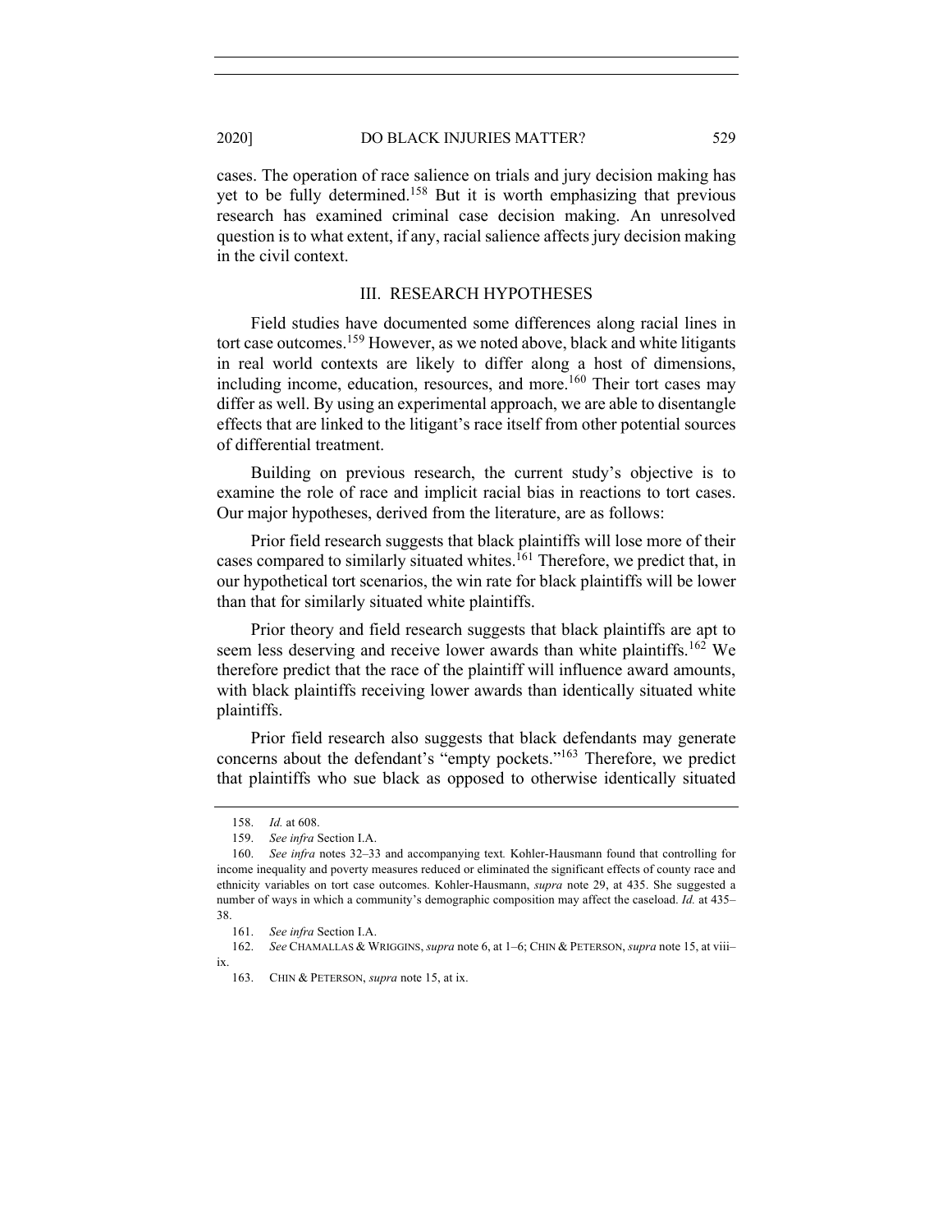cases. The operation of race salience on trials and jury decision making has yet to be fully determined.[158] But it is worth emphasizing that previous research has examined criminal case decision making. An unresolved question is to what extent, if any, racial salience affects jury decision making in the civil context.

## III. RESEARCH HYPOTHESES

Field studies have documented some differences along racial lines in tort case outcomes.[159] However, as we noted above, black and white litigants in real world contexts are likely to differ along a host of dimensions, including income, education, resources, and more.[160] Their tort cases may differ as well. By using an experimental approach, we are able to disentangle effects that are linked to the litigant's race itself from other potential sources of differential treatment.

Building on previous research, the current study's objective is to examine the role of race and implicit racial bias in reactions to tort cases. Our major hypotheses, derived from the literature, are as follows:

Prior field research suggests that black plaintiffs will lose more of their cases compared to similarly situated whites.[161] Therefore, we predict that, in our hypothetical tort scenarios, the win rate for black plaintiffs will be lower than that for similarly situated white plaintiffs.

Prior theory and field research suggests that black plaintiffs are apt to seem less deserving and receive lower awards than white plaintiffs.[162] We therefore predict that the race of the plaintiff will influence award amounts, with black plaintiffs receiving lower awards than identically situated white plaintiffs.

Prior field research also suggests that black defendants may generate concerns about the defendant's "empty pockets."[163] Therefore, we predict that plaintiffs who sue black as opposed to otherwise identically situated

---

158. *Id.* at 608.

159. *See infra* Section I.A.

160. *See infra* notes 32–33 and accompanying text. Kohler-Hausmann found that controlling for income inequality and poverty measures reduced or eliminated the significant effects of county race and ethnicity variables on tort case outcomes. Kohler-Hausmann, *supra* note 29, at 435. She suggested a number of ways in which a community's demographic composition may affect the caseload. *Id.* at 435–38.

161. *See infra* Section I.A.

162. *See* CHAMALLAS & WRIGGINS, *supra* note 6, at 1–6; CHIN & PETERSON, *supra* note 15, at viii–ix.

163. CHIN & PETERSON, *supra* note 15, at ix.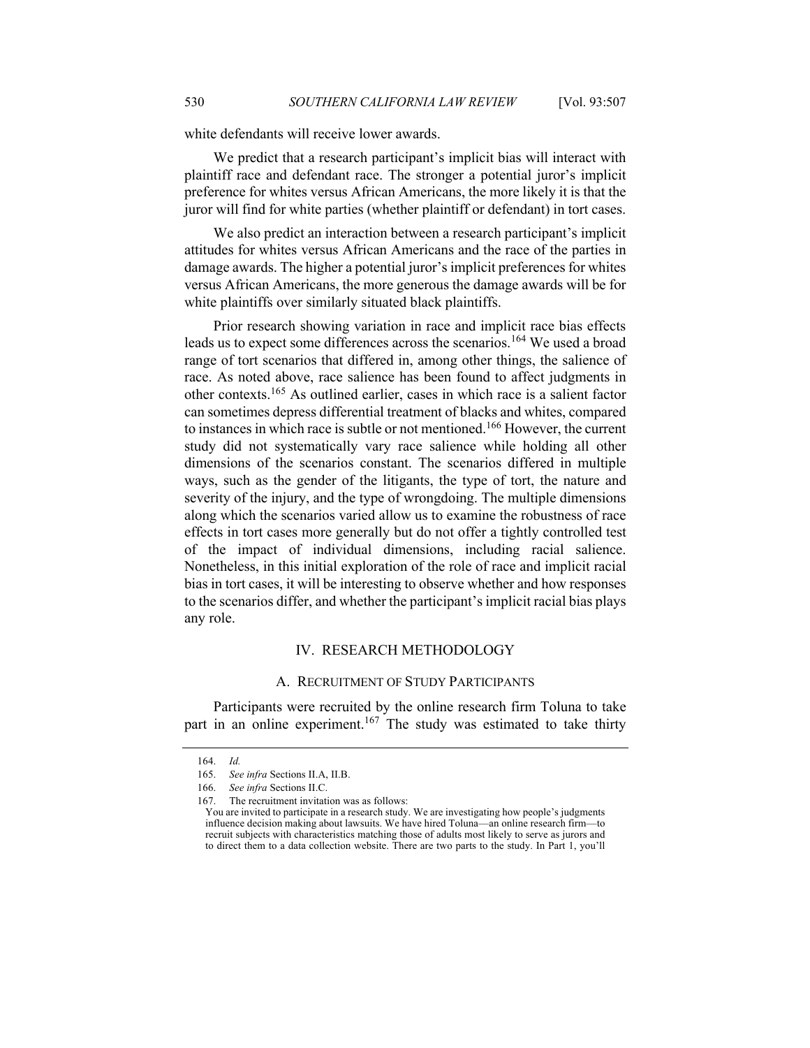white defendants will receive lower awards.

We predict that a research participant's implicit bias will interact with plaintiff race and defendant race. The stronger a potential juror's implicit preference for whites versus African Americans, the more likely it is that the juror will find for white parties (whether plaintiff or defendant) in tort cases.

We also predict an interaction between a research participant's implicit attitudes for whites versus African Americans and the race of the parties in damage awards. The higher a potential juror's implicit preferences for whites versus African Americans, the more generous the damage awards will be for white plaintiffs over similarly situated black plaintiffs.

Prior research showing variation in race and implicit race bias effects leads us to expect some differences across the scenarios.[164] We used a broad range of tort scenarios that differed in, among other things, the salience of race. As noted above, race salience has been found to affect judgments in other contexts.[165] As outlined earlier, cases in which race is a salient factor can sometimes depress differential treatment of blacks and whites, compared to instances in which race is subtle or not mentioned.[166] However, the current study did not systematically vary race salience while holding all other dimensions of the scenarios constant. The scenarios differed in multiple ways, such as the gender of the litigants, the type of tort, the nature and severity of the injury, and the type of wrongdoing. The multiple dimensions along which the scenarios varied allow us to examine the robustness of race effects in tort cases more generally but do not offer a tightly controlled test of the impact of individual dimensions, including racial salience. Nonetheless, in this initial exploration of the role of race and implicit racial bias in tort cases, it will be interesting to observe whether and how responses to the scenarios differ, and whether the participant's implicit racial bias plays any role.

## IV. RESEARCH METHODOLOGY

### A. RECRUITMENT OF STUDY PARTICIPANTS

Participants were recruited by the online research firm Toluna to take part in an online experiment.[167] The study was estimated to take thirty

---

164. *Id.*

165. *See infra* Sections II.A, II.B.

166. *See infra* Sections II.C.

167. The recruitment invitation was as follows:

You are invited to participate in a research study. We are investigating how people's judgments influence decision making about lawsuits. We have hired Toluna—an online research firm—to recruit subjects with characteristics matching those of adults most likely to serve as jurors and to direct them to a data collection website. There are two parts to the study. In Part 1, you'll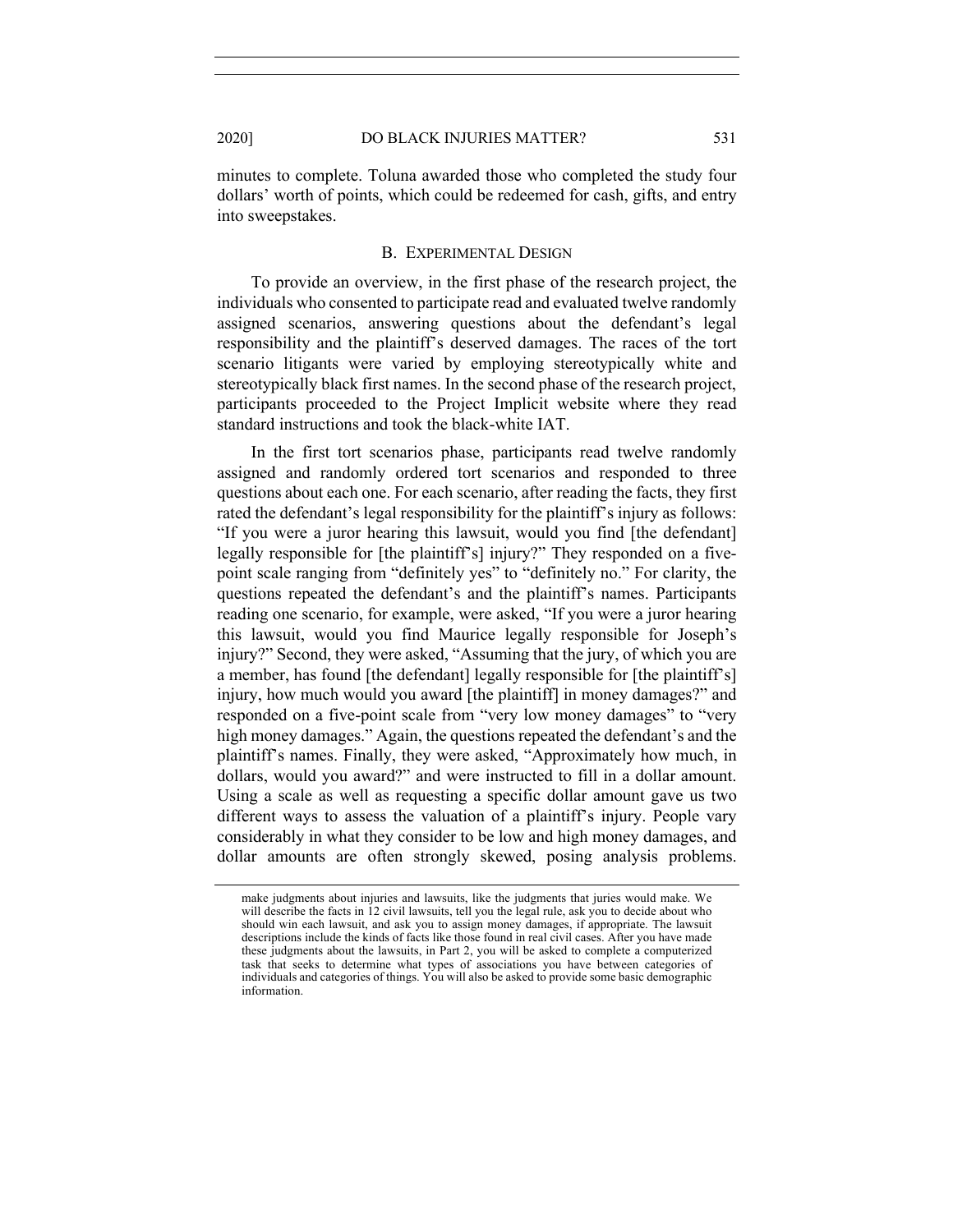minutes to complete. Toluna awarded those who completed the study four dollars' worth of points, which could be redeemed for cash, gifts, and entry into sweepstakes.

### B. Experimental Design

To provide an overview, in the first phase of the research project, the individuals who consented to participate read and evaluated twelve randomly assigned scenarios, answering questions about the defendant's legal responsibility and the plaintiff's deserved damages. The races of the tort scenario litigants were varied by employing stereotypically white and stereotypically black first names. In the second phase of the research project, participants proceeded to the Project Implicit website where they read standard instructions and took the black-white IAT.

In the first tort scenarios phase, participants read twelve randomly assigned and randomly ordered tort scenarios and responded to three questions about each one. For each scenario, after reading the facts, they first rated the defendant's legal responsibility for the plaintiff's injury as follows: "If you were a juror hearing this lawsuit, would you find [the defendant] legally responsible for [the plaintiff's] injury?" They responded on a five-point scale ranging from "definitely yes" to "definitely no." For clarity, the questions repeated the defendant's and the plaintiff's names. Participants reading one scenario, for example, were asked, "If you were a juror hearing this lawsuit, would you find Maurice legally responsible for Joseph's injury?" Second, they were asked, "Assuming that the jury, of which you are a member, has found [the defendant] legally responsible for [the plaintiff's] injury, how much would you award [the plaintiff] in money damages?" and responded on a five-point scale from "very low money damages" to "very high money damages." Again, the questions repeated the defendant's and the plaintiff's names. Finally, they were asked, "Approximately how much, in dollars, would you award?" and were instructed to fill in a dollar amount. Using a scale as well as requesting a specific dollar amount gave us two different ways to assess the valuation of a plaintiff's injury. People vary considerably in what they consider to be low and high money damages, and dollar amounts are often strongly skewed, posing analysis problems.

---

make judgments about injuries and lawsuits, like the judgments that juries would make. We will describe the facts in 12 civil lawsuits, tell you the legal rule, ask you to decide about who should win each lawsuit, and ask you to assign money damages, if appropriate. The lawsuit descriptions include the kinds of facts like those found in real civil cases. After you have made these judgments about the lawsuits, in Part 2, you will be asked to complete a computerized task that seeks to determine what types of associations you have between categories of individuals and categories of things. You will also be asked to provide some basic demographic information.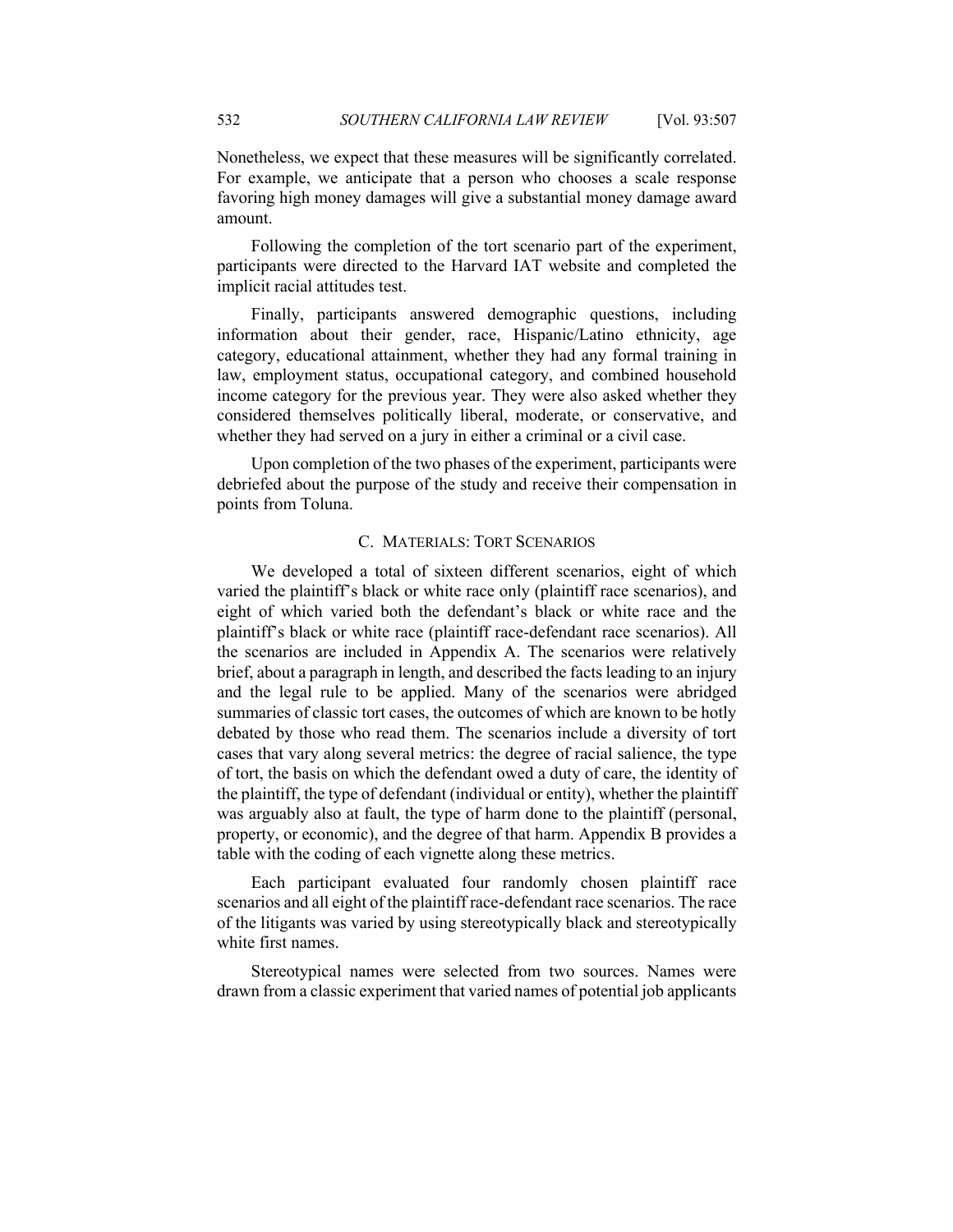Nonetheless, we expect that these measures will be significantly correlated. For example, we anticipate that a person who chooses a scale response favoring high money damages will give a substantial money damage award amount.

Following the completion of the tort scenario part of the experiment, participants were directed to the Harvard IAT website and completed the implicit racial attitudes test.

Finally, participants answered demographic questions, including information about their gender, race, Hispanic/Latino ethnicity, age category, educational attainment, whether they had any formal training in law, employment status, occupational category, and combined household income category for the previous year. They were also asked whether they considered themselves politically liberal, moderate, or conservative, and whether they had served on a jury in either a criminal or a civil case.

Upon completion of the two phases of the experiment, participants were debriefed about the purpose of the study and receive their compensation in points from Toluna.

### C. MATERIALS: TORT SCENARIOS

We developed a total of sixteen different scenarios, eight of which varied the plaintiff's black or white race only (plaintiff race scenarios), and eight of which varied both the defendant's black or white race and the plaintiff's black or white race (plaintiff race-defendant race scenarios). All the scenarios are included in Appendix A. The scenarios were relatively brief, about a paragraph in length, and described the facts leading to an injury and the legal rule to be applied. Many of the scenarios were abridged summaries of classic tort cases, the outcomes of which are known to be hotly debated by those who read them. The scenarios include a diversity of tort cases that vary along several metrics: the degree of racial salience, the type of tort, the basis on which the defendant owed a duty of care, the identity of the plaintiff, the type of defendant (individual or entity), whether the plaintiff was arguably also at fault, the type of harm done to the plaintiff (personal, property, or economic), and the degree of that harm. Appendix B provides a table with the coding of each vignette along these metrics.

Each participant evaluated four randomly chosen plaintiff race scenarios and all eight of the plaintiff race-defendant race scenarios. The race of the litigants was varied by using stereotypically black and stereotypically white first names.

Stereotypical names were selected from two sources. Names were drawn from a classic experiment that varied names of potential job applicants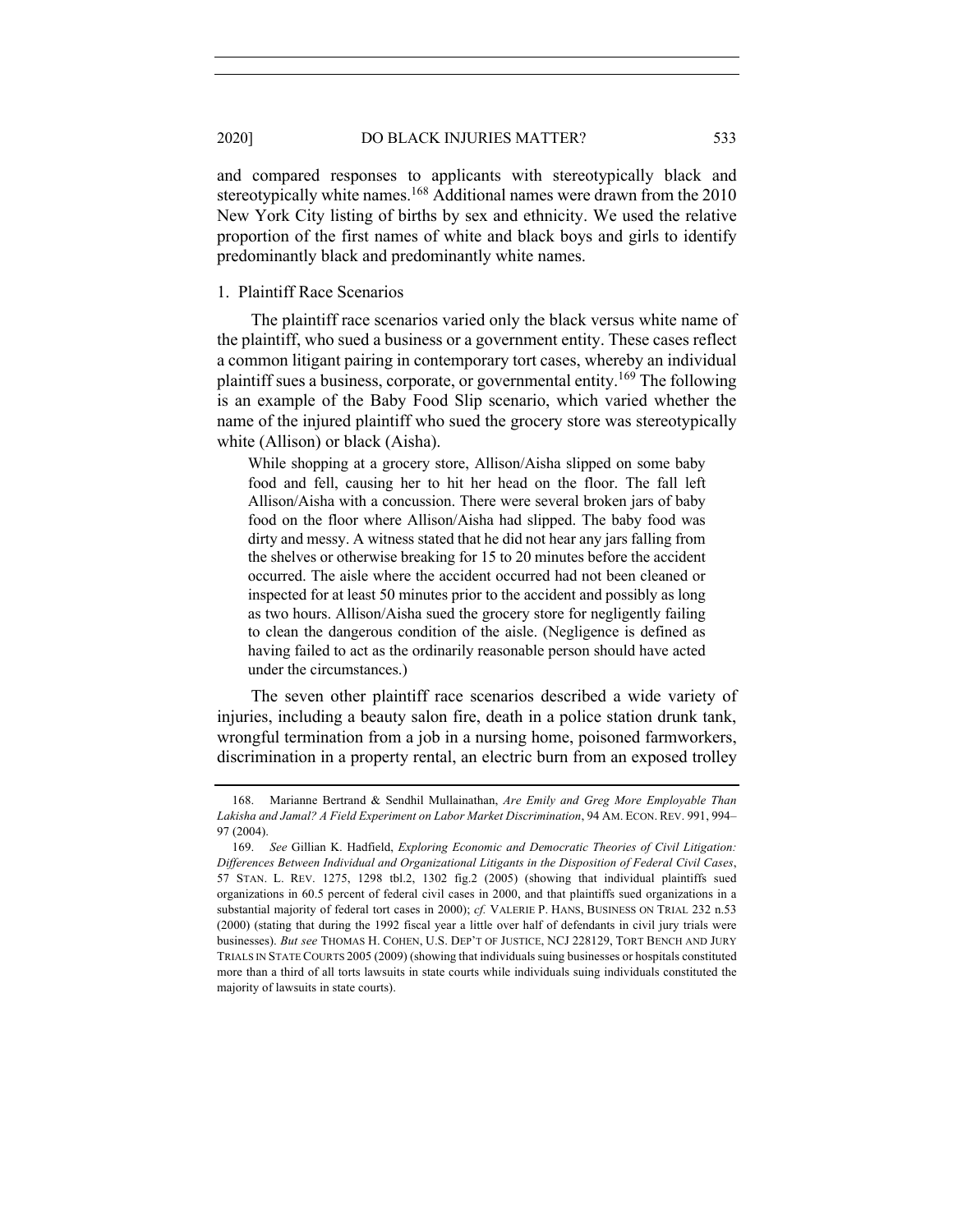and compared responses to applicants with stereotypically black and stereotypically white names.[168] Additional names were drawn from the 2010 New York City listing of births by sex and ethnicity. We used the relative proportion of the first names of white and black boys and girls to identify predominantly black and predominantly white names.

### 1. Plaintiff Race Scenarios

The plaintiff race scenarios varied only the black versus white name of the plaintiff, who sued a business or a government entity. These cases reflect a common litigant pairing in contemporary tort cases, whereby an individual plaintiff sues a business, corporate, or governmental entity.[169] The following is an example of the Baby Food Slip scenario, which varied whether the name of the injured plaintiff who sued the grocery store was stereotypically white (Allison) or black (Aisha).

> While shopping at a grocery store, Allison/Aisha slipped on some baby food and fell, causing her to hit her head on the floor. The fall left Allison/Aisha with a concussion. There were several broken jars of baby food on the floor where Allison/Aisha had slipped. The baby food was dirty and messy. A witness stated that he did not hear any jars falling from the shelves or otherwise breaking for 15 to 20 minutes before the accident occurred. The aisle where the accident occurred had not been cleaned or inspected for at least 50 minutes prior to the accident and possibly as long as two hours. Allison/Aisha sued the grocery store for negligently failing to clean the dangerous condition of the aisle. (Negligence is defined as having failed to act as the ordinarily reasonable person should have acted under the circumstances.)

The seven other plaintiff race scenarios described a wide variety of injuries, including a beauty salon fire, death in a police station drunk tank, wrongful termination from a job in a nursing home, poisoned farmworkers, discrimination in a property rental, an electric burn from an exposed trolley

---

168. Marianne Bertrand & Sendhil Mullainathan, *Are Emily and Greg More Employable Than Lakisha and Jamal? A Field Experiment on Labor Market Discrimination*, 94 AM. ECON. REV. 991, 994–97 (2004).

169. *See* Gillian K. Hadfield, *Exploring Economic and Democratic Theories of Civil Litigation: Differences Between Individual and Organizational Litigants in the Disposition of Federal Civil Cases*, 57 STAN. L. REV. 1275, 1298 tbl.2, 1302 fig.2 (2005) (showing that individual plaintiffs sued organizations in 60.5 percent of federal civil cases in 2000, and that plaintiffs sued organizations in a substantial majority of federal tort cases in 2000); *cf.* VALERIE P. HANS, BUSINESS ON TRIAL 232 n.53 (2000) (stating that during the 1992 fiscal year a little over half of defendants in civil jury trials were businesses). *But see* THOMAS H. COHEN, U.S. DEP'T OF JUSTICE, NCJ 228129, TORT BENCH AND JURY TRIALS IN STATE COURTS 2005 (2009) (showing that individuals suing businesses or hospitals constituted more than a third of all torts lawsuits in state courts while individuals suing individuals constituted the majority of lawsuits in state courts).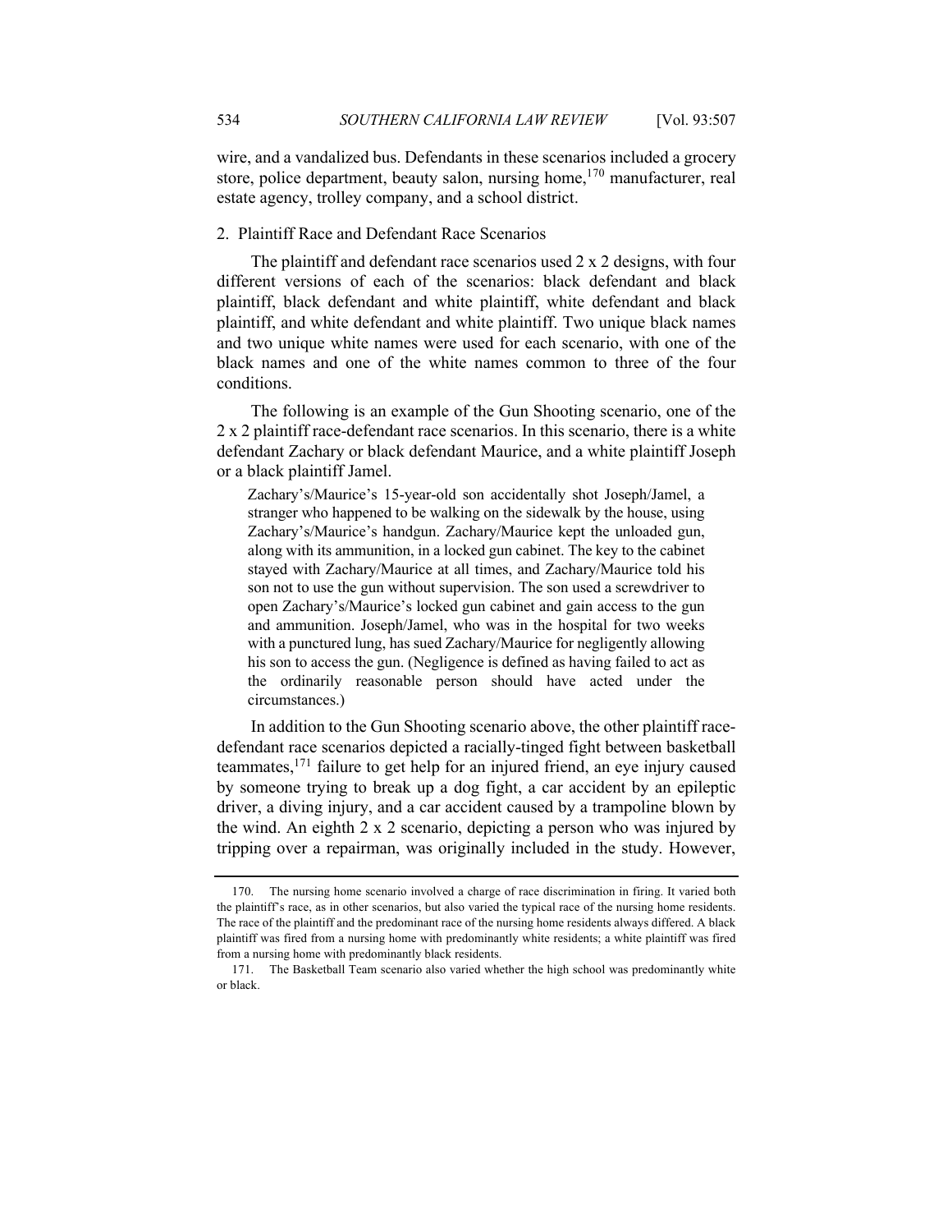wire, and a vandalized bus. Defendants in these scenarios included a grocery store, police department, beauty salon, nursing home,[170] manufacturer, real estate agency, trolley company, and a school district.

### 2. Plaintiff Race and Defendant Race Scenarios

The plaintiff and defendant race scenarios used 2 x 2 designs, with four different versions of each of the scenarios: black defendant and black plaintiff, black defendant and white plaintiff, white defendant and black plaintiff, and white defendant and white plaintiff. Two unique black names and two unique white names were used for each scenario, with one of the black names and one of the white names common to three of the four conditions.

The following is an example of the Gun Shooting scenario, one of the 2 x 2 plaintiff race-defendant race scenarios. In this scenario, there is a white defendant Zachary or black defendant Maurice, and a white plaintiff Joseph or a black plaintiff Jamel.

> Zachary's/Maurice's 15-year-old son accidentally shot Joseph/Jamel, a stranger who happened to be walking on the sidewalk by the house, using Zachary's/Maurice's handgun. Zachary/Maurice kept the unloaded gun, along with its ammunition, in a locked gun cabinet. The key to the cabinet stayed with Zachary/Maurice at all times, and Zachary/Maurice told his son not to use the gun without supervision. The son used a screwdriver to open Zachary's/Maurice's locked gun cabinet and gain access to the gun and ammunition. Joseph/Jamel, who was in the hospital for two weeks with a punctured lung, has sued Zachary/Maurice for negligently allowing his son to access the gun. (Negligence is defined as having failed to act as the ordinarily reasonable person should have acted under the circumstances.)

In addition to the Gun Shooting scenario above, the other plaintiff race-defendant race scenarios depicted a racially-tinged fight between basketball teammates,[171] failure to get help for an injured friend, an eye injury caused by someone trying to break up a dog fight, a car accident by an epileptic driver, a diving injury, and a car accident caused by a trampoline blown by the wind. An eighth 2 x 2 scenario, depicting a person who was injured by tripping over a repairman, was originally included in the study. However,

---

170. The nursing home scenario involved a charge of race discrimination in firing. It varied both the plaintiff's race, as in other scenarios, but also varied the typical race of the nursing home residents. The race of the plaintiff and the predominant race of the nursing home residents always differed. A black plaintiff was fired from a nursing home with predominantly white residents; a white plaintiff was fired from a nursing home with predominantly black residents.

171. The Basketball Team scenario also varied whether the high school was predominantly white or black.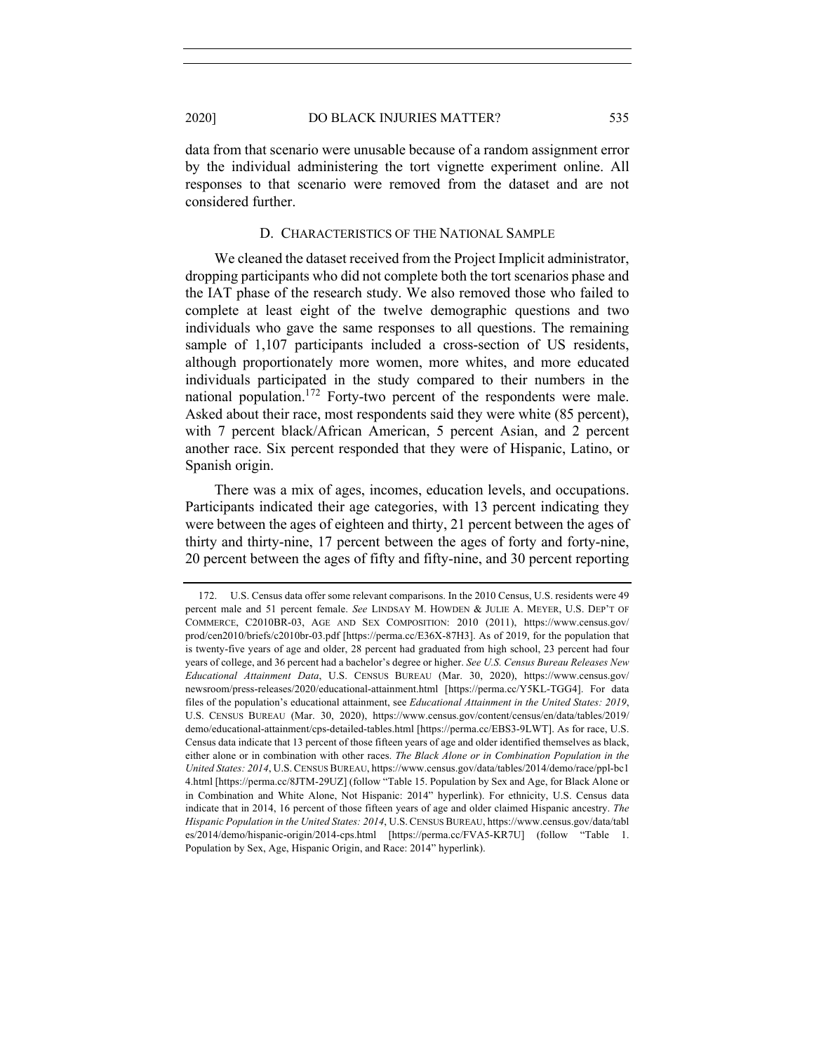data from that scenario were unusable because of a random assignment error by the individual administering the tort vignette experiment online. All responses to that scenario were removed from the dataset and are not considered further.

### D. Characteristics of the National Sample

We cleaned the dataset received from the Project Implicit administrator, dropping participants who did not complete both the tort scenarios phase and the IAT phase of the research study. We also removed those who failed to complete at least eight of the twelve demographic questions and two individuals who gave the same responses to all questions. The remaining sample of 1,107 participants included a cross-section of US residents, although proportionately more women, more whites, and more educated individuals participated in the study compared to their numbers in the national population.[172] Forty-two percent of the respondents were male. Asked about their race, most respondents said they were white (85 percent), with 7 percent black/African American, 5 percent Asian, and 2 percent another race. Six percent responded that they were of Hispanic, Latino, or Spanish origin.

There was a mix of ages, incomes, education levels, and occupations. Participants indicated their age categories, with 13 percent indicating they were between the ages of eighteen and thirty, 21 percent between the ages of thirty and thirty-nine, 17 percent between the ages of forty and forty-nine, 20 percent between the ages of fifty and fifty-nine, and 30 percent reporting

---

172. U.S. Census data offer some relevant comparisons. In the 2010 Census, U.S. residents were 49 percent male and 51 percent female. *See* LINDSAY M. HOWDEN & JULIE A. MEYER, U.S. DEP'T OF COMMERCE, C2010BR-03, AGE AND SEX COMPOSITION: 2010 (2011), https://www.census.gov/prod/cen2010/briefs/c2010br-03.pdf [https://perma.cc/E36X-87H3]. As of 2019, for the population that is twenty-five years of age and older, 28 percent had graduated from high school, 23 percent had four years of college, and 36 percent had a bachelor's degree or higher. *See U.S. Census Bureau Releases New Educational Attainment Data*, U.S. CENSUS BUREAU (Mar. 30, 2020), https://www.census.gov/newsroom/press-releases/2020/educational-attainment.html [https://perma.cc/Y5KL-TGG4]. For data files of the population's educational attainment, see *Educational Attainment in the United States: 2019*, U.S. CENSUS BUREAU (Mar. 30, 2020), https://www.census.gov/content/census/en/data/tables/2019/demo/educational-attainment/cps-detailed-tables.html [https://perma.cc/EBS3-9LWT]. As for race, U.S. Census data indicate that 13 percent of those fifteen years of age and older identified themselves as black, either alone or in combination with other races. *The Black Alone or in Combination Population in the United States: 2014*, U.S. CENSUS BUREAU, https://www.census.gov/data/tables/2014/demo/race/ppl-bc14.html [https://perma.cc/8JTM-29UZ] (follow "Table 15. Population by Sex and Age, for Black Alone or in Combination and White Alone, Not Hispanic: 2014" hyperlink). For ethnicity, U.S. Census data indicate that in 2014, 16 percent of those fifteen years of age and older claimed Hispanic ancestry. *The Hispanic Population in the United States: 2014*, U.S. CENSUS BUREAU, https://www.census.gov/data/tables/2014/demo/hispanic-origin/2014-cps.html [https://perma.cc/FVA5-KR7U] (follow "Table 1. Population by Sex, Age, Hispanic Origin, and Race: 2014" hyperlink).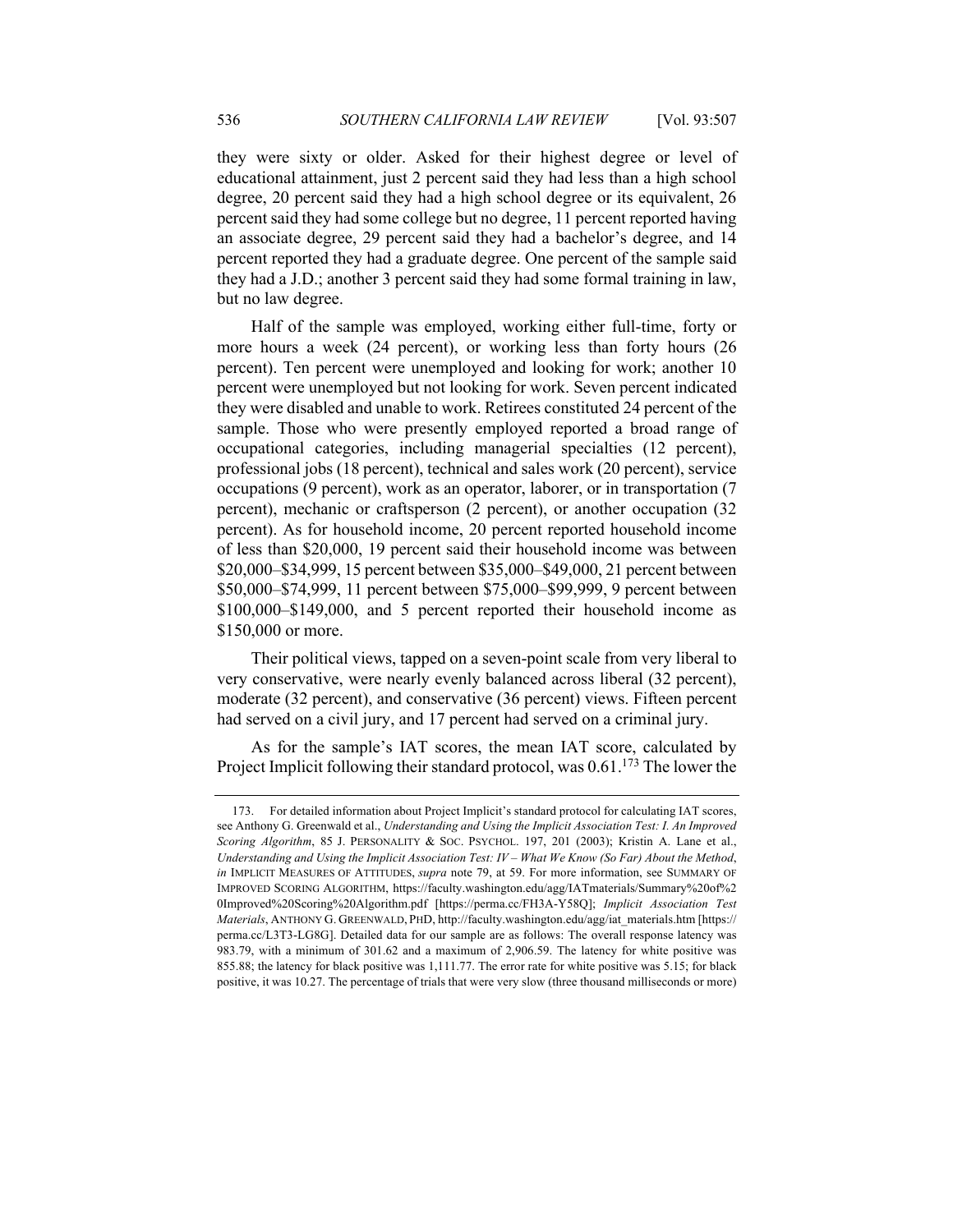they were sixty or older. Asked for their highest degree or level of educational attainment, just 2 percent said they had less than a high school degree, 20 percent said they had a high school degree or its equivalent, 26 percent said they had some college but no degree, 11 percent reported having an associate degree, 29 percent said they had a bachelor's degree, and 14 percent reported they had a graduate degree. One percent of the sample said they had a J.D.; another 3 percent said they had some formal training in law, but no law degree.

Half of the sample was employed, working either full-time, forty or more hours a week (24 percent), or working less than forty hours (26 percent). Ten percent were unemployed and looking for work; another 10 percent were unemployed but not looking for work. Seven percent indicated they were disabled and unable to work. Retirees constituted 24 percent of the sample. Those who were presently employed reported a broad range of occupational categories, including managerial specialties (12 percent), professional jobs (18 percent), technical and sales work (20 percent), service occupations (9 percent), work as an operator, laborer, or in transportation (7 percent), mechanic or craftsperson (2 percent), or another occupation (32 percent). As for household income, 20 percent reported household income of less than \$20,000, 19 percent said their household income was between \$20,000–\$34,999, 15 percent between \$35,000–\$49,000, 21 percent between \$50,000–\$74,999, 11 percent between \$75,000–\$99,999, 9 percent between \$100,000–\$149,000, and 5 percent reported their household income as \$150,000 or more.

Their political views, tapped on a seven-point scale from very liberal to very conservative, were nearly evenly balanced across liberal (32 percent), moderate (32 percent), and conservative (36 percent) views. Fifteen percent had served on a civil jury, and 17 percent had served on a criminal jury.

As for the sample's IAT scores, the mean IAT score, calculated by Project Implicit following their standard protocol, was 0.61.[173] The lower the

---

173. For detailed information about Project Implicit's standard protocol for calculating IAT scores, see Anthony G. Greenwald et al., *Understanding and Using the Implicit Association Test: I. An Improved Scoring Algorithm*, 85 J. PERSONALITY & SOC. PSYCHOL. 197, 201 (2003); Kristin A. Lane et al., *Understanding and Using the Implicit Association Test: IV – What We Know (So Far) About the Method*, *in* IMPLICIT MEASURES OF ATTITUDES, *supra* note 79, at 59. For more information, see SUMMARY OF IMPROVED SCORING ALGORITHM, https://faculty.washington.edu/agg/IATmaterials/Summary%20of%20Improved%20Scoring%20Algorithm.pdf [https://perma.cc/FH3A-Y58Q]; *Implicit Association Test Materials*, ANTHONY G. GREENWALD, PHD, http://faculty.washington.edu/agg/iat_materials.htm [https://perma.cc/L3T3-LG8G]. Detailed data for our sample are as follows: The overall response latency was 983.79, with a minimum of 301.62 and a maximum of 2,906.59. The latency for white positive was 855.88; the latency for black positive was 1,111.77. The error rate for white positive was 5.15; for black positive, it was 10.27. The percentage of trials that were very slow (three thousand milliseconds or more)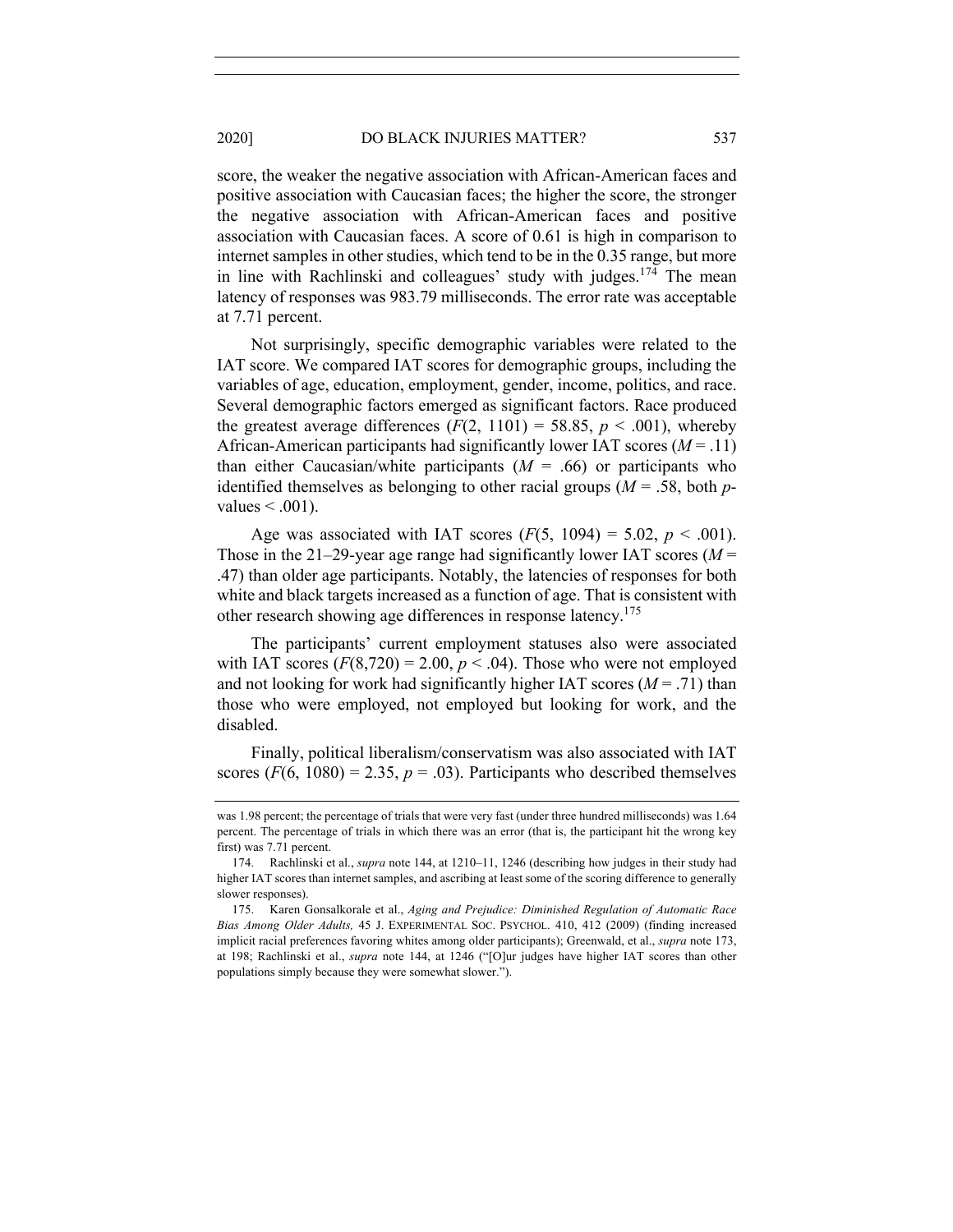score, the weaker the negative association with African-American faces and positive association with Caucasian faces; the higher the score, the stronger the negative association with African-American faces and positive association with Caucasian faces. A score of 0.61 is high in comparison to internet samples in other studies, which tend to be in the 0.35 range, but more in line with Rachlinski and colleagues' study with judges.[174] The mean latency of responses was 983.79 milliseconds. The error rate was acceptable at 7.71 percent.

Not surprisingly, specific demographic variables were related to the IAT score. We compared IAT scores for demographic groups, including the variables of age, education, employment, gender, income, politics, and race. Several demographic factors emerged as significant factors. Race produced the greatest average differences ($F(2, 1101) = 58.85$, $p < .001$), whereby African-American participants had significantly lower IAT scores ($M = .11$) than either Caucasian/white participants ($M = .66$) or participants who identified themselves as belonging to other racial groups ($M = .58$, both $p$-values $< .001$).

Age was associated with IAT scores ($F(5, 1094) = 5.02$, $p < .001$). Those in the 21–29-year age range had significantly lower IAT scores ($M = .47$) than older age participants. Notably, the latencies of responses for both white and black targets increased as a function of age. That is consistent with other research showing age differences in response latency.[175]

The participants' current employment statuses also were associated with IAT scores ($F(8,720) = 2.00$, $p < .04$). Those who were not employed and not looking for work had significantly higher IAT scores ($M = .71$) than those who were employed, not employed but looking for work, and the disabled.

Finally, political liberalism/conservatism was also associated with IAT scores ($F(6, 1080) = 2.35$, $p = .03$). Participants who described themselves

---

was 1.98 percent; the percentage of trials that were very fast (under three hundred milliseconds) was 1.64 percent. The percentage of trials in which there was an error (that is, the participant hit the wrong key first) was 7.71 percent.

174. Rachlinski et al., *supra* note 144, at 1210–11, 1246 (describing how judges in their study had higher IAT scores than internet samples, and ascribing at least some of the scoring difference to generally slower responses).

175. Karen Gonsalkorale et al., *Aging and Prejudice: Diminished Regulation of Automatic Race Bias Among Older Adults,* 45 J. EXPERIMENTAL SOC. PSYCHOL. 410, 412 (2009) (finding increased implicit racial preferences favoring whites among older participants); Greenwald, et al., *supra* note 173, at 198; Rachlinski et al., *supra* note 144, at 1246 ("[O]ur judges have higher IAT scores than other populations simply because they were somewhat slower.").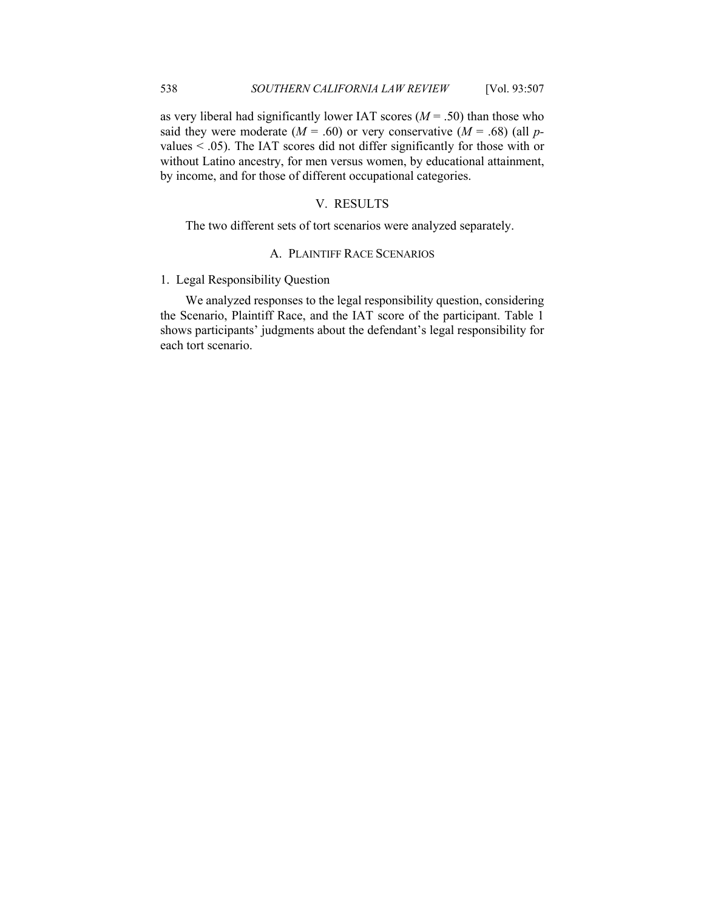as very liberal had significantly lower IAT scores ($M = .50$) than those who said they were moderate ($M = .60$) or very conservative ($M = .68$) (all $p$-values $< .05$). The IAT scores did not differ significantly for those with or without Latino ancestry, for men versus women, by educational attainment, by income, and for those of different occupational categories.

## V. RESULTS

The two different sets of tort scenarios were analyzed separately.

### A. PLAINTIFF RACE SCENARIOS

#### 1. Legal Responsibility Question

We analyzed responses to the legal responsibility question, considering the Scenario, Plaintiff Race, and the IAT score of the participant. Table 1 shows participants' judgments about the defendant's legal responsibility for each tort scenario.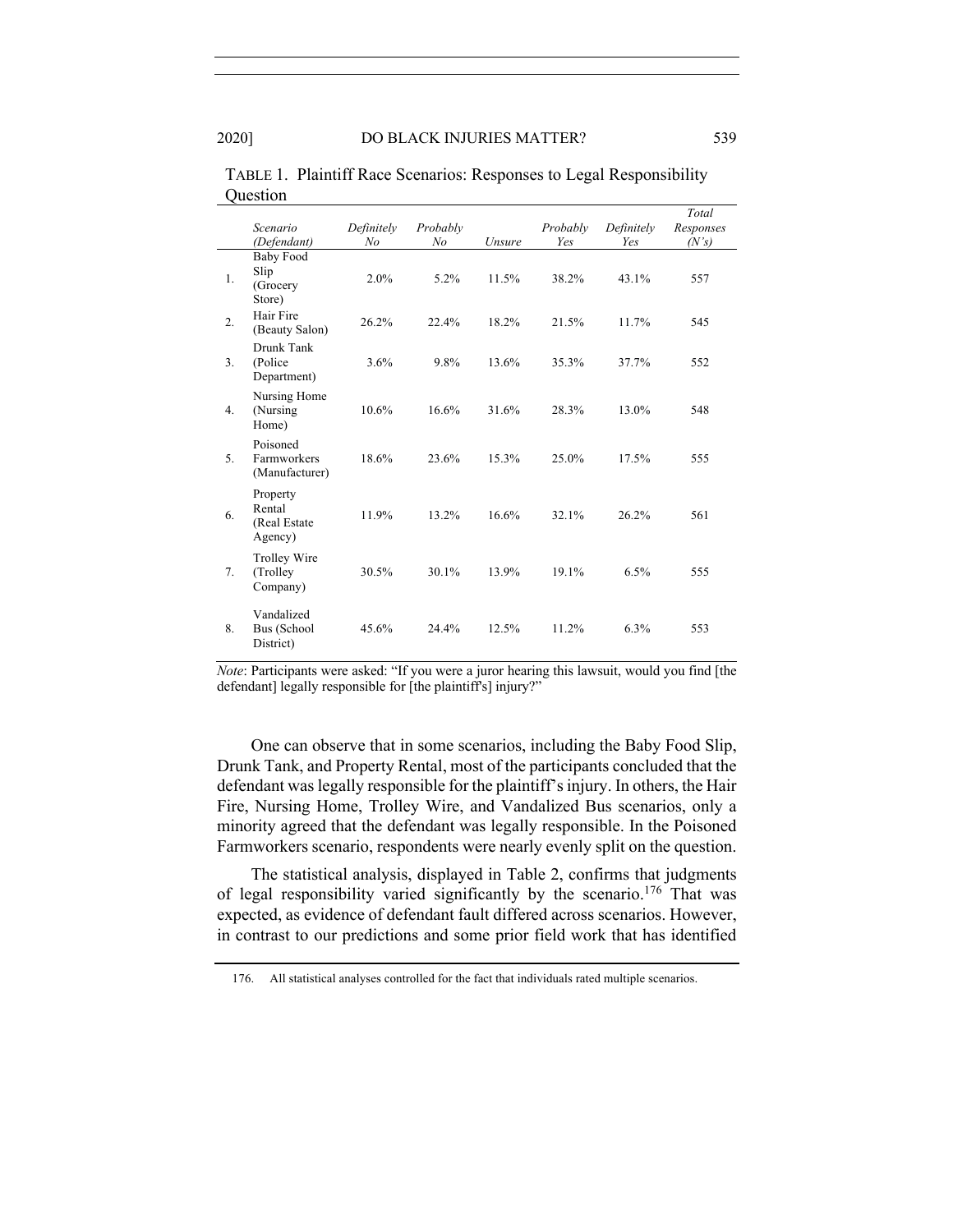TABLE 1. Plaintiff Race Scenarios: Responses to Legal Responsibility Question

| | *Scenario (Defendant)* | *Definitely No* | *Probably No* | *Unsure* | *Probably Yes* | *Definitely Yes* | *Total Responses (N's)* |
|---|---|---|---|---|---|---|---|
| 1. | Baby Food Slip (Grocery Store) | 2.0% | 5.2% | 11.5% | 38.2% | 43.1% | 557 |
| 2. | Hair Fire (Beauty Salon) | 26.2% | 22.4% | 18.2% | 21.5% | 11.7% | 545 |
| 3. | Drunk Tank (Police Department) | 3.6% | 9.8% | 13.6% | 35.3% | 37.7% | 552 |
| 4. | Nursing Home (Nursing Home) | 10.6% | 16.6% | 31.6% | 28.3% | 13.0% | 548 |
| 5. | Poisoned Farmworkers (Manufacturer) | 18.6% | 23.6% | 15.3% | 25.0% | 17.5% | 555 |
| 6. | Property Rental (Real Estate Agency) | 11.9% | 13.2% | 16.6% | 32.1% | 26.2% | 561 |
| 7. | Trolley Wire (Trolley Company) | 30.5% | 30.1% | 13.9% | 19.1% | 6.5% | 555 |
| 8. | Vandalized Bus (School District) | 45.6% | 24.4% | 12.5% | 11.2% | 6.3% | 553 |

*Note*: Participants were asked: "If you were a juror hearing this lawsuit, would you find [the defendant] legally responsible for [the plaintiff's] injury?"

One can observe that in some scenarios, including the Baby Food Slip, Drunk Tank, and Property Rental, most of the participants concluded that the defendant was legally responsible for the plaintiff's injury. In others, the Hair Fire, Nursing Home, Trolley Wire, and Vandalized Bus scenarios, only a minority agreed that the defendant was legally responsible. In the Poisoned Farmworkers scenario, respondents were nearly evenly split on the question.

The statistical analysis, displayed in Table 2, confirms that judgments of legal responsibility varied significantly by the scenario.[176] That was expected, as evidence of defendant fault differed across scenarios. However, in contrast to our predictions and some prior field work that has identified

176. All statistical analyses controlled for the fact that individuals rated multiple scenarios.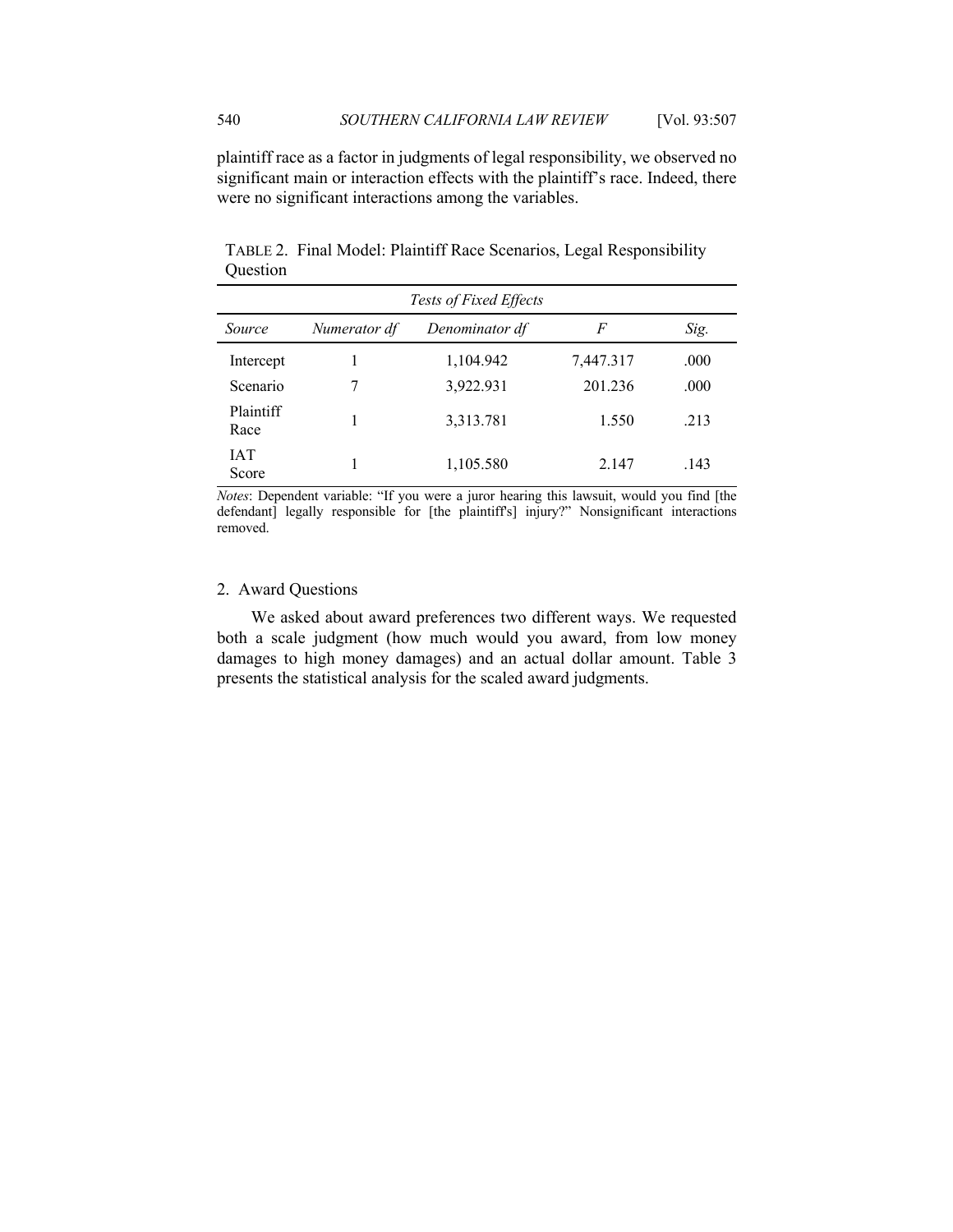plaintiff race as a factor in judgments of legal responsibility, we observed no significant main or interaction effects with the plaintiff's race. Indeed, there were no significant interactions among the variables.

TABLE 2. Final Model: Plaintiff Race Scenarios, Legal Responsibility Question

| *Tests of Fixed Effects* | | | | |
|---|---|---|---|---|
| *Source* | *Numerator df* | *Denominator df* | *F* | *Sig.* |
| Intercept | 1 | 1,104.942 | 7,447.317 | .000 |
| Scenario | 7 | 3,922.931 | 201.236 | .000 |
| Plaintiff Race | 1 | 3,313.781 | 1.550 | .213 |
| IAT Score | 1 | 1,105.580 | 2.147 | .143 |

*Notes*: Dependent variable: "If you were a juror hearing this lawsuit, would you find [the defendant] legally responsible for [the plaintiff's] injury?" Nonsignificant interactions removed.

### 2. Award Questions

We asked about award preferences two different ways. We requested both a scale judgment (how much would you award, from low money damages to high money damages) and an actual dollar amount. Table 3 presents the statistical analysis for the scaled award judgments.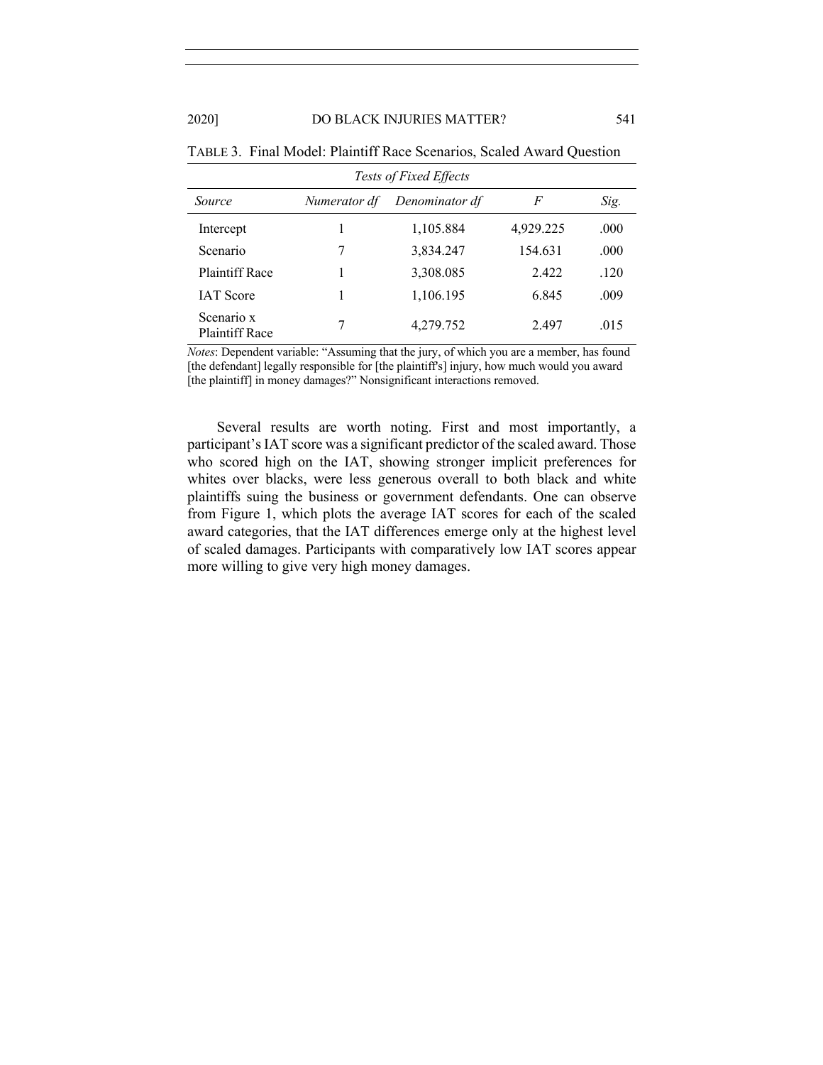TABLE 3. Final Model: Plaintiff Race Scenarios, Scaled Award Question

| *Tests of Fixed Effects* | | | | |
|---|---|---|---|---|
| *Source* | *Numerator df* | *Denominator df* | *F* | *Sig.* |
| Intercept | 1 | 1,105.884 | 4,929.225 | .000 |
| Scenario | 7 | 3,834.247 | 154.631 | .000 |
| Plaintiff Race | 1 | 3,308.085 | 2.422 | .120 |
| IAT Score | 1 | 1,106.195 | 6.845 | .009 |
| Scenario x Plaintiff Race | 7 | 4,279.752 | 2.497 | .015 |

*Notes*: Dependent variable: "Assuming that the jury, of which you are a member, has found [the defendant] legally responsible for [the plaintiff's] injury, how much would you award [the plaintiff] in money damages?" Nonsignificant interactions removed.

Several results are worth noting. First and most importantly, a participant's IAT score was a significant predictor of the scaled award. Those who scored high on the IAT, showing stronger implicit preferences for whites over blacks, were less generous overall to both black and white plaintiffs suing the business or government defendants. One can observe from Figure 1, which plots the average IAT scores for each of the scaled award categories, that the IAT differences emerge only at the highest level of scaled damages. Participants with comparatively low IAT scores appear more willing to give very high money damages.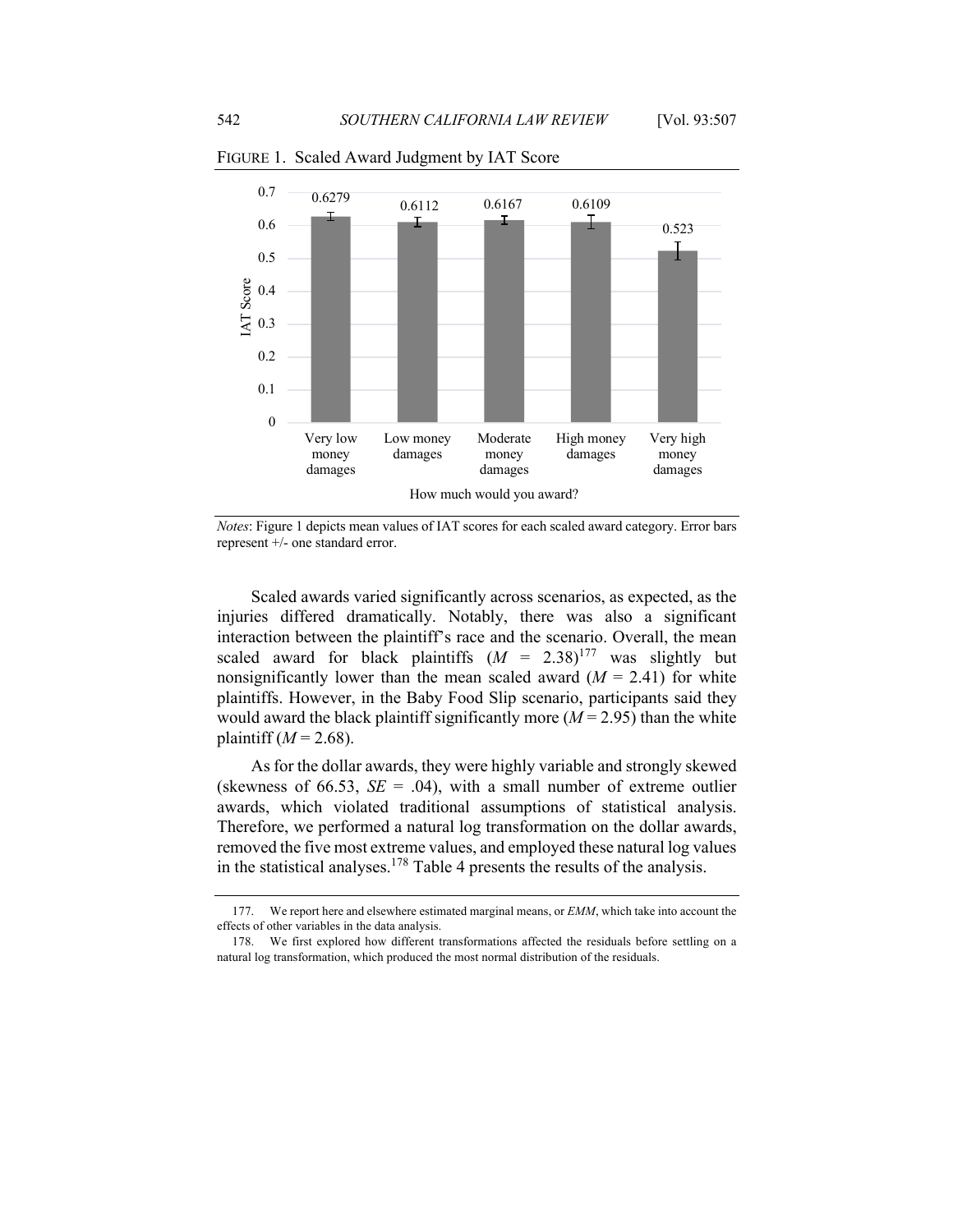FIGURE 1. Scaled Award Judgment by IAT Score

| How much would you award? | IAT Score |
|---|---|
| Very low money damages | 0.6279 |
| Low money damages | 0.6112 |
| Moderate money damages | 0.6167 |
| High money damages | 0.6109 |
| Very high money damages | 0.523 |

*Notes*: Figure 1 depicts mean values of IAT scores for each scaled award category. Error bars represent +/- one standard error.

Scaled awards varied significantly across scenarios, as expected, as the injuries differed dramatically. Notably, there was also a significant interaction between the plaintiff's race and the scenario. Overall, the mean scaled award for black plaintiffs ($M$ = 2.38)[177] was slightly but nonsignificantly lower than the mean scaled award ($M$ = 2.41) for white plaintiffs. However, in the Baby Food Slip scenario, participants said they would award the black plaintiff significantly more ($M$ = 2.95) than the white plaintiff ($M$ = 2.68).

As for the dollar awards, they were highly variable and strongly skewed (skewness of 66.53, $SE$ = .04), with a small number of extreme outlier awards, which violated traditional assumptions of statistical analysis. Therefore, we performed a natural log transformation on the dollar awards, removed the five most extreme values, and employed these natural log values in the statistical analyses.[178] Table 4 presents the results of the analysis.

177. We report here and elsewhere estimated marginal means, or *EMM*, which take into account the effects of other variables in the data analysis.

178. We first explored how different transformations affected the residuals before settling on a natural log transformation, which produced the most normal distribution of the residuals.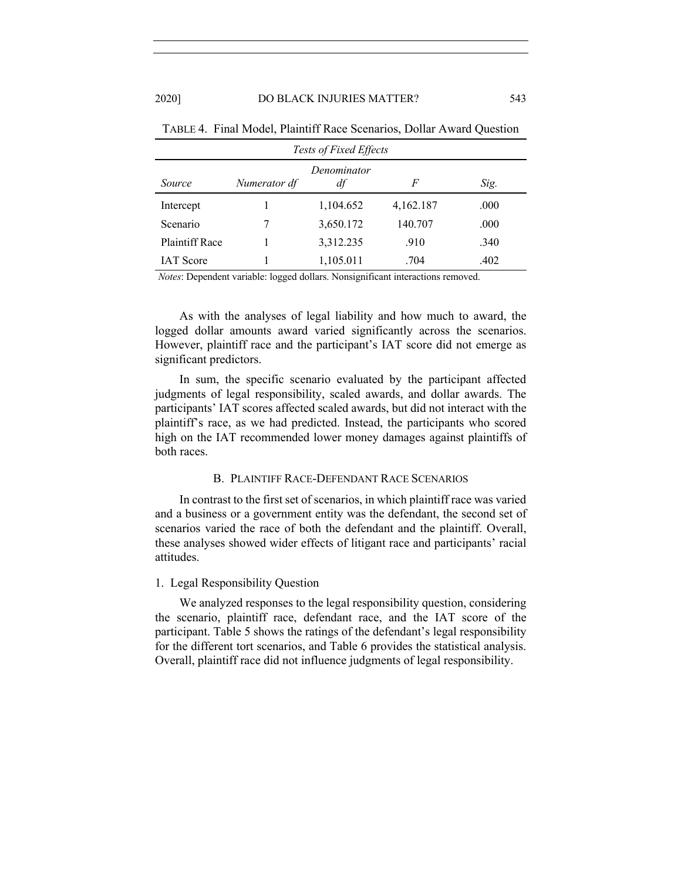TABLE 4. Final Model, Plaintiff Race Scenarios, Dollar Award Question

| *Tests of Fixed Effects* | | | | |
|---|---|---|---|---|
| *Source* | *Numerator df* | *Denominator df* | *F* | *Sig.* |
| Intercept | 1 | 1,104.652 | 4,162.187 | .000 |
| Scenario | 7 | 3,650.172 | 140.707 | .000 |
| Plaintiff Race | 1 | 3,312.235 | .910 | .340 |
| IAT Score | 1 | 1,105.011 | .704 | .402 |

*Notes*: Dependent variable: logged dollars. Nonsignificant interactions removed.

As with the analyses of legal liability and how much to award, the logged dollar amounts award varied significantly across the scenarios. However, plaintiff race and the participant's IAT score did not emerge as significant predictors.

In sum, the specific scenario evaluated by the participant affected judgments of legal responsibility, scaled awards, and dollar awards. The participants' IAT scores affected scaled awards, but did not interact with the plaintiff's race, as we had predicted. Instead, the participants who scored high on the IAT recommended lower money damages against plaintiffs of both races.

### B. Plaintiff Race-Defendant Race Scenarios

In contrast to the first set of scenarios, in which plaintiff race was varied and a business or a government entity was the defendant, the second set of scenarios varied the race of both the defendant and the plaintiff. Overall, these analyses showed wider effects of litigant race and participants' racial attitudes.

#### 1. Legal Responsibility Question

We analyzed responses to the legal responsibility question, considering the scenario, plaintiff race, defendant race, and the IAT score of the participant. Table 5 shows the ratings of the defendant's legal responsibility for the different tort scenarios, and Table 6 provides the statistical analysis. Overall, plaintiff race did not influence judgments of legal responsibility.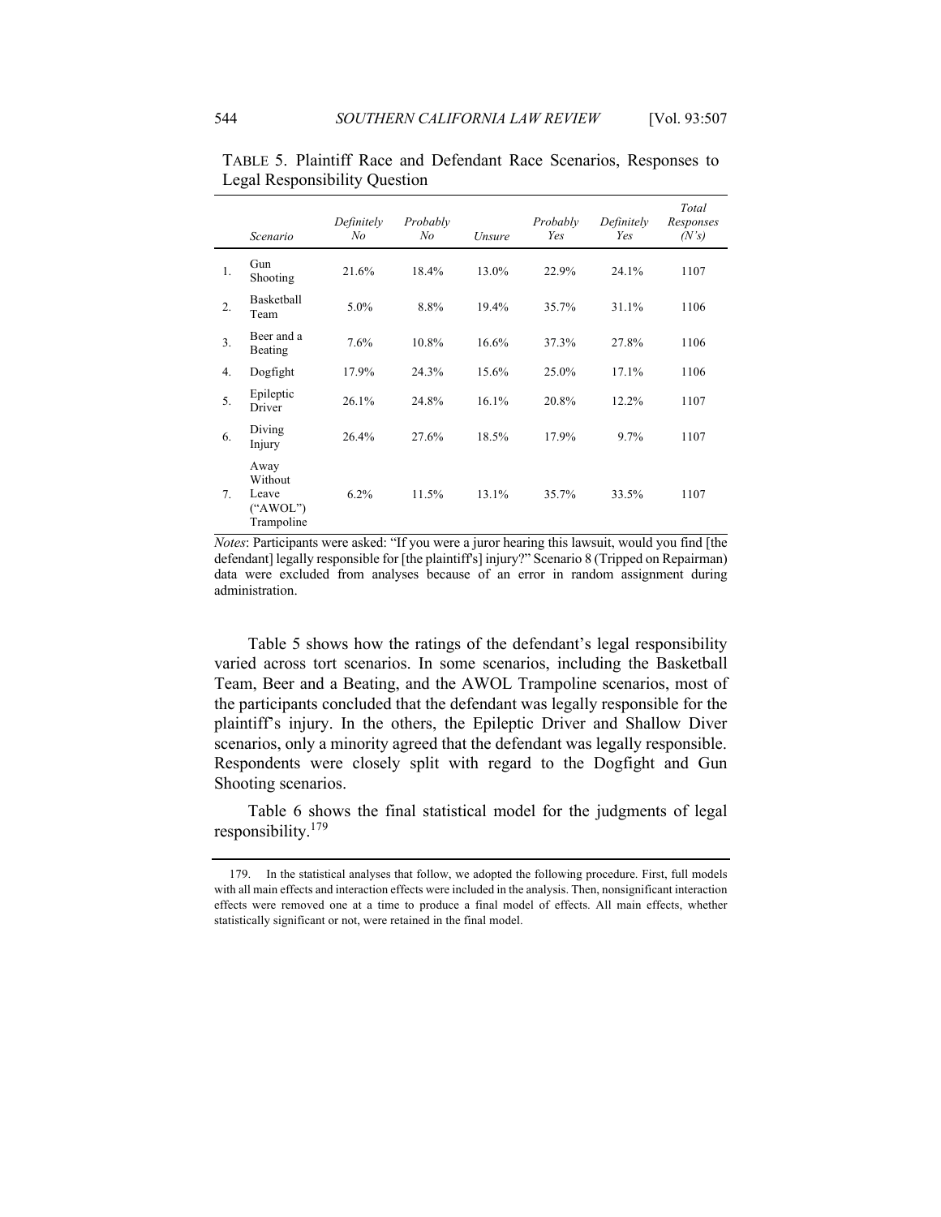TABLE 5. Plaintiff Race and Defendant Race Scenarios, Responses to Legal Responsibility Question

| | *Scenario* | *Definitely No* | *Probably No* | *Unsure* | *Probably Yes* | *Definitely Yes* | *Total Responses (N's)* |
|---|---|---|---|---|---|---|---|
| 1. | Gun Shooting | 21.6% | 18.4% | 13.0% | 22.9% | 24.1% | 1107 |
| 2. | Basketball Team | 5.0% | 8.8% | 19.4% | 35.7% | 31.1% | 1106 |
| 3. | Beer and a Beating | 7.6% | 10.8% | 16.6% | 37.3% | 27.8% | 1106 |
| 4. | Dogfight | 17.9% | 24.3% | 15.6% | 25.0% | 17.1% | 1106 |
| 5. | Epileptic Driver | 26.1% | 24.8% | 16.1% | 20.8% | 12.2% | 1107 |
| 6. | Diving Injury | 26.4% | 27.6% | 18.5% | 17.9% | 9.7% | 1107 |
| 7. | Away Without Leave ("AWOL") Trampoline | 6.2% | 11.5% | 13.1% | 35.7% | 33.5% | 1107 |

*Notes*: Participants were asked: "If you were a juror hearing this lawsuit, would you find [the defendant] legally responsible for [the plaintiff's] injury?" Scenario 8 (Tripped on Repairman) data were excluded from analyses because of an error in random assignment during administration.

Table 5 shows how the ratings of the defendant's legal responsibility varied across tort scenarios. In some scenarios, including the Basketball Team, Beer and a Beating, and the AWOL Trampoline scenarios, most of the participants concluded that the defendant was legally responsible for the plaintiff's injury. In the others, the Epileptic Driver and Shallow Diver scenarios, only a minority agreed that the defendant was legally responsible. Respondents were closely split with regard to the Dogfight and Gun Shooting scenarios.

Table 6 shows the final statistical model for the judgments of legal responsibility.[179]

---

179. In the statistical analyses that follow, we adopted the following procedure. First, full models with all main effects and interaction effects were included in the analysis. Then, nonsignificant interaction effects were removed one at a time to produce a final model of effects. All main effects, whether statistically significant or not, were retained in the final model.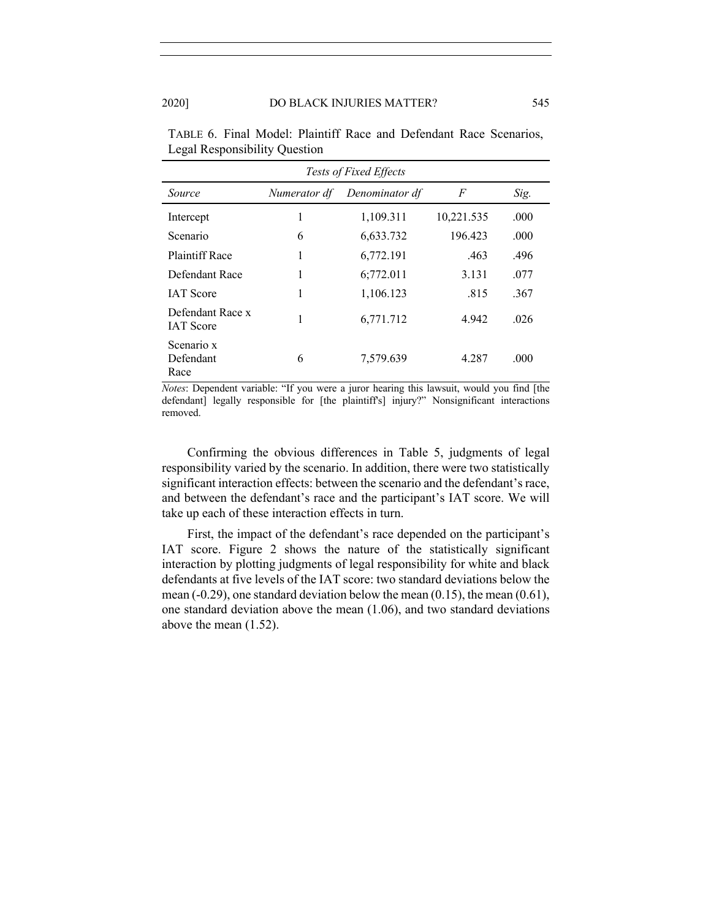TABLE 6. Final Model: Plaintiff Race and Defendant Race Scenarios, Legal Responsibility Question

| *Tests of Fixed Effects* | | | | |
|---|---|---|---|---|
| *Source* | *Numerator df* | *Denominator df* | *F* | *Sig.* |
| Intercept | 1 | 1,109.311 | 10,221.535 | .000 |
| Scenario | 6 | 6,633.732 | 196.423 | .000 |
| Plaintiff Race | 1 | 6,772.191 | .463 | .496 |
| Defendant Race | 1 | 6;772.011 | 3.131 | .077 |
| IAT Score | 1 | 1,106.123 | .815 | .367 |
| Defendant Race x IAT Score | 1 | 6,771.712 | 4.942 | .026 |
| Scenario x Defendant Race | 6 | 7,579.639 | 4.287 | .000 |

*Notes*: Dependent variable: "If you were a juror hearing this lawsuit, would you find [the defendant] legally responsible for [the plaintiff's] injury?" Nonsignificant interactions removed.

Confirming the obvious differences in Table 5, judgments of legal responsibility varied by the scenario. In addition, there were two statistically significant interaction effects: between the scenario and the defendant's race, and between the defendant's race and the participant's IAT score. We will take up each of these interaction effects in turn.

First, the impact of the defendant's race depended on the participant's IAT score. Figure 2 shows the nature of the statistically significant interaction by plotting judgments of legal responsibility for white and black defendants at five levels of the IAT score: two standard deviations below the mean (-0.29), one standard deviation below the mean (0.15), the mean (0.61), one standard deviation above the mean (1.06), and two standard deviations above the mean (1.52).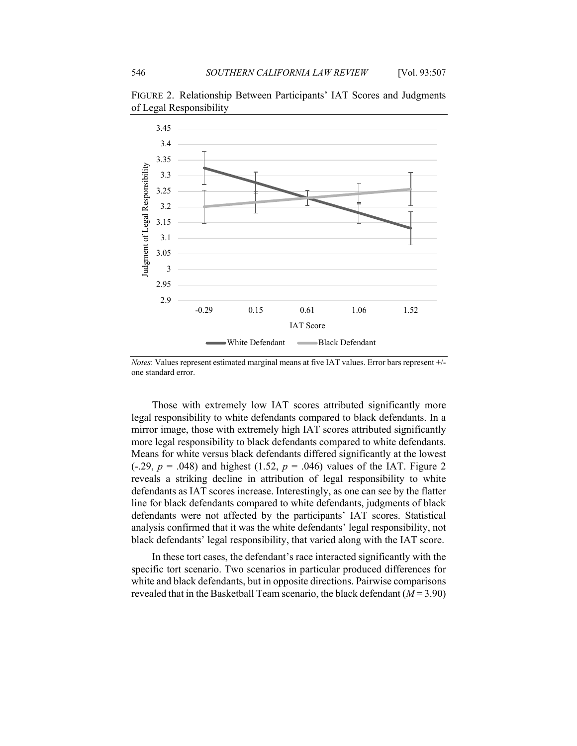FIGURE 2. Relationship Between Participants' IAT Scores and Judgments of Legal Responsibility

*Notes*: Values represent estimated marginal means at five IAT values. Error bars represent +/- one standard error.

Those with extremely low IAT scores attributed significantly more legal responsibility to white defendants compared to black defendants. In a mirror image, those with extremely high IAT scores attributed significantly more legal responsibility to black defendants compared to white defendants. Means for white versus black defendants differed significantly at the lowest (-.29, $p$ = .048) and highest (1.52, $p$ = .046) values of the IAT. Figure 2 reveals a striking decline in attribution of legal responsibility to white defendants as IAT scores increase. Interestingly, as one can see by the flatter line for black defendants compared to white defendants, judgments of black defendants were not affected by the participants' IAT scores. Statistical analysis confirmed that it was the white defendants' legal responsibility, not black defendants' legal responsibility, that varied along with the IAT score.

In these tort cases, the defendant's race interacted significantly with the specific tort scenario. Two scenarios in particular produced differences for white and black defendants, but in opposite directions. Pairwise comparisons revealed that in the Basketball Team scenario, the black defendant ($M$ = 3.90)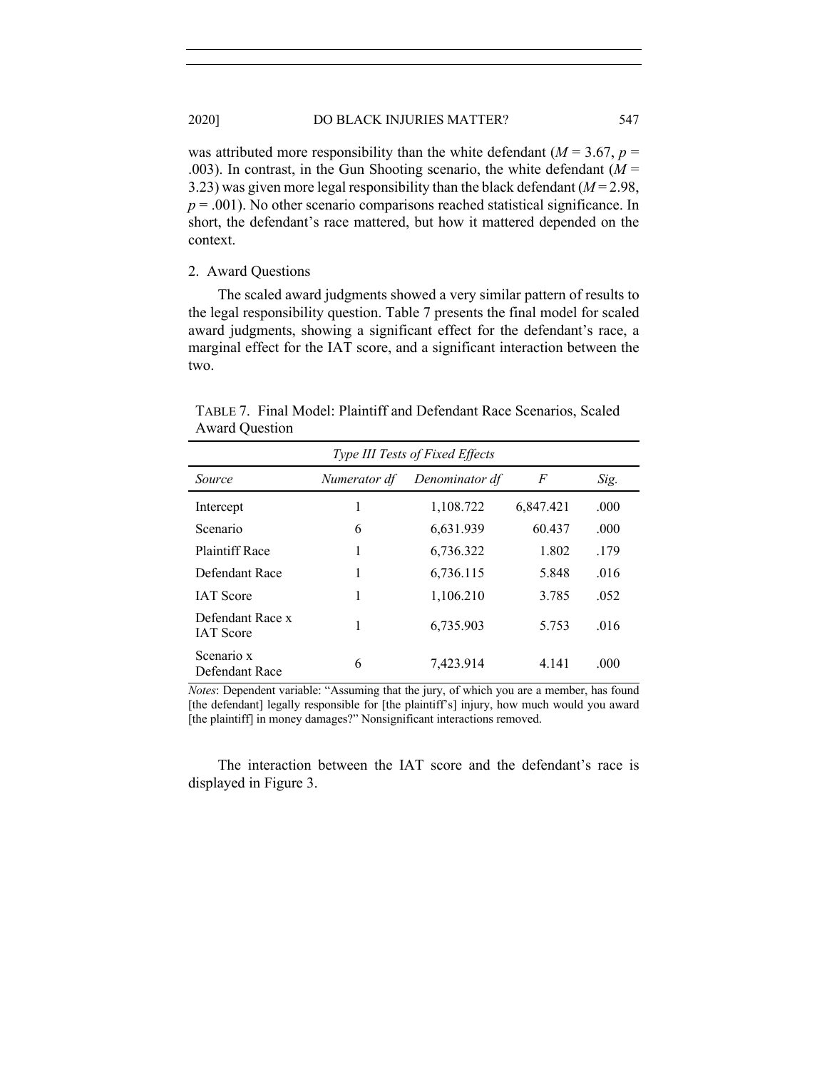was attributed more responsibility than the white defendant ($M$ = 3.67, $p$ = .003). In contrast, in the Gun Shooting scenario, the white defendant ($M$ = 3.23) was given more legal responsibility than the black defendant ($M$ = 2.98, $p$ = .001). No other scenario comparisons reached statistical significance. In short, the defendant's race mattered, but how it mattered depended on the context.

2. Award Questions

The scaled award judgments showed a very similar pattern of results to the legal responsibility question. Table 7 presents the final model for scaled award judgments, showing a significant effect for the defendant's race, a marginal effect for the IAT score, and a significant interaction between the two.

TABLE 7. Final Model: Plaintiff and Defendant Race Scenarios, Scaled Award Question

| *Type III Tests of Fixed Effects* | | | | |
|---|---|---|---|---|
| *Source* | *Numerator df* | *Denominator df* | *F* | *Sig.* |
| Intercept | 1 | 1,108.722 | 6,847.421 | .000 |
| Scenario | 6 | 6,631.939 | 60.437 | .000 |
| Plaintiff Race | 1 | 6,736.322 | 1.802 | .179 |
| Defendant Race | 1 | 6,736.115 | 5.848 | .016 |
| IAT Score | 1 | 1,106.210 | 3.785 | .052 |
| Defendant Race x IAT Score | 1 | 6,735.903 | 5.753 | .016 |
| Scenario x Defendant Race | 6 | 7,423.914 | 4.141 | .000 |

*Notes*: Dependent variable: "Assuming that the jury, of which you are a member, has found [the defendant] legally responsible for [the plaintiff's] injury, how much would you award [the plaintiff] in money damages?" Nonsignificant interactions removed.

The interaction between the IAT score and the defendant's race is displayed in Figure 3.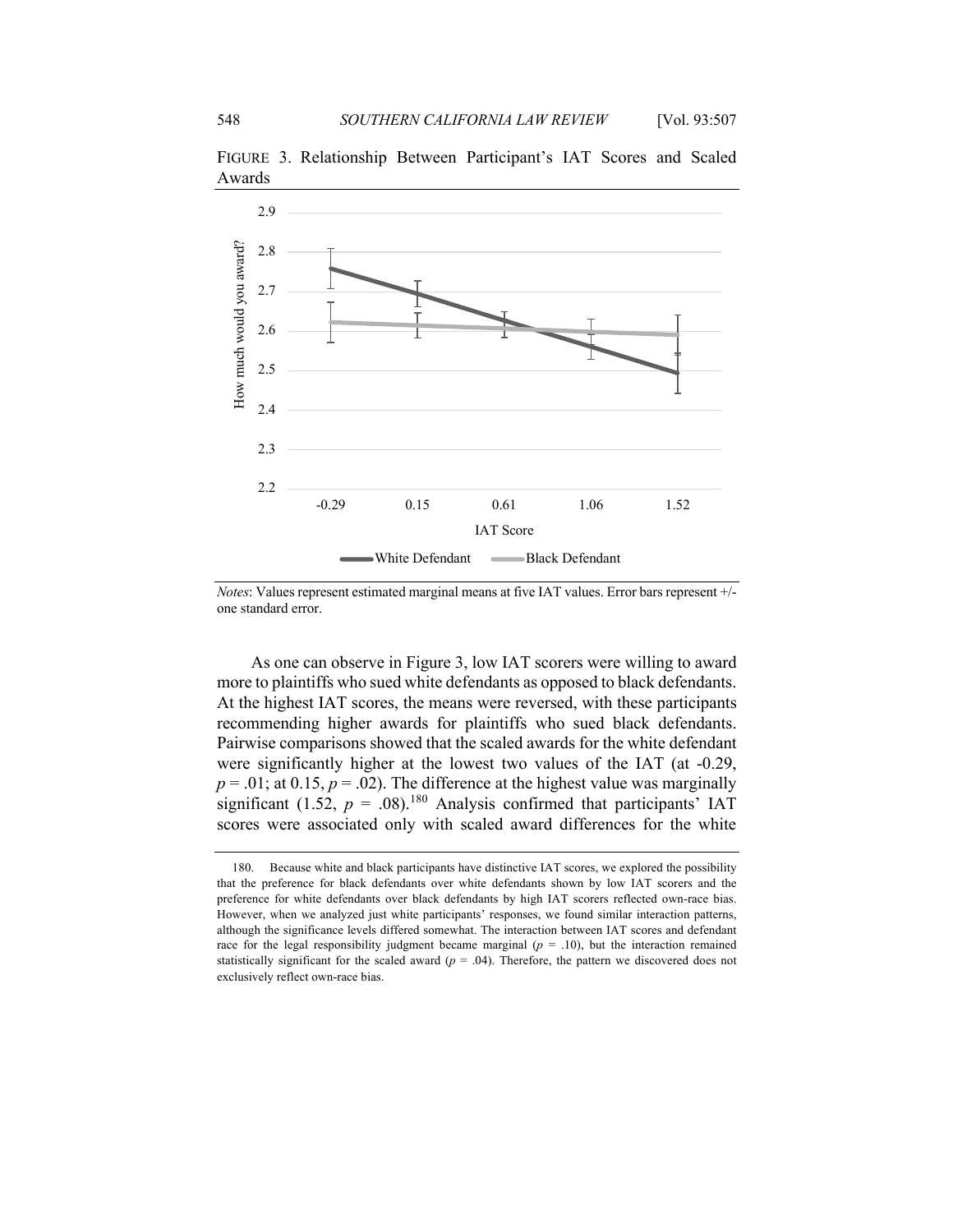FIGURE 3. Relationship Between Participant's IAT Scores and Scaled Awards

*Notes*: Values represent estimated marginal means at five IAT values. Error bars represent +/- one standard error.

As one can observe in Figure 3, low IAT scorers were willing to award more to plaintiffs who sued white defendants as opposed to black defendants. At the highest IAT scores, the means were reversed, with these participants recommending higher awards for plaintiffs who sued black defendants. Pairwise comparisons showed that the scaled awards for the white defendant were significantly higher at the lowest two values of the IAT (at -0.29, $p = .01$; at 0.15, $p = .02$). The difference at the highest value was marginally significant (1.52, $p = .08$).[180] Analysis confirmed that participants' IAT scores were associated only with scaled award differences for the white

180. Because white and black participants have distinctive IAT scores, we explored the possibility that the preference for black defendants over white defendants shown by low IAT scorers and the preference for white defendants over black defendants by high IAT scorers reflected own-race bias. However, when we analyzed just white participants' responses, we found similar interaction patterns, although the significance levels differed somewhat. The interaction between IAT scores and defendant race for the legal responsibility judgment became marginal ($p = .10$), but the interaction remained statistically significant for the scaled award ($p = .04$). Therefore, the pattern we discovered does not exclusively reflect own-race bias.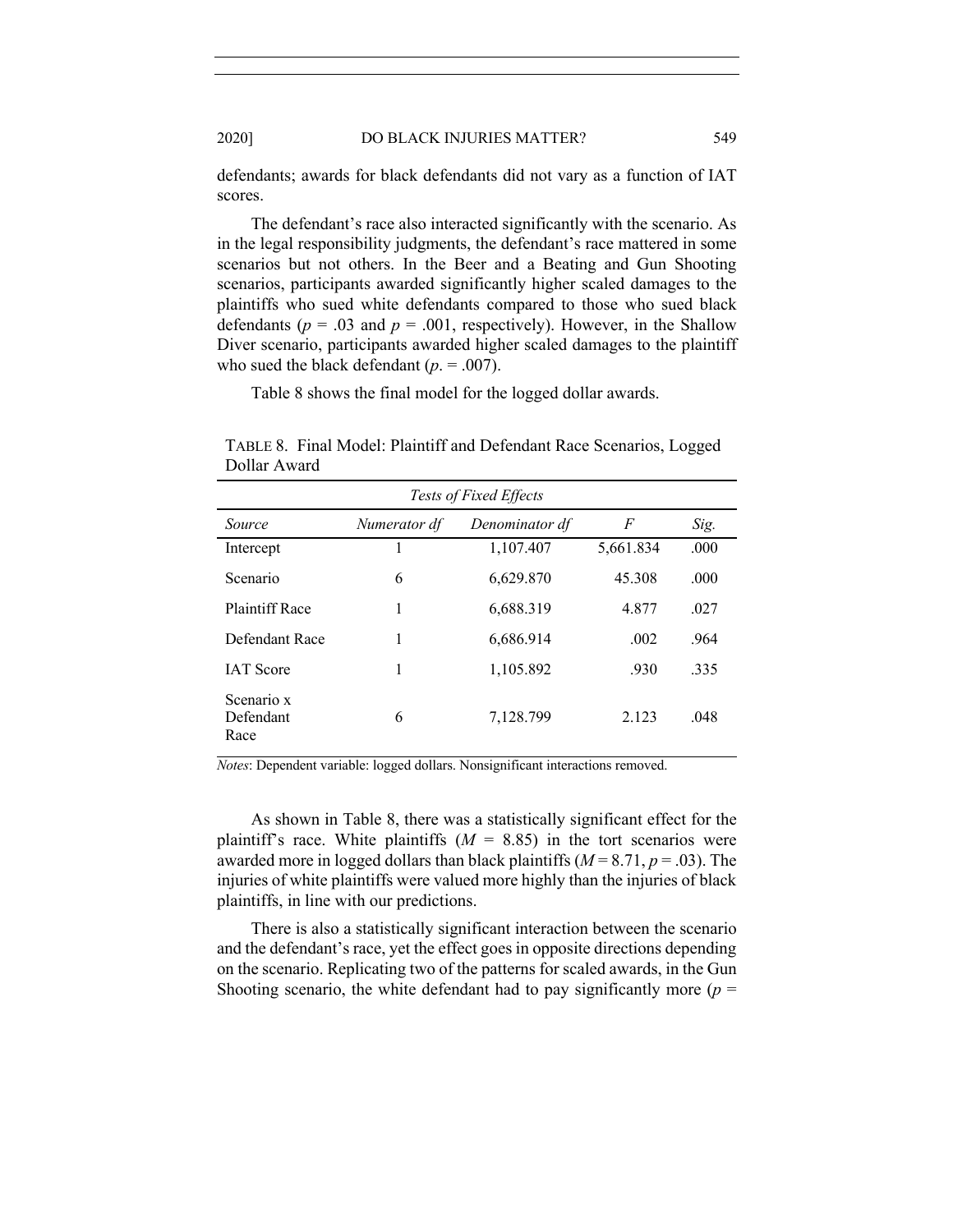defendants; awards for black defendants did not vary as a function of IAT scores.

The defendant's race also interacted significantly with the scenario. As in the legal responsibility judgments, the defendant's race mattered in some scenarios but not others. In the Beer and a Beating and Gun Shooting scenarios, participants awarded significantly higher scaled damages to the plaintiffs who sued white defendants compared to those who sued black defendants ($p$ = .03 and $p$ = .001, respectively). However, in the Shallow Diver scenario, participants awarded higher scaled damages to the plaintiff who sued the black defendant ($p$. = .007).

Table 8 shows the final model for the logged dollar awards.

TABLE 8. Final Model: Plaintiff and Defendant Race Scenarios, Logged Dollar Award

| *Tests of Fixed Effects* | | | | |
|---|---|---|---|---|
| *Source* | *Numerator df* | *Denominator df* | *F* | *Sig.* |
| Intercept | 1 | 1,107.407 | 5,661.834 | .000 |
| Scenario | 6 | 6,629.870 | 45.308 | .000 |
| Plaintiff Race | 1 | 6,688.319 | 4.877 | .027 |
| Defendant Race | 1 | 6,686.914 | .002 | .964 |
| IAT Score | 1 | 1,105.892 | .930 | .335 |
| Scenario x Defendant Race | 6 | 7,128.799 | 2.123 | .048 |

*Notes*: Dependent variable: logged dollars. Nonsignificant interactions removed.

As shown in Table 8, there was a statistically significant effect for the plaintiff's race. White plaintiffs ($M$ = 8.85) in the tort scenarios were awarded more in logged dollars than black plaintiffs ($M$ = 8.71, $p$ = .03). The injuries of white plaintiffs were valued more highly than the injuries of black plaintiffs, in line with our predictions.

There is also a statistically significant interaction between the scenario and the defendant's race, yet the effect goes in opposite directions depending on the scenario. Replicating two of the patterns for scaled awards, in the Gun Shooting scenario, the white defendant had to pay significantly more ($p$ =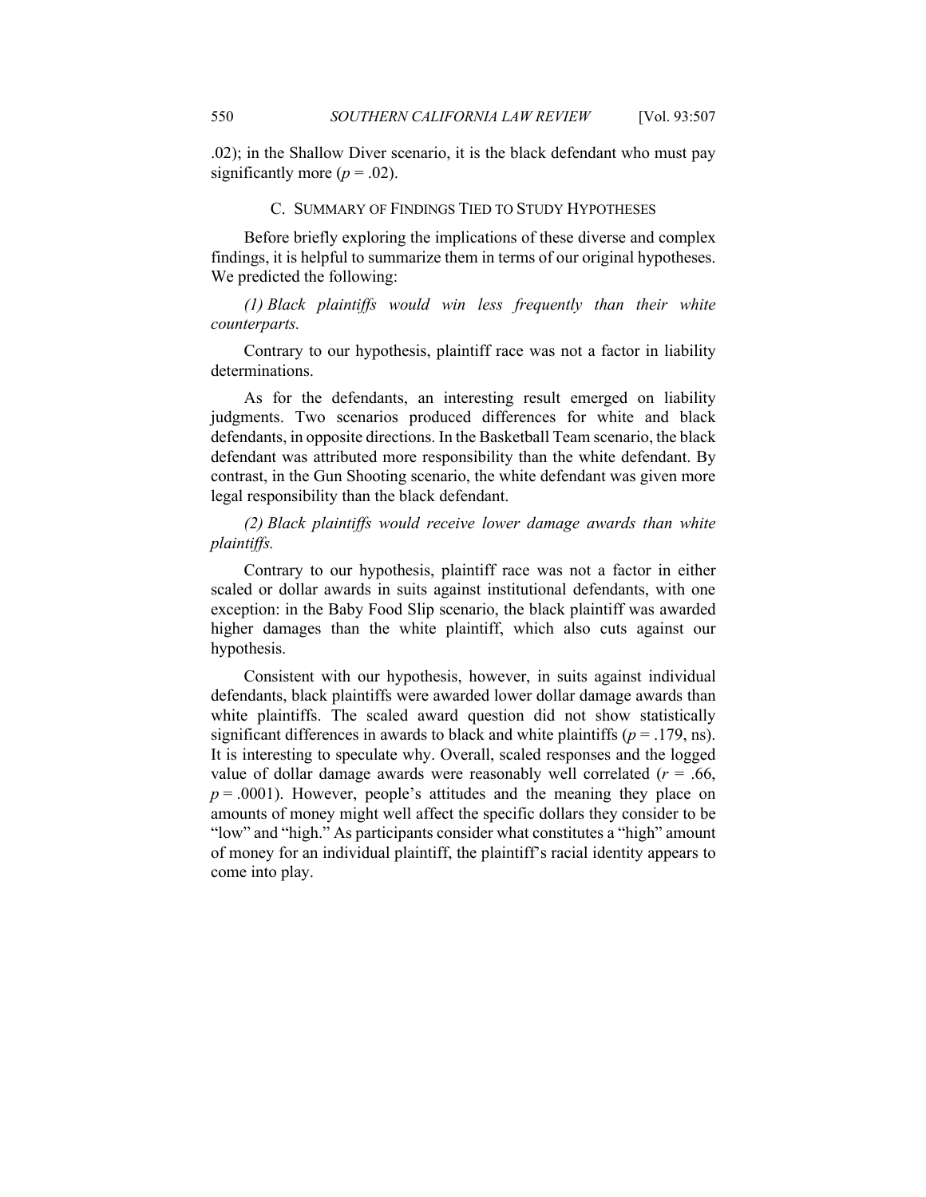.02); in the Shallow Diver scenario, it is the black defendant who must pay significantly more ($p = .02$).

### C. Summary of Findings Tied to Study Hypotheses

Before briefly exploring the implications of these diverse and complex findings, it is helpful to summarize them in terms of our original hypotheses. We predicted the following:

*(1) Black plaintiffs would win less frequently than their white counterparts.*

Contrary to our hypothesis, plaintiff race was not a factor in liability determinations.

As for the defendants, an interesting result emerged on liability judgments. Two scenarios produced differences for white and black defendants, in opposite directions. In the Basketball Team scenario, the black defendant was attributed more responsibility than the white defendant. By contrast, in the Gun Shooting scenario, the white defendant was given more legal responsibility than the black defendant.

*(2) Black plaintiffs would receive lower damage awards than white plaintiffs.*

Contrary to our hypothesis, plaintiff race was not a factor in either scaled or dollar awards in suits against institutional defendants, with one exception: in the Baby Food Slip scenario, the black plaintiff was awarded higher damages than the white plaintiff, which also cuts against our hypothesis.

Consistent with our hypothesis, however, in suits against individual defendants, black plaintiffs were awarded lower dollar damage awards than white plaintiffs. The scaled award question did not show statistically significant differences in awards to black and white plaintiffs ($p = .179$, ns). It is interesting to speculate why. Overall, scaled responses and the logged value of dollar damage awards were reasonably well correlated ($r = .66$, $p = .0001$). However, people's attitudes and the meaning they place on amounts of money might well affect the specific dollars they consider to be "low" and "high." As participants consider what constitutes a "high" amount of money for an individual plaintiff, the plaintiff's racial identity appears to come into play.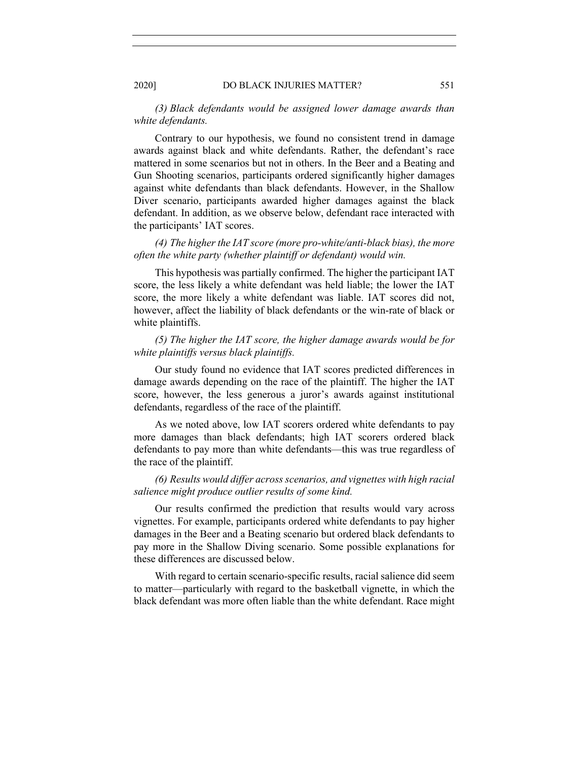*(3) Black defendants would be assigned lower damage awards than white defendants.*

Contrary to our hypothesis, we found no consistent trend in damage awards against black and white defendants. Rather, the defendant's race mattered in some scenarios but not in others. In the Beer and a Beating and Gun Shooting scenarios, participants ordered significantly higher damages against white defendants than black defendants. However, in the Shallow Diver scenario, participants awarded higher damages against the black defendant. In addition, as we observe below, defendant race interacted with the participants' IAT scores.

*(4) The higher the IAT score (more pro-white/anti-black bias), the more often the white party (whether plaintiff or defendant) would win.*

This hypothesis was partially confirmed. The higher the participant IAT score, the less likely a white defendant was held liable; the lower the IAT score, the more likely a white defendant was liable. IAT scores did not, however, affect the liability of black defendants or the win-rate of black or white plaintiffs.

*(5) The higher the IAT score, the higher damage awards would be for white plaintiffs versus black plaintiffs.*

Our study found no evidence that IAT scores predicted differences in damage awards depending on the race of the plaintiff. The higher the IAT score, however, the less generous a juror's awards against institutional defendants, regardless of the race of the plaintiff.

As we noted above, low IAT scorers ordered white defendants to pay more damages than black defendants; high IAT scorers ordered black defendants to pay more than white defendants—this was true regardless of the race of the plaintiff.

*(6) Results would differ across scenarios, and vignettes with high racial salience might produce outlier results of some kind.*

Our results confirmed the prediction that results would vary across vignettes. For example, participants ordered white defendants to pay higher damages in the Beer and a Beating scenario but ordered black defendants to pay more in the Shallow Diving scenario. Some possible explanations for these differences are discussed below.

With regard to certain scenario-specific results, racial salience did seem to matter—particularly with regard to the basketball vignette, in which the black defendant was more often liable than the white defendant. Race might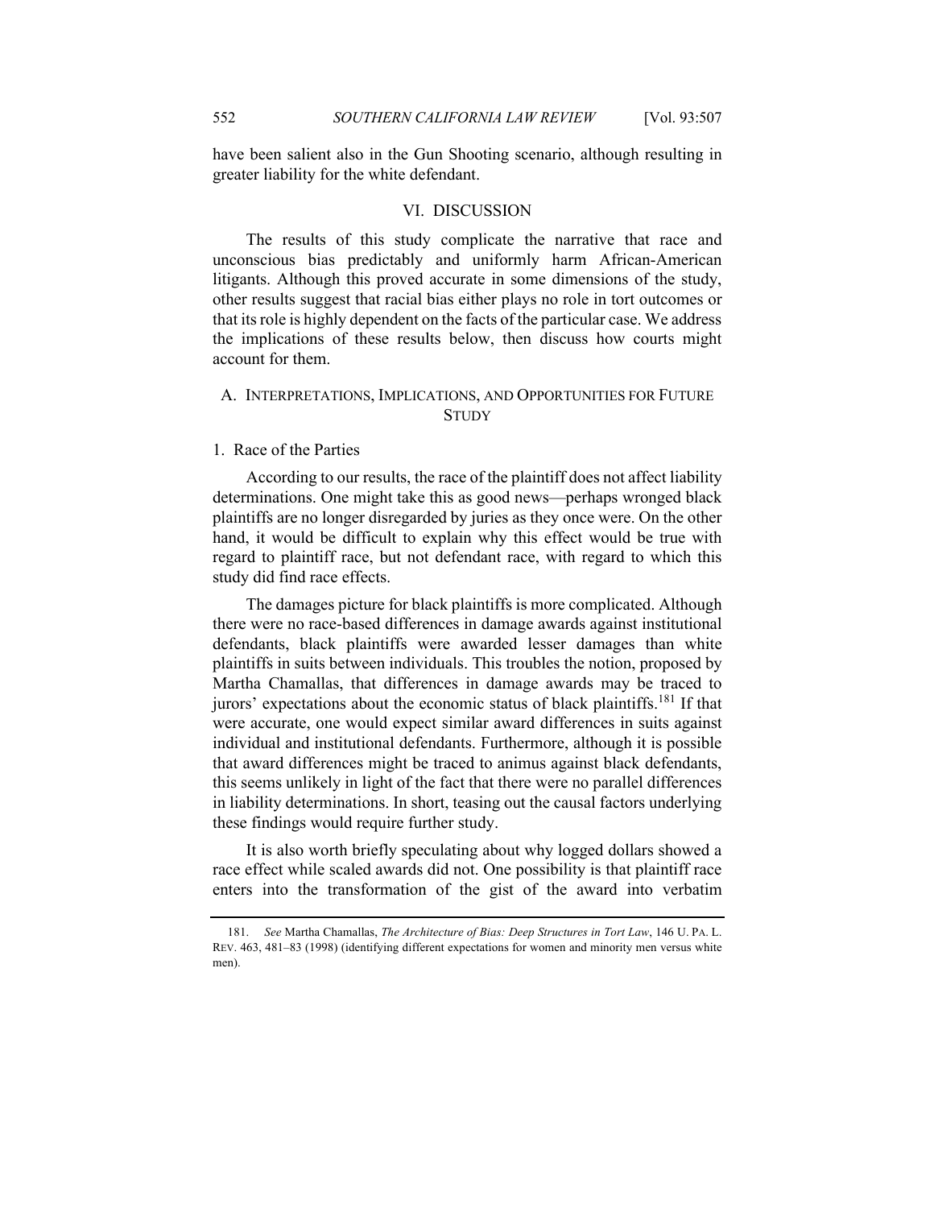have been salient also in the Gun Shooting scenario, although resulting in greater liability for the white defendant.

## VI. DISCUSSION

The results of this study complicate the narrative that race and unconscious bias predictably and uniformly harm African-American litigants. Although this proved accurate in some dimensions of the study, other results suggest that racial bias either plays no role in tort outcomes or that its role is highly dependent on the facts of the particular case. We address the implications of these results below, then discuss how courts might account for them.

### A. INTERPRETATIONS, IMPLICATIONS, AND OPPORTUNITIES FOR FUTURE STUDY

#### 1. Race of the Parties

According to our results, the race of the plaintiff does not affect liability determinations. One might take this as good news—perhaps wronged black plaintiffs are no longer disregarded by juries as they once were. On the other hand, it would be difficult to explain why this effect would be true with regard to plaintiff race, but not defendant race, with regard to which this study did find race effects.

The damages picture for black plaintiffs is more complicated. Although there were no race-based differences in damage awards against institutional defendants, black plaintiffs were awarded lesser damages than white plaintiffs in suits between individuals. This troubles the notion, proposed by Martha Chamallas, that differences in damage awards may be traced to jurors' expectations about the economic status of black plaintiffs.[181] If that were accurate, one would expect similar award differences in suits against individual and institutional defendants. Furthermore, although it is possible that award differences might be traced to animus against black defendants, this seems unlikely in light of the fact that there were no parallel differences in liability determinations. In short, teasing out the causal factors underlying these findings would require further study.

It is also worth briefly speculating about why logged dollars showed a race effect while scaled awards did not. One possibility is that plaintiff race enters into the transformation of the gist of the award into verbatim

---

181. *See* Martha Chamallas, *The Architecture of Bias: Deep Structures in Tort Law*, 146 U. PA. L. REV. 463, 481–83 (1998) (identifying different expectations for women and minority men versus white men).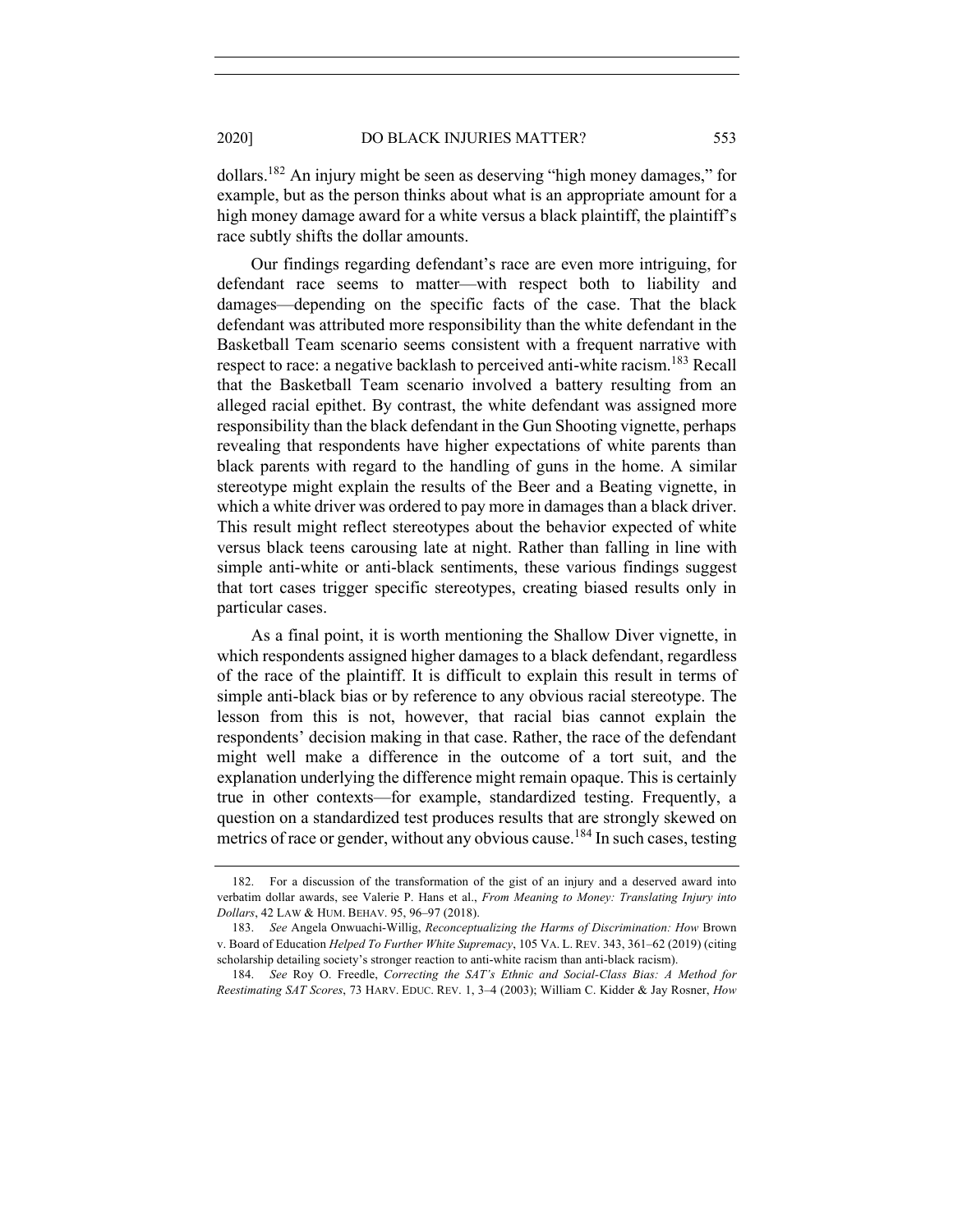dollars.[182] An injury might be seen as deserving "high money damages," for example, but as the person thinks about what is an appropriate amount for a high money damage award for a white versus a black plaintiff, the plaintiff's race subtly shifts the dollar amounts.

Our findings regarding defendant's race are even more intriguing, for defendant race seems to matter—with respect both to liability and damages—depending on the specific facts of the case. That the black defendant was attributed more responsibility than the white defendant in the Basketball Team scenario seems consistent with a frequent narrative with respect to race: a negative backlash to perceived anti-white racism.[183] Recall that the Basketball Team scenario involved a battery resulting from an alleged racial epithet. By contrast, the white defendant was assigned more responsibility than the black defendant in the Gun Shooting vignette, perhaps revealing that respondents have higher expectations of white parents than black parents with regard to the handling of guns in the home. A similar stereotype might explain the results of the Beer and a Beating vignette, in which a white driver was ordered to pay more in damages than a black driver. This result might reflect stereotypes about the behavior expected of white versus black teens carousing late at night. Rather than falling in line with simple anti-white or anti-black sentiments, these various findings suggest that tort cases trigger specific stereotypes, creating biased results only in particular cases.

As a final point, it is worth mentioning the Shallow Diver vignette, in which respondents assigned higher damages to a black defendant, regardless of the race of the plaintiff. It is difficult to explain this result in terms of simple anti-black bias or by reference to any obvious racial stereotype. The lesson from this is not, however, that racial bias cannot explain the respondents' decision making in that case. Rather, the race of the defendant might well make a difference in the outcome of a tort suit, and the explanation underlying the difference might remain opaque. This is certainly true in other contexts—for example, standardized testing. Frequently, a question on a standardized test produces results that are strongly skewed on metrics of race or gender, without any obvious cause.[184] In such cases, testing

---

182. For a discussion of the transformation of the gist of an injury and a deserved award into verbatim dollar awards, see Valerie P. Hans et al., *From Meaning to Money: Translating Injury into Dollars*, 42 LAW & HUM. BEHAV. 95, 96–97 (2018).

183. *See* Angela Onwuachi-Willig, *Reconceptualizing the Harms of Discrimination: How* Brown v. Board of Education *Helped To Further White Supremacy*, 105 VA. L. REV. 343, 361–62 (2019) (citing scholarship detailing society's stronger reaction to anti-white racism than anti-black racism).

184. *See* Roy O. Freedle, *Correcting the SAT's Ethnic and Social-Class Bias: A Method for Reestimating SAT Scores*, 73 HARV. EDUC. REV. 1, 3–4 (2003); William C. Kidder & Jay Rosner, *How*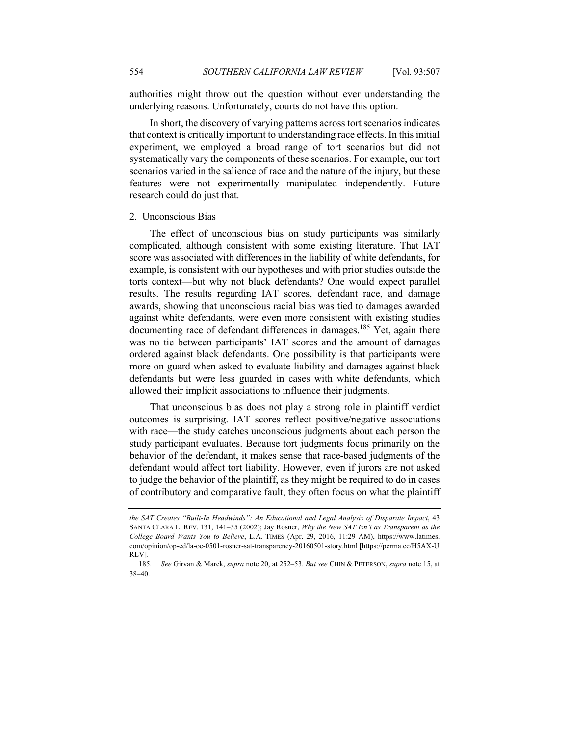authorities might throw out the question without ever understanding the underlying reasons. Unfortunately, courts do not have this option.

In short, the discovery of varying patterns across tort scenarios indicates that context is critically important to understanding race effects. In this initial experiment, we employed a broad range of tort scenarios but did not systematically vary the components of these scenarios. For example, our tort scenarios varied in the salience of race and the nature of the injury, but these features were not experimentally manipulated independently. Future research could do just that.

### 2. Unconscious Bias

The effect of unconscious bias on study participants was similarly complicated, although consistent with some existing literature. That IAT score was associated with differences in the liability of white defendants, for example, is consistent with our hypotheses and with prior studies outside the torts context—but why not black defendants? One would expect parallel results. The results regarding IAT scores, defendant race, and damage awards, showing that unconscious racial bias was tied to damages awarded against white defendants, were even more consistent with existing studies documenting race of defendant differences in damages.[185] Yet, again there was no tie between participants' IAT scores and the amount of damages ordered against black defendants. One possibility is that participants were more on guard when asked to evaluate liability and damages against black defendants but were less guarded in cases with white defendants, which allowed their implicit associations to influence their judgments.

That unconscious bias does not play a strong role in plaintiff verdict outcomes is surprising. IAT scores reflect positive/negative associations with race—the study catches unconscious judgments about each person the study participant evaluates. Because tort judgments focus primarily on the behavior of the defendant, it makes sense that race-based judgments of the defendant would affect tort liability. However, even if jurors are not asked to judge the behavior of the plaintiff, as they might be required to do in cases of contributory and comparative fault, they often focus on what the plaintiff

---

*the SAT Creates "Built-In Headwinds": An Educational and Legal Analysis of Disparate Impact*, 43 SANTA CLARA L. REV. 131, 141–55 (2002); Jay Rosner, *Why the New SAT Isn't as Transparent as the College Board Wants You to Believe*, L.A. TIMES (Apr. 29, 2016, 11:29 AM), https://www.latimes.com/opinion/op-ed/la-oe-0501-rosner-sat-transparency-20160501-story.html [https://perma.cc/H5AX-URLV].

185. *See* Girvan & Marek, *supra* note 20, at 252–53. *But see* CHIN & PETERSON, *supra* note 15, at 38–40.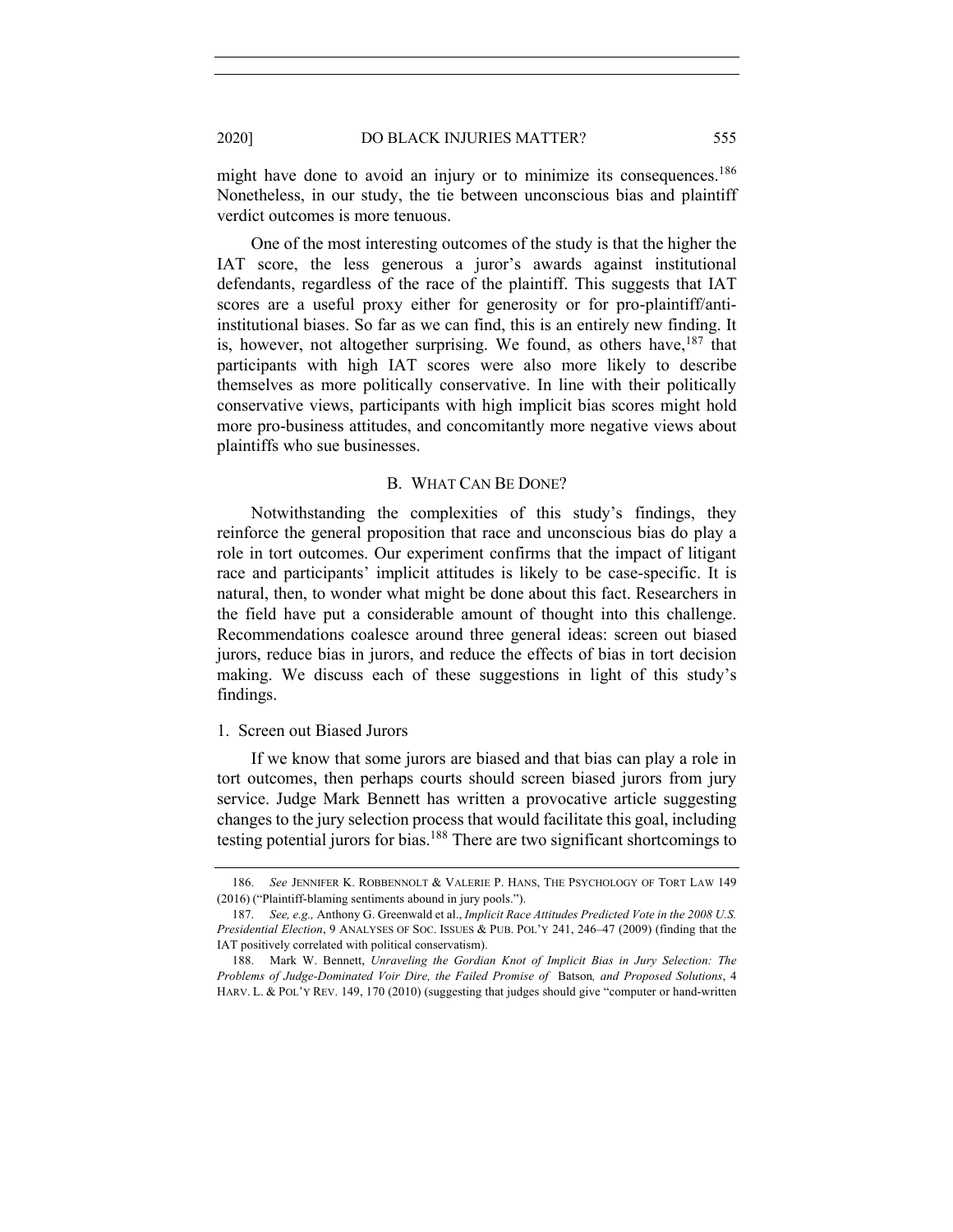might have done to avoid an injury or to minimize its consequences.[186] Nonetheless, in our study, the tie between unconscious bias and plaintiff verdict outcomes is more tenuous.

One of the most interesting outcomes of the study is that the higher the IAT score, the less generous a juror's awards against institutional defendants, regardless of the race of the plaintiff. This suggests that IAT scores are a useful proxy either for generosity or for pro-plaintiff/anti-institutional biases. So far as we can find, this is an entirely new finding. It is, however, not altogether surprising. We found, as others have,[187] that participants with high IAT scores were also more likely to describe themselves as more politically conservative. In line with their politically conservative views, participants with high implicit bias scores might hold more pro-business attitudes, and concomitantly more negative views about plaintiffs who sue businesses.

### B. WHAT CAN BE DONE?

Notwithstanding the complexities of this study's findings, they reinforce the general proposition that race and unconscious bias do play a role in tort outcomes. Our experiment confirms that the impact of litigant race and participants' implicit attitudes is likely to be case-specific. It is natural, then, to wonder what might be done about this fact. Researchers in the field have put a considerable amount of thought into this challenge. Recommendations coalesce around three general ideas: screen out biased jurors, reduce bias in jurors, and reduce the effects of bias in tort decision making. We discuss each of these suggestions in light of this study's findings.

#### 1. Screen out Biased Jurors

If we know that some jurors are biased and that bias can play a role in tort outcomes, then perhaps courts should screen biased jurors from jury service. Judge Mark Bennett has written a provocative article suggesting changes to the jury selection process that would facilitate this goal, including testing potential jurors for bias.[188] There are two significant shortcomings to

---

186. *See* JENNIFER K. ROBBENNOLT & VALERIE P. HANS, THE PSYCHOLOGY OF TORT LAW 149 (2016) ("Plaintiff-blaming sentiments abound in jury pools.").

187. *See, e.g.,* Anthony G. Greenwald et al., *Implicit Race Attitudes Predicted Vote in the 2008 U.S. Presidential Election*, 9 ANALYSES OF SOC. ISSUES & PUB. POL'Y 241, 246–47 (2009) (finding that the IAT positively correlated with political conservatism).

188. Mark W. Bennett, *Unraveling the Gordian Knot of Implicit Bias in Jury Selection: The Problems of Judge-Dominated Voir Dire, the Failed Promise of* Batson*, and Proposed Solutions*, 4 HARV. L. & POL'Y REV. 149, 170 (2010) (suggesting that judges should give "computer or hand-written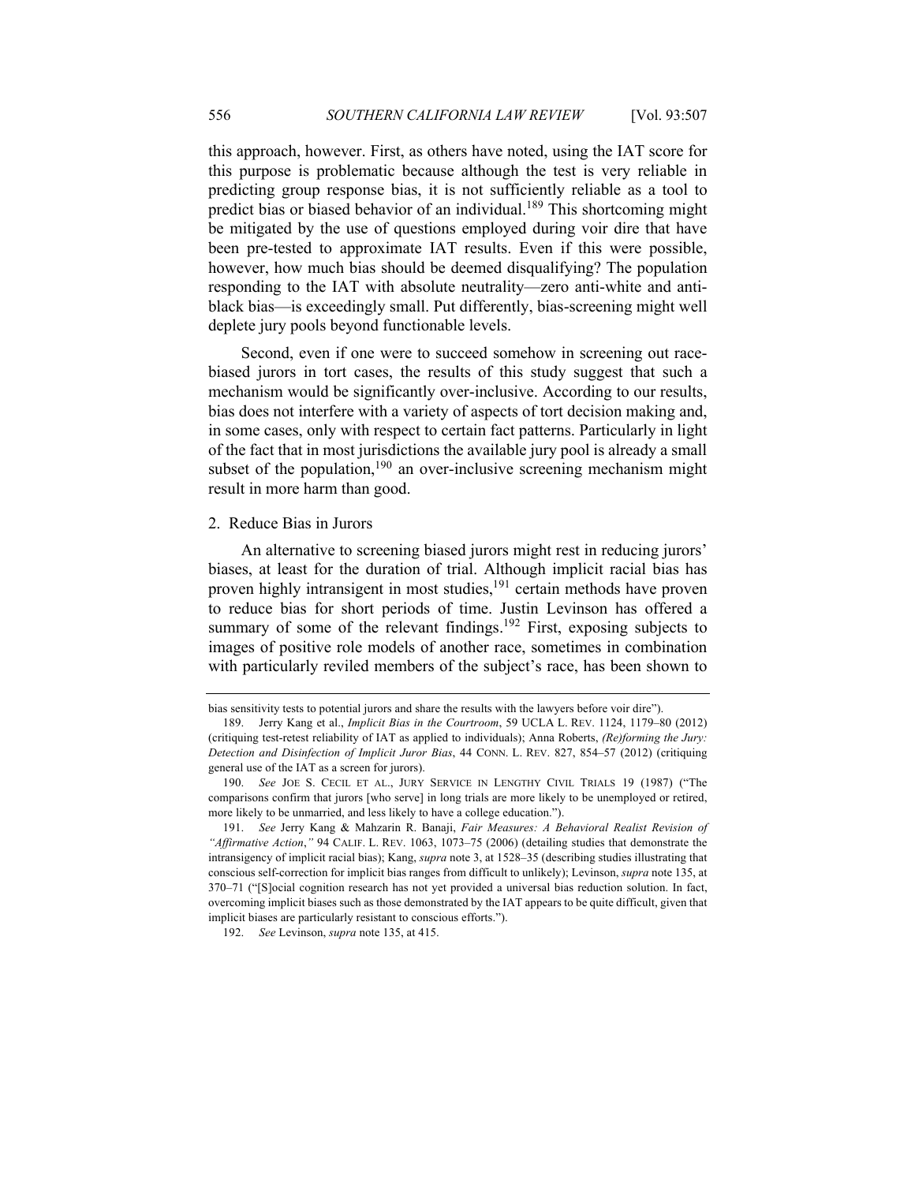this approach, however. First, as others have noted, using the IAT score for this purpose is problematic because although the test is very reliable in predicting group response bias, it is not sufficiently reliable as a tool to predict bias or biased behavior of an individual.[189] This shortcoming might be mitigated by the use of questions employed during voir dire that have been pre-tested to approximate IAT results. Even if this were possible, however, how much bias should be deemed disqualifying? The population responding to the IAT with absolute neutrality—zero anti-white and anti-black bias—is exceedingly small. Put differently, bias-screening might well deplete jury pools beyond functionable levels.

Second, even if one were to succeed somehow in screening out race-biased jurors in tort cases, the results of this study suggest that such a mechanism would be significantly over-inclusive. According to our results, bias does not interfere with a variety of aspects of tort decision making and, in some cases, only with respect to certain fact patterns. Particularly in light of the fact that in most jurisdictions the available jury pool is already a small subset of the population,[190] an over-inclusive screening mechanism might result in more harm than good.

### 2. Reduce Bias in Jurors

An alternative to screening biased jurors might rest in reducing jurors' biases, at least for the duration of trial. Although implicit racial bias has proven highly intransigent in most studies,[191] certain methods have proven to reduce bias for short periods of time. Justin Levinson has offered a summary of some of the relevant findings.[192] First, exposing subjects to images of positive role models of another race, sometimes in combination with particularly reviled members of the subject's race, has been shown to

---

bias sensitivity tests to potential jurors and share the results with the lawyers before voir dire").

189. Jerry Kang et al., *Implicit Bias in the Courtroom*, 59 UCLA L. REV. 1124, 1179–80 (2012) (critiquing test-retest reliability of IAT as applied to individuals); Anna Roberts, *(Re)forming the Jury: Detection and Disinfection of Implicit Juror Bias*, 44 CONN. L. REV. 827, 854–57 (2012) (critiquing general use of the IAT as a screen for jurors).

190. *See* JOE S. CECIL ET AL., JURY SERVICE IN LENGTHY CIVIL TRIALS 19 (1987) ("The comparisons confirm that jurors [who serve] in long trials are more likely to be unemployed or retired, more likely to be unmarried, and less likely to have a college education.").

191. *See* Jerry Kang & Mahzarin R. Banaji, *Fair Measures: A Behavioral Realist Revision of "Affirmative Action*,*"* 94 CALIF. L. REV. 1063, 1073–75 (2006) (detailing studies that demonstrate the intransigency of implicit racial bias); Kang, *supra* note 3, at 1528–35 (describing studies illustrating that conscious self-correction for implicit bias ranges from difficult to unlikely); Levinson, *supra* note 135, at 370–71 ("[S]ocial cognition research has not yet provided a universal bias reduction solution. In fact, overcoming implicit biases such as those demonstrated by the IAT appears to be quite difficult, given that implicit biases are particularly resistant to conscious efforts.").

192. *See* Levinson, *supra* note 135, at 415.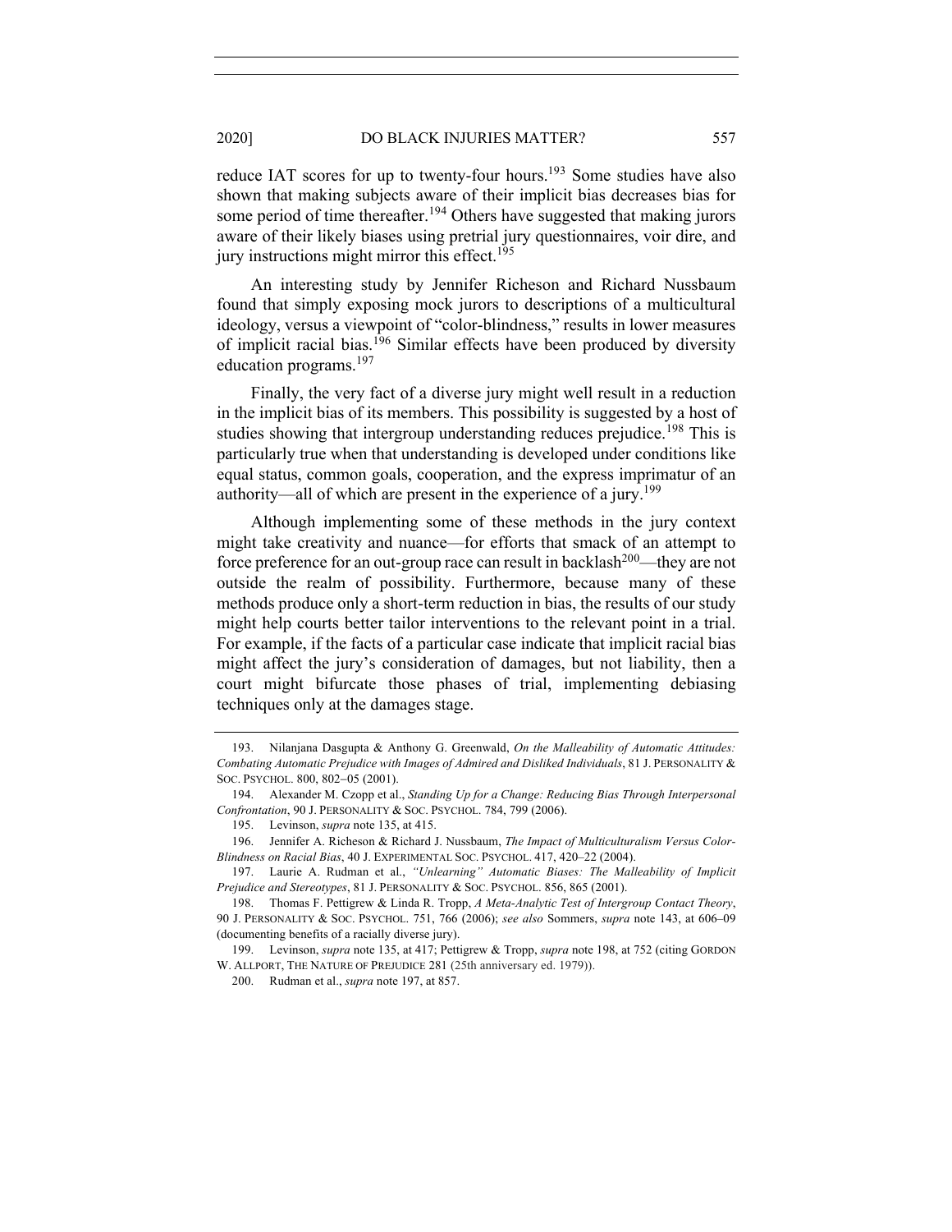reduce IAT scores for up to twenty-four hours.[193] Some studies have also shown that making subjects aware of their implicit bias decreases bias for some period of time thereafter.[194] Others have suggested that making jurors aware of their likely biases using pretrial jury questionnaires, voir dire, and jury instructions might mirror this effect.[195]

An interesting study by Jennifer Richeson and Richard Nussbaum found that simply exposing mock jurors to descriptions of a multicultural ideology, versus a viewpoint of "color-blindness," results in lower measures of implicit racial bias.[196] Similar effects have been produced by diversity education programs.[197]

Finally, the very fact of a diverse jury might well result in a reduction in the implicit bias of its members. This possibility is suggested by a host of studies showing that intergroup understanding reduces prejudice.[198] This is particularly true when that understanding is developed under conditions like equal status, common goals, cooperation, and the express imprimatur of an authority—all of which are present in the experience of a jury.[199]

Although implementing some of these methods in the jury context might take creativity and nuance—for efforts that smack of an attempt to force preference for an out-group race can result in backlash[200]—they are not outside the realm of possibility. Furthermore, because many of these methods produce only a short-term reduction in bias, the results of our study might help courts better tailor interventions to the relevant point in a trial. For example, if the facts of a particular case indicate that implicit racial bias might affect the jury's consideration of damages, but not liability, then a court might bifurcate those phases of trial, implementing debiasing techniques only at the damages stage.

---

193. Nilanjana Dasgupta & Anthony G. Greenwald, *On the Malleability of Automatic Attitudes: Combating Automatic Prejudice with Images of Admired and Disliked Individuals*, 81 J. PERSONALITY & SOC. PSYCHOL. 800, 802–05 (2001).

194. Alexander M. Czopp et al., *Standing Up for a Change: Reducing Bias Through Interpersonal Confrontation*, 90 J. PERSONALITY & SOC. PSYCHOL. 784, 799 (2006).

195. Levinson, *supra* note 135, at 415.

196. Jennifer A. Richeson & Richard J. Nussbaum, *The Impact of Multiculturalism Versus Color-Blindness on Racial Bias*, 40 J. EXPERIMENTAL SOC. PSYCHOL. 417, 420–22 (2004).

197. Laurie A. Rudman et al., *"Unlearning" Automatic Biases: The Malleability of Implicit Prejudice and Stereotypes*, 81 J. PERSONALITY & SOC. PSYCHOL. 856, 865 (2001).

198. Thomas F. Pettigrew & Linda R. Tropp, *A Meta-Analytic Test of Intergroup Contact Theory*, 90 J. PERSONALITY & SOC. PSYCHOL. 751, 766 (2006); *see also* Sommers, *supra* note 143, at 606–09 (documenting benefits of a racially diverse jury).

199. Levinson, *supra* note 135, at 417; Pettigrew & Tropp, *supra* note 198, at 752 (citing GORDON W. ALLPORT, THE NATURE OF PREJUDICE 281 (25th anniversary ed. 1979)).

200. Rudman et al., *supra* note 197, at 857.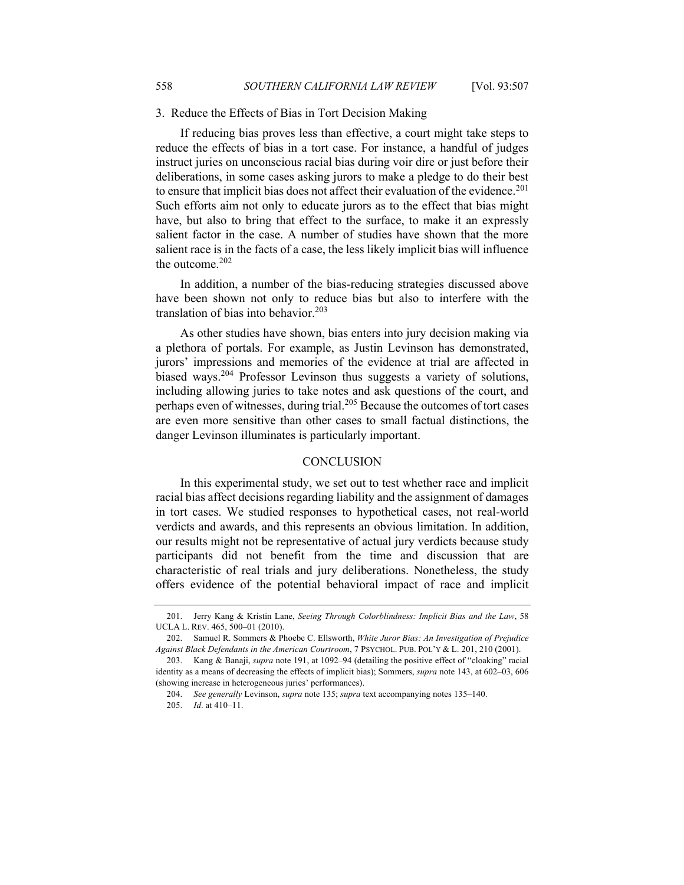### 3. Reduce the Effects of Bias in Tort Decision Making

If reducing bias proves less than effective, a court might take steps to reduce the effects of bias in a tort case. For instance, a handful of judges instruct juries on unconscious racial bias during voir dire or just before their deliberations, in some cases asking jurors to make a pledge to do their best to ensure that implicit bias does not affect their evaluation of the evidence.[201] Such efforts aim not only to educate jurors as to the effect that bias might have, but also to bring that effect to the surface, to make it an expressly salient factor in the case. A number of studies have shown that the more salient race is in the facts of a case, the less likely implicit bias will influence the outcome.[202]

In addition, a number of the bias-reducing strategies discussed above have been shown not only to reduce bias but also to interfere with the translation of bias into behavior.[203]

As other studies have shown, bias enters into jury decision making via a plethora of portals. For example, as Justin Levinson has demonstrated, jurors' impressions and memories of the evidence at trial are affected in biased ways.[204] Professor Levinson thus suggests a variety of solutions, including allowing juries to take notes and ask questions of the court, and perhaps even of witnesses, during trial.[205] Because the outcomes of tort cases are even more sensitive than other cases to small factual distinctions, the danger Levinson illuminates is particularly important.

## CONCLUSION

In this experimental study, we set out to test whether race and implicit racial bias affect decisions regarding liability and the assignment of damages in tort cases. We studied responses to hypothetical cases, not real-world verdicts and awards, and this represents an obvious limitation. In addition, our results might not be representative of actual jury verdicts because study participants did not benefit from the time and discussion that are characteristic of real trials and jury deliberations. Nonetheless, the study offers evidence of the potential behavioral impact of race and implicit

---

201. Jerry Kang & Kristin Lane, *Seeing Through Colorblindness: Implicit Bias and the Law*, 58 UCLA L. REV. 465, 500–01 (2010).

202. Samuel R. Sommers & Phoebe C. Ellsworth, *White Juror Bias: An Investigation of Prejudice Against Black Defendants in the American Courtroom*, 7 PSYCHOL. PUB. POL'Y & L. 201, 210 (2001).

203. Kang & Banaji, *supra* note 191, at 1092–94 (detailing the positive effect of "cloaking" racial identity as a means of decreasing the effects of implicit bias); Sommers, *supra* note 143, at 602–03, 606 (showing increase in heterogeneous juries' performances).

204. *See generally* Levinson, *supra* note 135; *supra* text accompanying notes 135–140.

205. *Id*. at 410–11.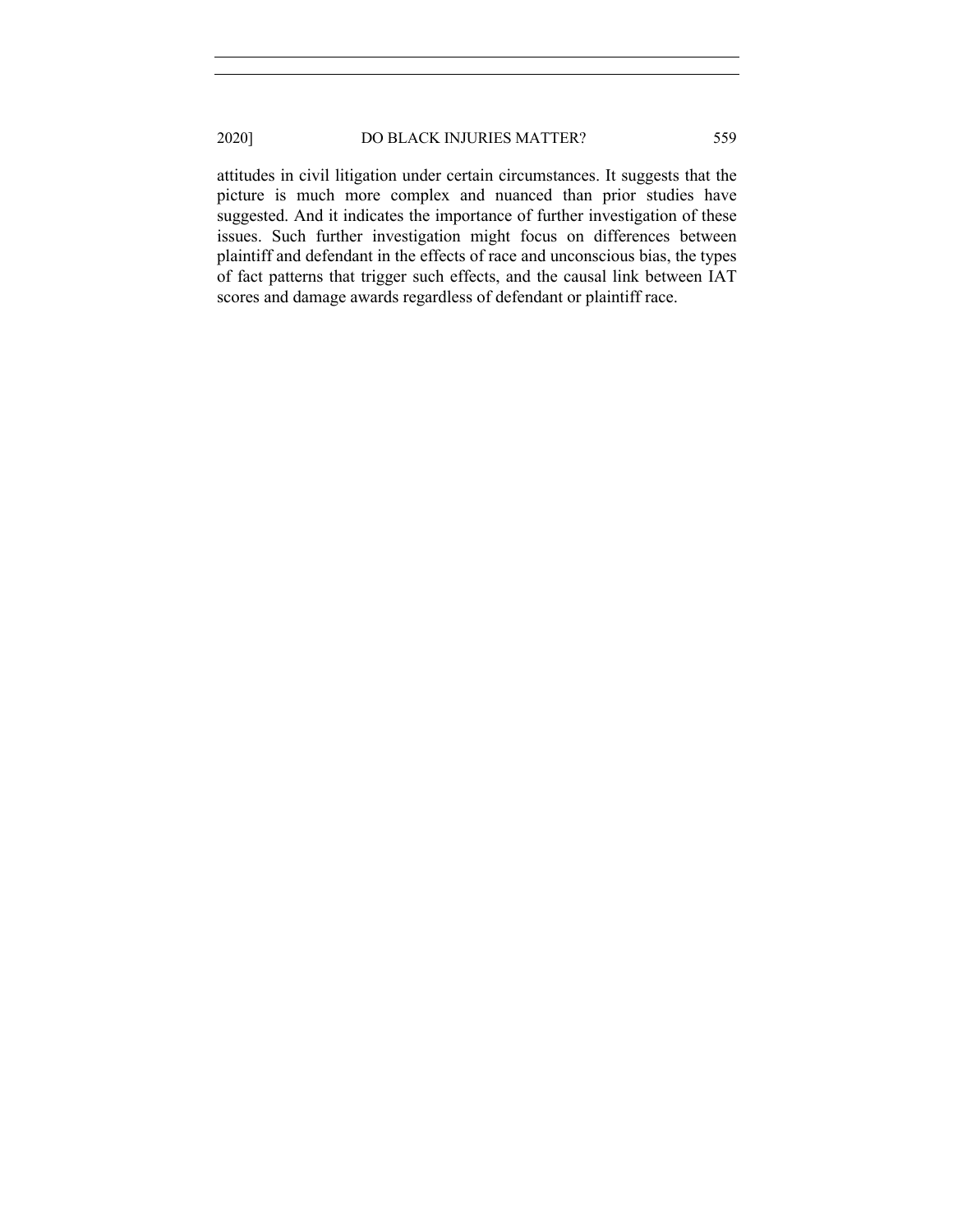attitudes in civil litigation under certain circumstances. It suggests that the picture is much more complex and nuanced than prior studies have suggested. And it indicates the importance of further investigation of these issues. Such further investigation might focus on differences between plaintiff and defendant in the effects of race and unconscious bias, the types of fact patterns that trigger such effects, and the causal link between IAT scores and damage awards regardless of defendant or plaintiff race.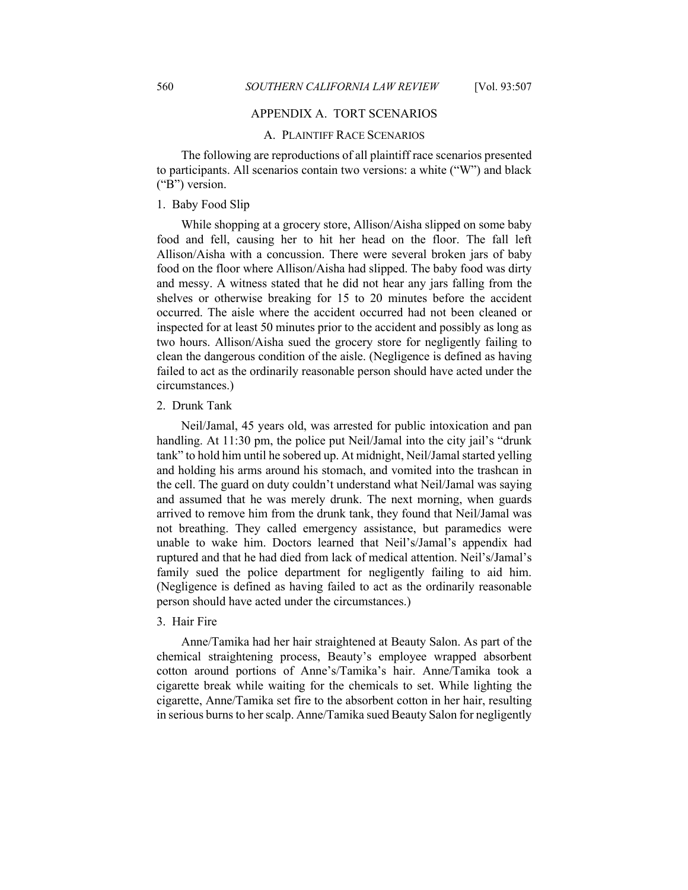## APPENDIX A. TORT SCENARIOS

### A. PLAINTIFF RACE SCENARIOS

The following are reproductions of all plaintiff race scenarios presented to participants. All scenarios contain two versions: a white ("W") and black ("B") version.

#### 1. Baby Food Slip

While shopping at a grocery store, Allison/Aisha slipped on some baby food and fell, causing her to hit her head on the floor. The fall left Allison/Aisha with a concussion. There were several broken jars of baby food on the floor where Allison/Aisha had slipped. The baby food was dirty and messy. A witness stated that he did not hear any jars falling from the shelves or otherwise breaking for 15 to 20 minutes before the accident occurred. The aisle where the accident occurred had not been cleaned or inspected for at least 50 minutes prior to the accident and possibly as long as two hours. Allison/Aisha sued the grocery store for negligently failing to clean the dangerous condition of the aisle. (Negligence is defined as having failed to act as the ordinarily reasonable person should have acted under the circumstances.)

#### 2. Drunk Tank

Neil/Jamal, 45 years old, was arrested for public intoxication and pan handling. At 11:30 pm, the police put Neil/Jamal into the city jail's "drunk tank" to hold him until he sobered up. At midnight, Neil/Jamal started yelling and holding his arms around his stomach, and vomited into the trashcan in the cell. The guard on duty couldn't understand what Neil/Jamal was saying and assumed that he was merely drunk. The next morning, when guards arrived to remove him from the drunk tank, they found that Neil/Jamal was not breathing. They called emergency assistance, but paramedics were unable to wake him. Doctors learned that Neil's/Jamal's appendix had ruptured and that he had died from lack of medical attention. Neil's/Jamal's family sued the police department for negligently failing to aid him. (Negligence is defined as having failed to act as the ordinarily reasonable person should have acted under the circumstances.)

#### 3. Hair Fire

Anne/Tamika had her hair straightened at Beauty Salon. As part of the chemical straightening process, Beauty's employee wrapped absorbent cotton around portions of Anne's/Tamika's hair. Anne/Tamika took a cigarette break while waiting for the chemicals to set. While lighting the cigarette, Anne/Tamika set fire to the absorbent cotton in her hair, resulting in serious burns to her scalp. Anne/Tamika sued Beauty Salon for negligently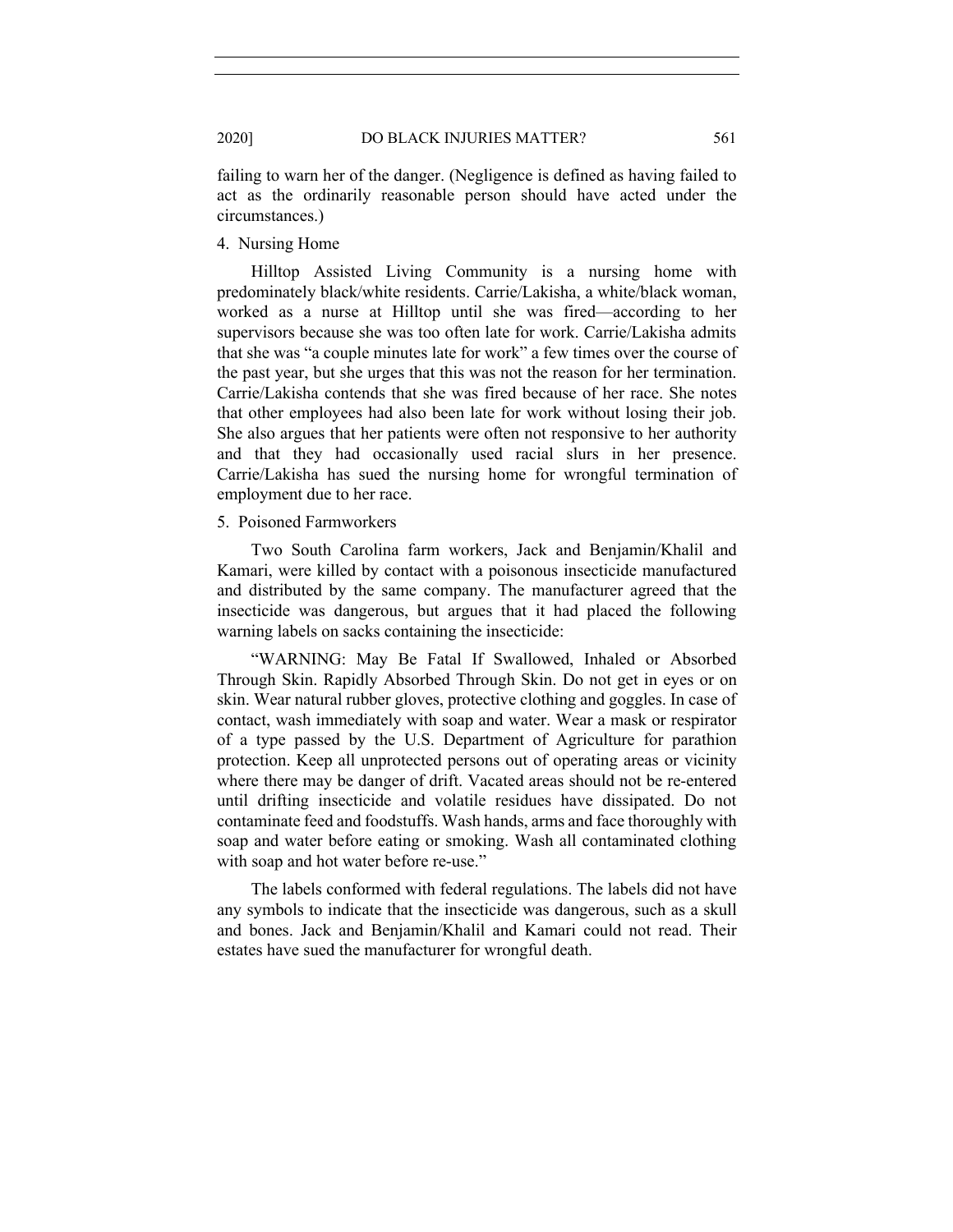failing to warn her of the danger. (Negligence is defined as having failed to act as the ordinarily reasonable person should have acted under the circumstances.)

4. Nursing Home

Hilltop Assisted Living Community is a nursing home with predominately black/white residents. Carrie/Lakisha, a white/black woman, worked as a nurse at Hilltop until she was fired—according to her supervisors because she was too often late for work. Carrie/Lakisha admits that she was "a couple minutes late for work" a few times over the course of the past year, but she urges that this was not the reason for her termination. Carrie/Lakisha contends that she was fired because of her race. She notes that other employees had also been late for work without losing their job. She also argues that her patients were often not responsive to her authority and that they had occasionally used racial slurs in her presence. Carrie/Lakisha has sued the nursing home for wrongful termination of employment due to her race.

5. Poisoned Farmworkers

Two South Carolina farm workers, Jack and Benjamin/Khalil and Kamari, were killed by contact with a poisonous insecticide manufactured and distributed by the same company. The manufacturer agreed that the insecticide was dangerous, but argues that it had placed the following warning labels on sacks containing the insecticide:

"WARNING: May Be Fatal If Swallowed, Inhaled or Absorbed Through Skin. Rapidly Absorbed Through Skin. Do not get in eyes or on skin. Wear natural rubber gloves, protective clothing and goggles. In case of contact, wash immediately with soap and water. Wear a mask or respirator of a type passed by the U.S. Department of Agriculture for parathion protection. Keep all unprotected persons out of operating areas or vicinity where there may be danger of drift. Vacated areas should not be re-entered until drifting insecticide and volatile residues have dissipated. Do not contaminate feed and foodstuffs. Wash hands, arms and face thoroughly with soap and water before eating or smoking. Wash all contaminated clothing with soap and hot water before re-use."

The labels conformed with federal regulations. The labels did not have any symbols to indicate that the insecticide was dangerous, such as a skull and bones. Jack and Benjamin/Khalil and Kamari could not read. Their estates have sued the manufacturer for wrongful death.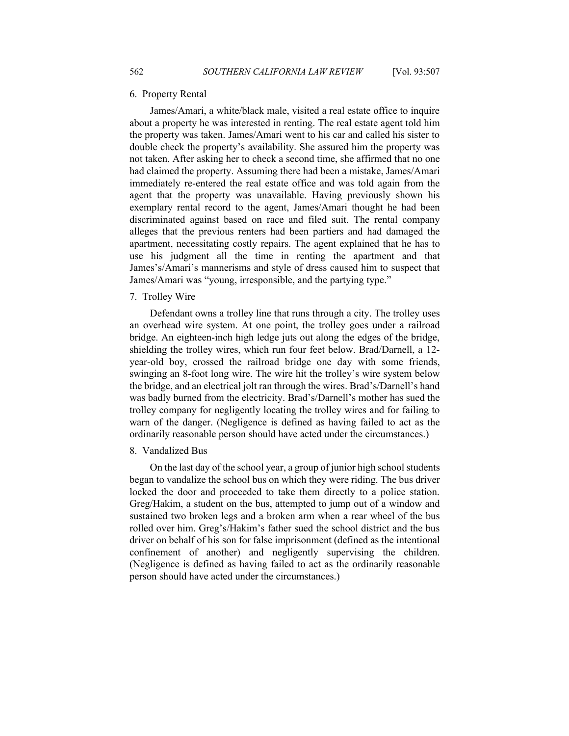6. Property Rental

James/Amari, a white/black male, visited a real estate office to inquire about a property he was interested in renting. The real estate agent told him the property was taken. James/Amari went to his car and called his sister to double check the property's availability. She assured him the property was not taken. After asking her to check a second time, she affirmed that no one had claimed the property. Assuming there had been a mistake, James/Amari immediately re-entered the real estate office and was told again from the agent that the property was unavailable. Having previously shown his exemplary rental record to the agent, James/Amari thought he had been discriminated against based on race and filed suit. The rental company alleges that the previous renters had been partiers and had damaged the apartment, necessitating costly repairs. The agent explained that he has to use his judgment all the time in renting the apartment and that James's/Amari's mannerisms and style of dress caused him to suspect that James/Amari was "young, irresponsible, and the partying type."

7. Trolley Wire

Defendant owns a trolley line that runs through a city. The trolley uses an overhead wire system. At one point, the trolley goes under a railroad bridge. An eighteen-inch high ledge juts out along the edges of the bridge, shielding the trolley wires, which run four feet below. Brad/Darnell, a 12-year-old boy, crossed the railroad bridge one day with some friends, swinging an 8-foot long wire. The wire hit the trolley's wire system below the bridge, and an electrical jolt ran through the wires. Brad's/Darnell's hand was badly burned from the electricity. Brad's/Darnell's mother has sued the trolley company for negligently locating the trolley wires and for failing to warn of the danger. (Negligence is defined as having failed to act as the ordinarily reasonable person should have acted under the circumstances.)

8. Vandalized Bus

On the last day of the school year, a group of junior high school students began to vandalize the school bus on which they were riding. The bus driver locked the door and proceeded to take them directly to a police station. Greg/Hakim, a student on the bus, attempted to jump out of a window and sustained two broken legs and a broken arm when a rear wheel of the bus rolled over him. Greg's/Hakim's father sued the school district and the bus driver on behalf of his son for false imprisonment (defined as the intentional confinement of another) and negligently supervising the children. (Negligence is defined as having failed to act as the ordinarily reasonable person should have acted under the circumstances.)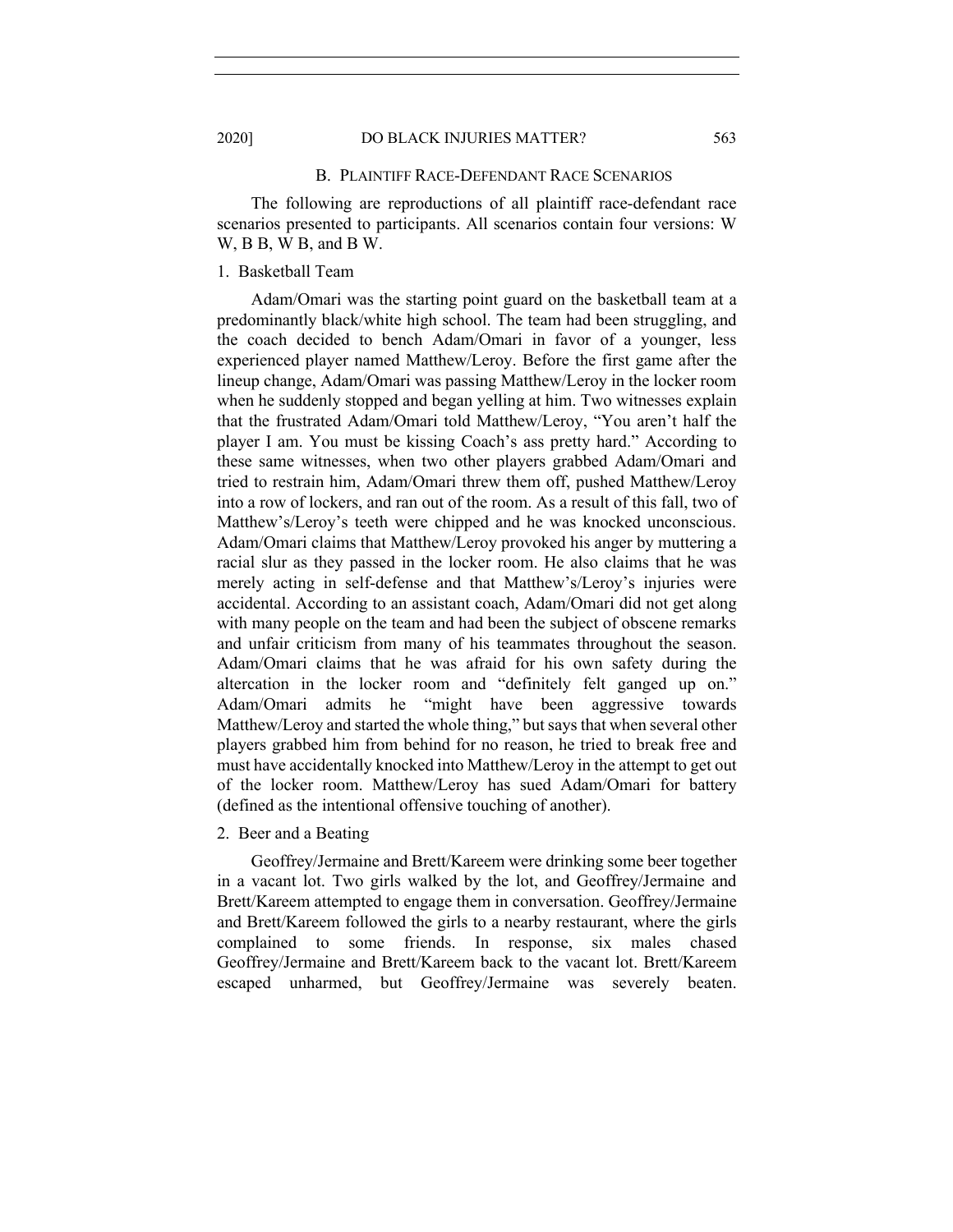### B. Plaintiff Race-Defendant Race Scenarios

The following are reproductions of all plaintiff race-defendant race scenarios presented to participants. All scenarios contain four versions: W W, B B, W B, and B W.

#### 1. Basketball Team

Adam/Omari was the starting point guard on the basketball team at a predominantly black/white high school. The team had been struggling, and the coach decided to bench Adam/Omari in favor of a younger, less experienced player named Matthew/Leroy. Before the first game after the lineup change, Adam/Omari was passing Matthew/Leroy in the locker room when he suddenly stopped and began yelling at him. Two witnesses explain that the frustrated Adam/Omari told Matthew/Leroy, "You aren't half the player I am. You must be kissing Coach's ass pretty hard." According to these same witnesses, when two other players grabbed Adam/Omari and tried to restrain him, Adam/Omari threw them off, pushed Matthew/Leroy into a row of lockers, and ran out of the room. As a result of this fall, two of Matthew's/Leroy's teeth were chipped and he was knocked unconscious. Adam/Omari claims that Matthew/Leroy provoked his anger by muttering a racial slur as they passed in the locker room. He also claims that he was merely acting in self-defense and that Matthew's/Leroy's injuries were accidental. According to an assistant coach, Adam/Omari did not get along with many people on the team and had been the subject of obscene remarks and unfair criticism from many of his teammates throughout the season. Adam/Omari claims that he was afraid for his own safety during the altercation in the locker room and "definitely felt ganged up on." Adam/Omari admits he "might have been aggressive towards Matthew/Leroy and started the whole thing," but says that when several other players grabbed him from behind for no reason, he tried to break free and must have accidentally knocked into Matthew/Leroy in the attempt to get out of the locker room. Matthew/Leroy has sued Adam/Omari for battery (defined as the intentional offensive touching of another).

#### 2. Beer and a Beating

Geoffrey/Jermaine and Brett/Kareem were drinking some beer together in a vacant lot. Two girls walked by the lot, and Geoffrey/Jermaine and Brett/Kareem attempted to engage them in conversation. Geoffrey/Jermaine and Brett/Kareem followed the girls to a nearby restaurant, where the girls complained to some friends. In response, six males chased Geoffrey/Jermaine and Brett/Kareem back to the vacant lot. Brett/Kareem escaped unharmed, but Geoffrey/Jermaine was severely beaten.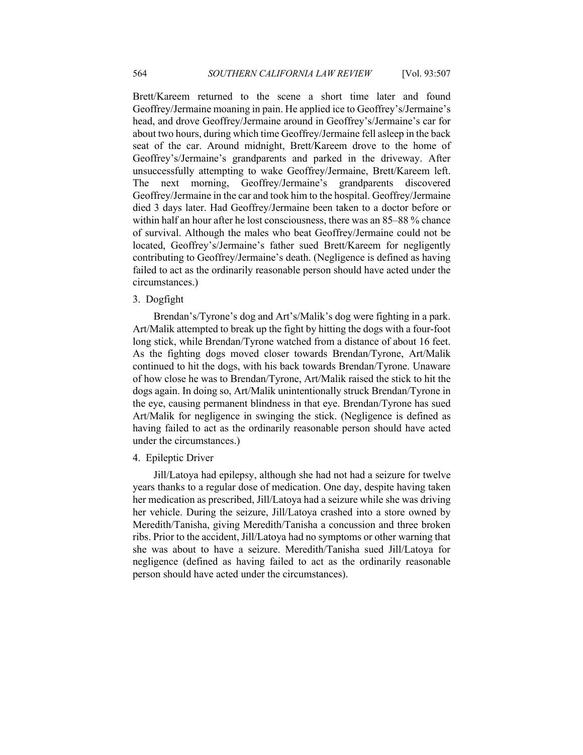Brett/Kareem returned to the scene a short time later and found Geoffrey/Jermaine moaning in pain. He applied ice to Geoffrey's/Jermaine's head, and drove Geoffrey/Jermaine around in Geoffrey's/Jermaine's car for about two hours, during which time Geoffrey/Jermaine fell asleep in the back seat of the car. Around midnight, Brett/Kareem drove to the home of Geoffrey's/Jermaine's grandparents and parked in the driveway. After unsuccessfully attempting to wake Geoffrey/Jermaine, Brett/Kareem left. The next morning, Geoffrey/Jermaine's grandparents discovered Geoffrey/Jermaine in the car and took him to the hospital. Geoffrey/Jermaine died 3 days later. Had Geoffrey/Jermaine been taken to a doctor before or within half an hour after he lost consciousness, there was an 85–88 % chance of survival. Although the males who beat Geoffrey/Jermaine could not be located, Geoffrey's/Jermaine's father sued Brett/Kareem for negligently contributing to Geoffrey/Jermaine's death. (Negligence is defined as having failed to act as the ordinarily reasonable person should have acted under the circumstances.)

3. Dogfight

Brendan's/Tyrone's dog and Art's/Malik's dog were fighting in a park. Art/Malik attempted to break up the fight by hitting the dogs with a four-foot long stick, while Brendan/Tyrone watched from a distance of about 16 feet. As the fighting dogs moved closer towards Brendan/Tyrone, Art/Malik continued to hit the dogs, with his back towards Brendan/Tyrone. Unaware of how close he was to Brendan/Tyrone, Art/Malik raised the stick to hit the dogs again. In doing so, Art/Malik unintentionally struck Brendan/Tyrone in the eye, causing permanent blindness in that eye. Brendan/Tyrone has sued Art/Malik for negligence in swinging the stick. (Negligence is defined as having failed to act as the ordinarily reasonable person should have acted under the circumstances.)

4. Epileptic Driver

Jill/Latoya had epilepsy, although she had not had a seizure for twelve years thanks to a regular dose of medication. One day, despite having taken her medication as prescribed, Jill/Latoya had a seizure while she was driving her vehicle. During the seizure, Jill/Latoya crashed into a store owned by Meredith/Tanisha, giving Meredith/Tanisha a concussion and three broken ribs. Prior to the accident, Jill/Latoya had no symptoms or other warning that she was about to have a seizure. Meredith/Tanisha sued Jill/Latoya for negligence (defined as having failed to act as the ordinarily reasonable person should have acted under the circumstances).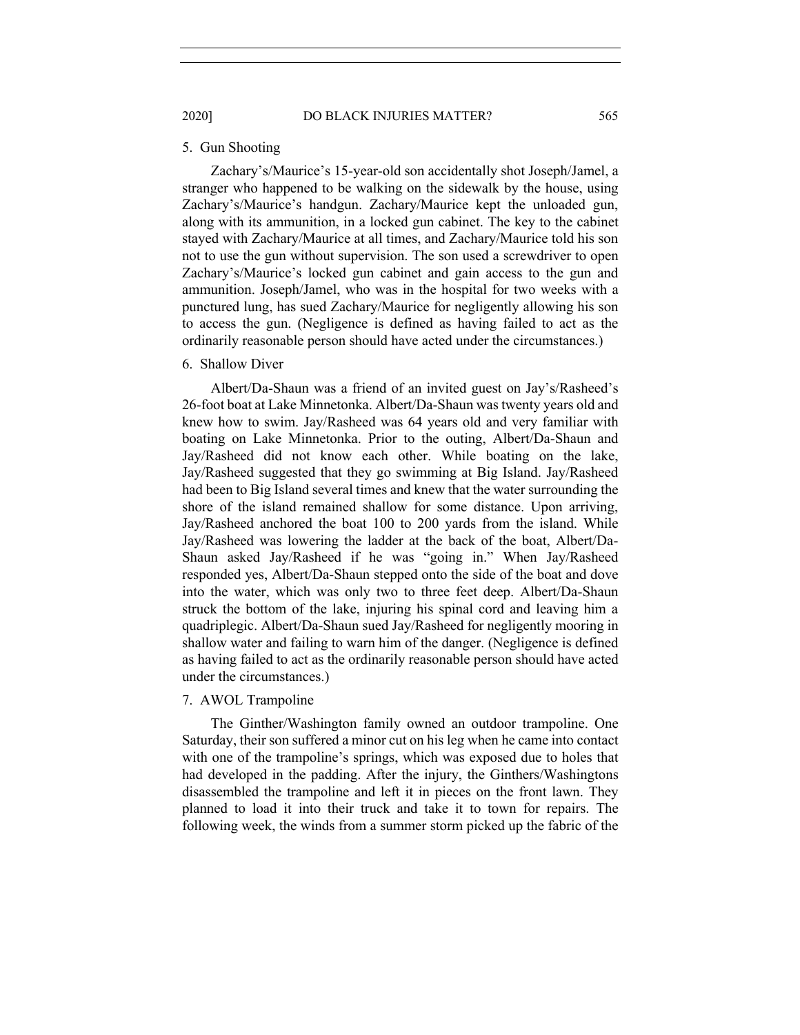### 5. Gun Shooting

Zachary's/Maurice's 15-year-old son accidentally shot Joseph/Jamel, a stranger who happened to be walking on the sidewalk by the house, using Zachary's/Maurice's handgun. Zachary/Maurice kept the unloaded gun, along with its ammunition, in a locked gun cabinet. The key to the cabinet stayed with Zachary/Maurice at all times, and Zachary/Maurice told his son not to use the gun without supervision. The son used a screwdriver to open Zachary's/Maurice's locked gun cabinet and gain access to the gun and ammunition. Joseph/Jamel, who was in the hospital for two weeks with a punctured lung, has sued Zachary/Maurice for negligently allowing his son to access the gun. (Negligence is defined as having failed to act as the ordinarily reasonable person should have acted under the circumstances.)

### 6. Shallow Diver

Albert/Da-Shaun was a friend of an invited guest on Jay's/Rasheed's 26-foot boat at Lake Minnetonka. Albert/Da-Shaun was twenty years old and knew how to swim. Jay/Rasheed was 64 years old and very familiar with boating on Lake Minnetonka. Prior to the outing, Albert/Da-Shaun and Jay/Rasheed did not know each other. While boating on the lake, Jay/Rasheed suggested that they go swimming at Big Island. Jay/Rasheed had been to Big Island several times and knew that the water surrounding the shore of the island remained shallow for some distance. Upon arriving, Jay/Rasheed anchored the boat 100 to 200 yards from the island. While Jay/Rasheed was lowering the ladder at the back of the boat, Albert/Da-Shaun asked Jay/Rasheed if he was "going in." When Jay/Rasheed responded yes, Albert/Da-Shaun stepped onto the side of the boat and dove into the water, which was only two to three feet deep. Albert/Da-Shaun struck the bottom of the lake, injuring his spinal cord and leaving him a quadriplegic. Albert/Da-Shaun sued Jay/Rasheed for negligently mooring in shallow water and failing to warn him of the danger. (Negligence is defined as having failed to act as the ordinarily reasonable person should have acted under the circumstances.)

### 7. AWOL Trampoline

The Ginther/Washington family owned an outdoor trampoline. One Saturday, their son suffered a minor cut on his leg when he came into contact with one of the trampoline's springs, which was exposed due to holes that had developed in the padding. After the injury, the Ginthers/Washingtons disassembled the trampoline and left it in pieces on the front lawn. They planned to load it into their truck and take it to town for repairs. The following week, the winds from a summer storm picked up the fabric of the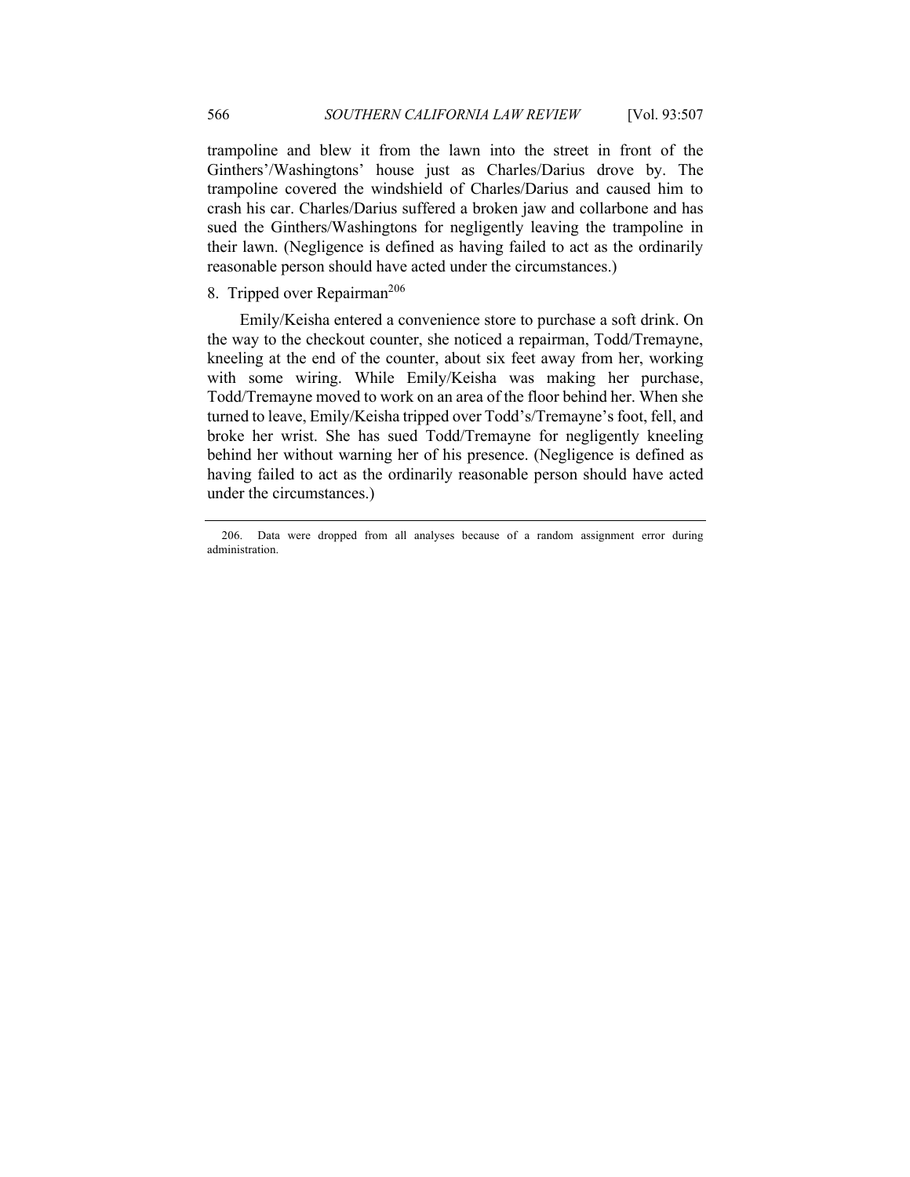trampoline and blew it from the lawn into the street in front of the Ginthers'/Washingtons' house just as Charles/Darius drove by. The trampoline covered the windshield of Charles/Darius and caused him to crash his car. Charles/Darius suffered a broken jaw and collarbone and has sued the Ginthers/Washingtons for negligently leaving the trampoline in their lawn. (Negligence is defined as having failed to act as the ordinarily reasonable person should have acted under the circumstances.)

8. Tripped over Repairman[206]

Emily/Keisha entered a convenience store to purchase a soft drink. On the way to the checkout counter, she noticed a repairman, Todd/Tremayne, kneeling at the end of the counter, about six feet away from her, working with some wiring. While Emily/Keisha was making her purchase, Todd/Tremayne moved to work on an area of the floor behind her. When she turned to leave, Emily/Keisha tripped over Todd's/Tremayne's foot, fell, and broke her wrist. She has sued Todd/Tremayne for negligently kneeling behind her without warning her of his presence. (Negligence is defined as having failed to act as the ordinarily reasonable person should have acted under the circumstances.)

---

206. Data were dropped from all analyses because of a random assignment error during administration.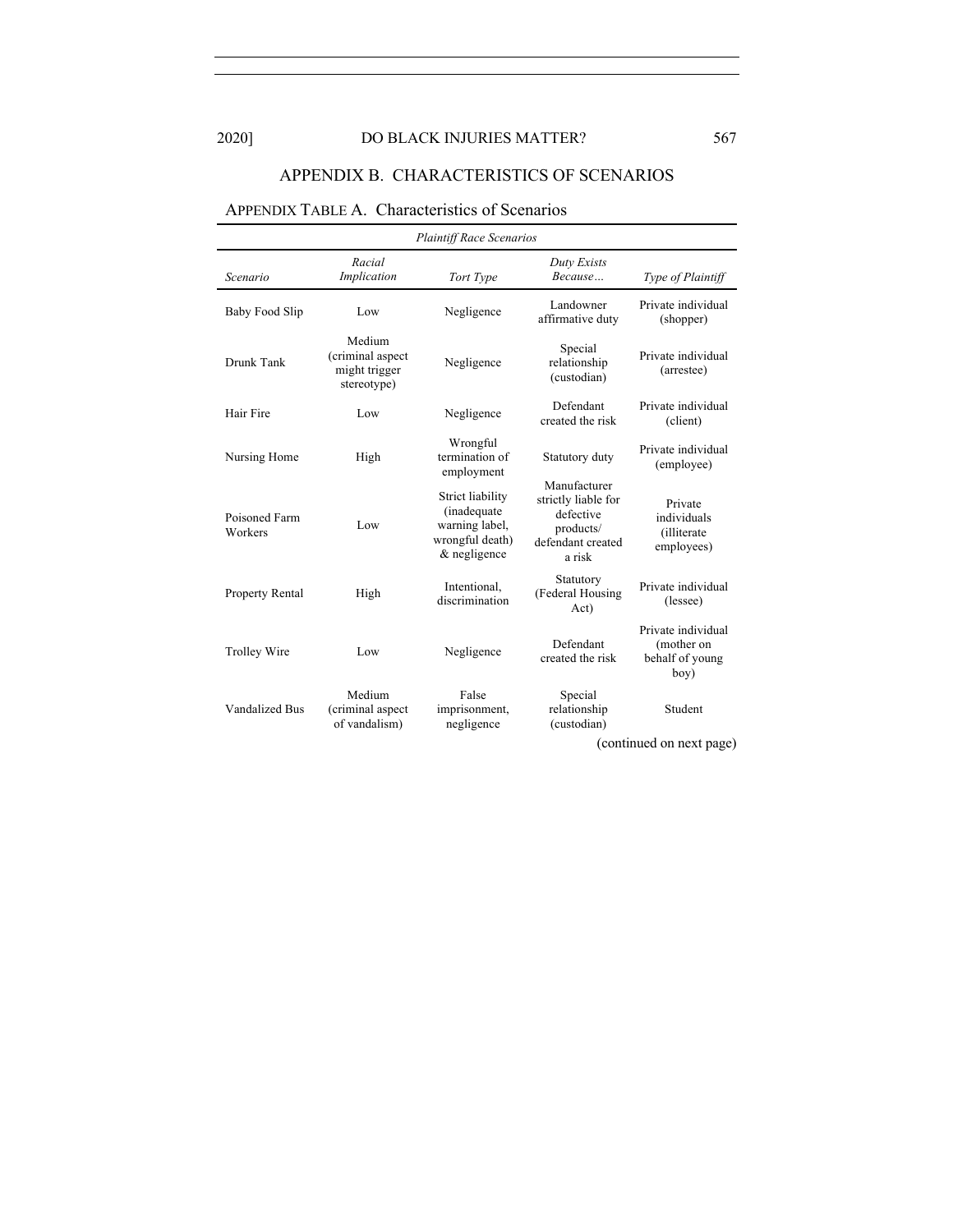## APPENDIX B. CHARACTERISTICS OF SCENARIOS

APPENDIX TABLE A. Characteristics of Scenarios

| *Plaintiff Race Scenarios* | | | | |
|---|---|---|---|---|
| *Scenario* | *Racial Implication* | *Tort Type* | *Duty Exists Because…* | *Type of Plaintiff* |
| Baby Food Slip | Low | Negligence | Landowner affirmative duty | Private individual (shopper) |
| Drunk Tank | Medium (criminal aspect might trigger stereotype) | Negligence | Special relationship (custodian) | Private individual (arrestee) |
| Hair Fire | Low | Negligence | Defendant created the risk | Private individual (client) |
| Nursing Home | High | Wrongful termination of employment | Statutory duty | Private individual (employee) |
| Poisoned Farm Workers | Low | Strict liability (inadequate warning label, wrongful death) & negligence | Manufacturer strictly liable for defective products/ defendant created a risk | Private individuals (illiterate employees) |
| Property Rental | High | Intentional, discrimination | Statutory (Federal Housing Act) | Private individual (lessee) |
| Trolley Wire | Low | Negligence | Defendant created the risk | Private individual (mother on behalf of young boy) |
| Vandalized Bus | Medium (criminal aspect of vandalism) | False imprisonment, negligence | Special relationship (custodian) | Student |

(continued on next page)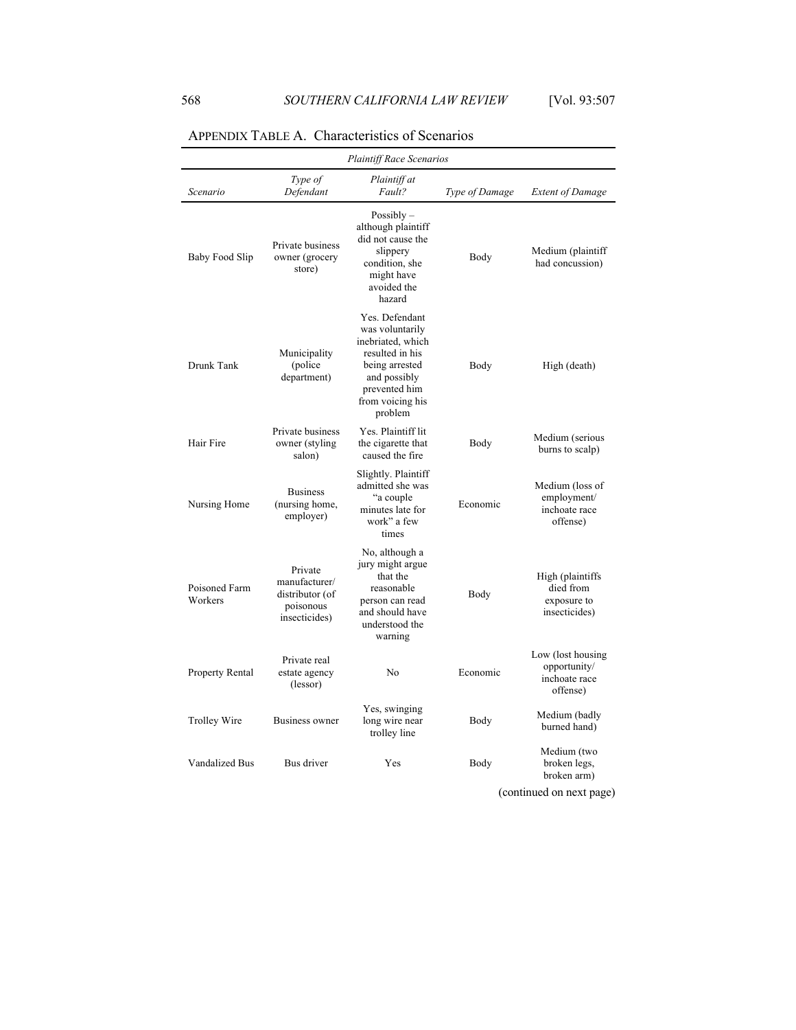Appendix Table A. Characteristics of Scenarios

| *Plaintiff Race Scenarios* | | | | |
|---|---|---|---|---|
| *Scenario* | *Type of Defendant* | *Plaintiff at Fault?* | *Type of Damage* | *Extent of Damage* |
| Baby Food Slip | Private business owner (grocery store) | Possibly – although plaintiff did not cause the slippery condition, she might have avoided the hazard | Body | Medium (plaintiff had concussion) |
| Drunk Tank | Municipality (police department) | Yes. Defendant was voluntarily inebriated, which resulted in his being arrested and possibly prevented him from voicing his problem | Body | High (death) |
| Hair Fire | Private business owner (styling salon) | Yes. Plaintiff lit the cigarette that caused the fire | Body | Medium (serious burns to scalp) |
| Nursing Home | Business (nursing home, employer) | Slightly. Plaintiff admitted she was "a couple minutes late for work" a few times | Economic | Medium (loss of employment/ inchoate race offense) |
| Poisoned Farm Workers | Private manufacturer/ distributor (of poisonous insecticides) | No, although a jury might argue that the reasonable person can read and should have understood the warning | Body | High (plaintiffs died from exposure to insecticides) |
| Property Rental | Private real estate agency (lessor) | No | Economic | Low (lost housing opportunity/ inchoate race offense) |
| Trolley Wire | Business owner | Yes, swinging long wire near trolley line | Body | Medium (badly burned hand) |
| Vandalized Bus | Bus driver | Yes | Body | Medium (two broken legs, broken arm) |

(continued on next page)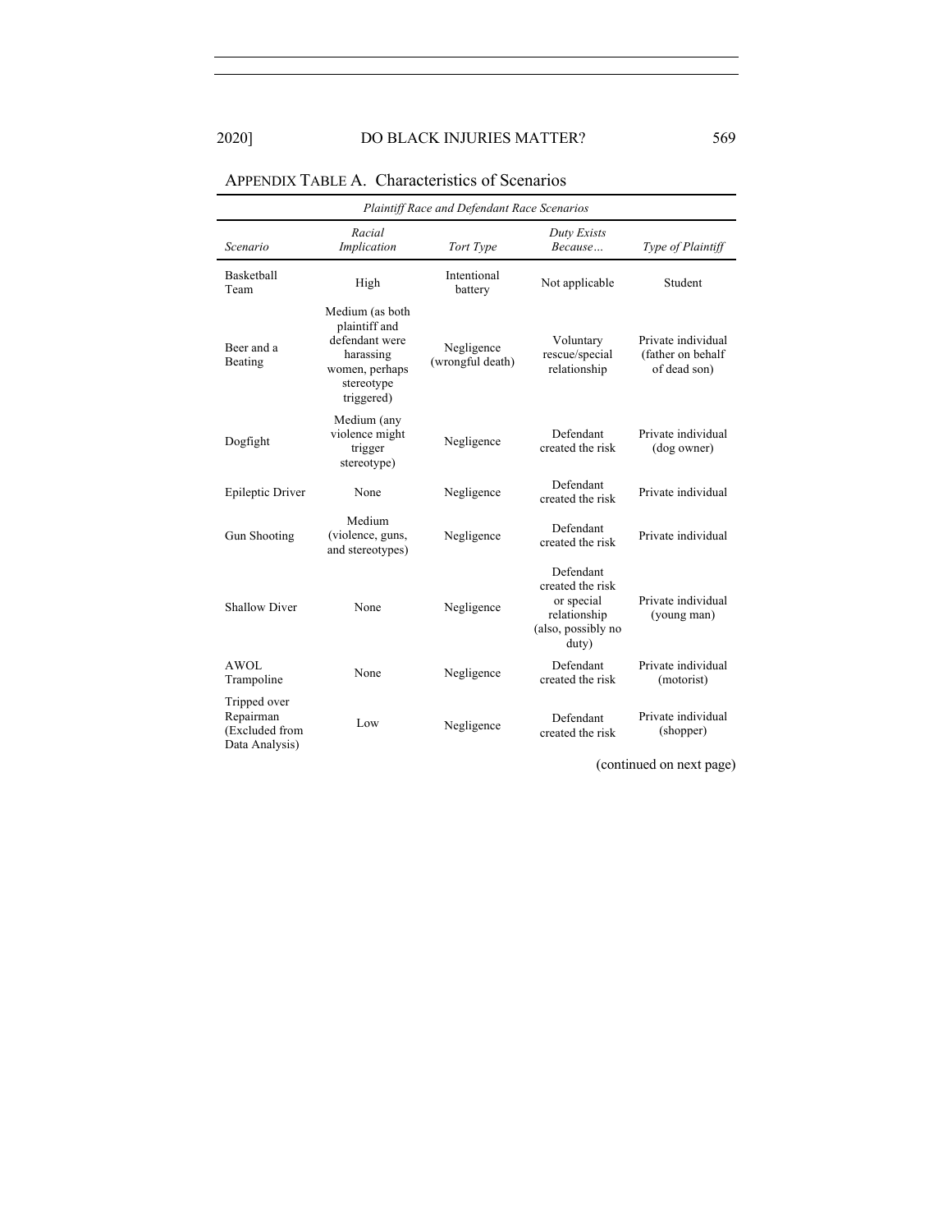APPENDIX TABLE A. Characteristics of Scenarios

| *Plaintiff Race and Defendant Race Scenarios* | | | | |
|---|---|---|---|---|
| *Scenario* | *Racial Implication* | *Tort Type* | *Duty Exists Because…* | *Type of Plaintiff* |
| Basketball Team | High | Intentional battery | Not applicable | Student |
| Beer and a Beating | Medium (as both plaintiff and defendant were harassing women, perhaps stereotype triggered) | Negligence (wrongful death) | Voluntary rescue/special relationship | Private individual (father on behalf of dead son) |
| Dogfight | Medium (any violence might trigger stereotype) | Negligence | Defendant created the risk | Private individual (dog owner) |
| Epileptic Driver | None | Negligence | Defendant created the risk | Private individual |
| Gun Shooting | Medium (violence, guns, and stereotypes) | Negligence | Defendant created the risk | Private individual |
| Shallow Diver | None | Negligence | Defendant created the risk or special relationship (also, possibly no duty) | Private individual (young man) |
| AWOL Trampoline | None | Negligence | Defendant created the risk | Private individual (motorist) |
| Tripped over Repairman (Excluded from Data Analysis) | Low | Negligence | Defendant created the risk | Private individual (shopper) |

(continued on next page)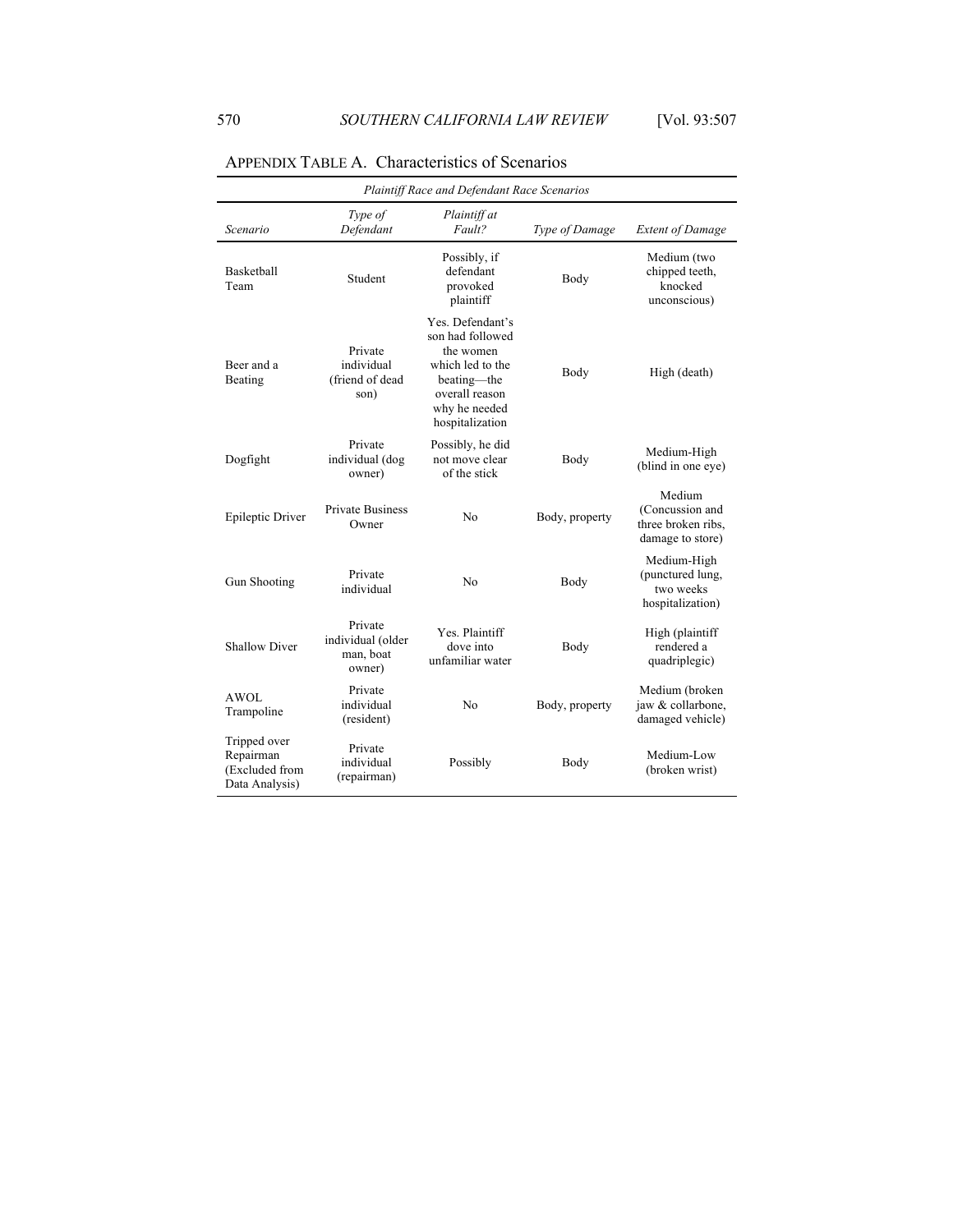APPENDIX TABLE A. Characteristics of Scenarios

| *Plaintiff Race and Defendant Race Scenarios* | | | | |
|---|---|---|---|---|
| *Scenario* | *Type of Defendant* | *Plaintiff at Fault?* | *Type of Damage* | *Extent of Damage* |
| Basketball Team | Student | Possibly, if defendant provoked plaintiff | Body | Medium (two chipped teeth, knocked unconscious) |
| Beer and a Beating | Private individual (friend of dead son) | Yes. Defendant's son had followed the women which led to the beating—the overall reason why he needed hospitalization | Body | High (death) |
| Dogfight | Private individual (dog owner) | Possibly, he did not move clear of the stick | Body | Medium-High (blind in one eye) |
| Epileptic Driver | Private Business Owner | No | Body, property | Medium (Concussion and three broken ribs, damage to store) |
| Gun Shooting | Private individual | No | Body | Medium-High (punctured lung, two weeks hospitalization) |
| Shallow Diver | Private individual (older man, boat owner) | Yes. Plaintiff dove into unfamiliar water | Body | High (plaintiff rendered a quadriplegic) |
| AWOL Trampoline | Private individual (resident) | No | Body, property | Medium (broken jaw & collarbone, damaged vehicle) |
| Tripped over Repairman (Excluded from Data Analysis) | Private individual (repairman) | Possibly | Body | Medium-Low (broken wrist) |